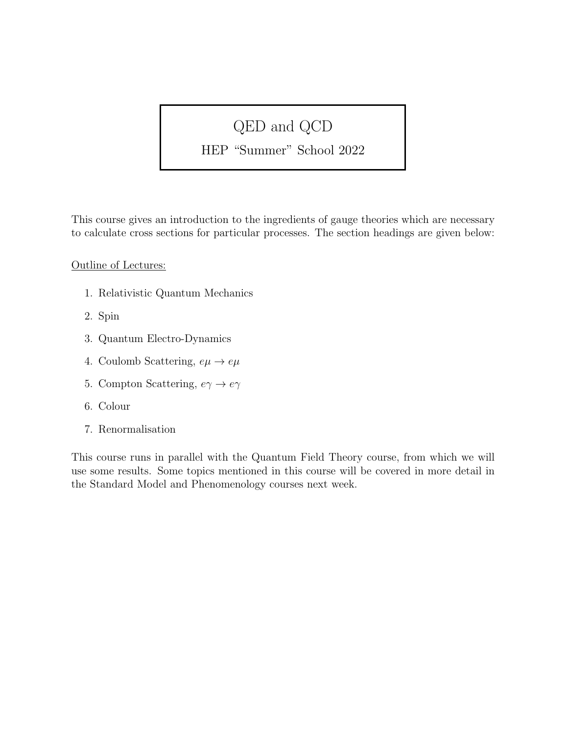# QED and QCD

## HEP "Summer" School 2022

This course gives an introduction to the ingredients of gauge theories which are necessary to calculate cross sections for particular processes. The section headings are given below:

Outline of Lectures:

1. Relativistic Quantum Mechanics
2. Spin
3. Quantum Electro-Dynamics
4. Coulomb Scattering, $e\mu \to e\mu$
5. Compton Scattering, $e\gamma \to e\gamma$
6. Colour
7. Renormalisation

This course runs in parallel with the Quantum Field Theory course, from which we will use some results. Some topics mentioned in this course will be covered in more detail in the Standard Model and Phenomenology courses next week.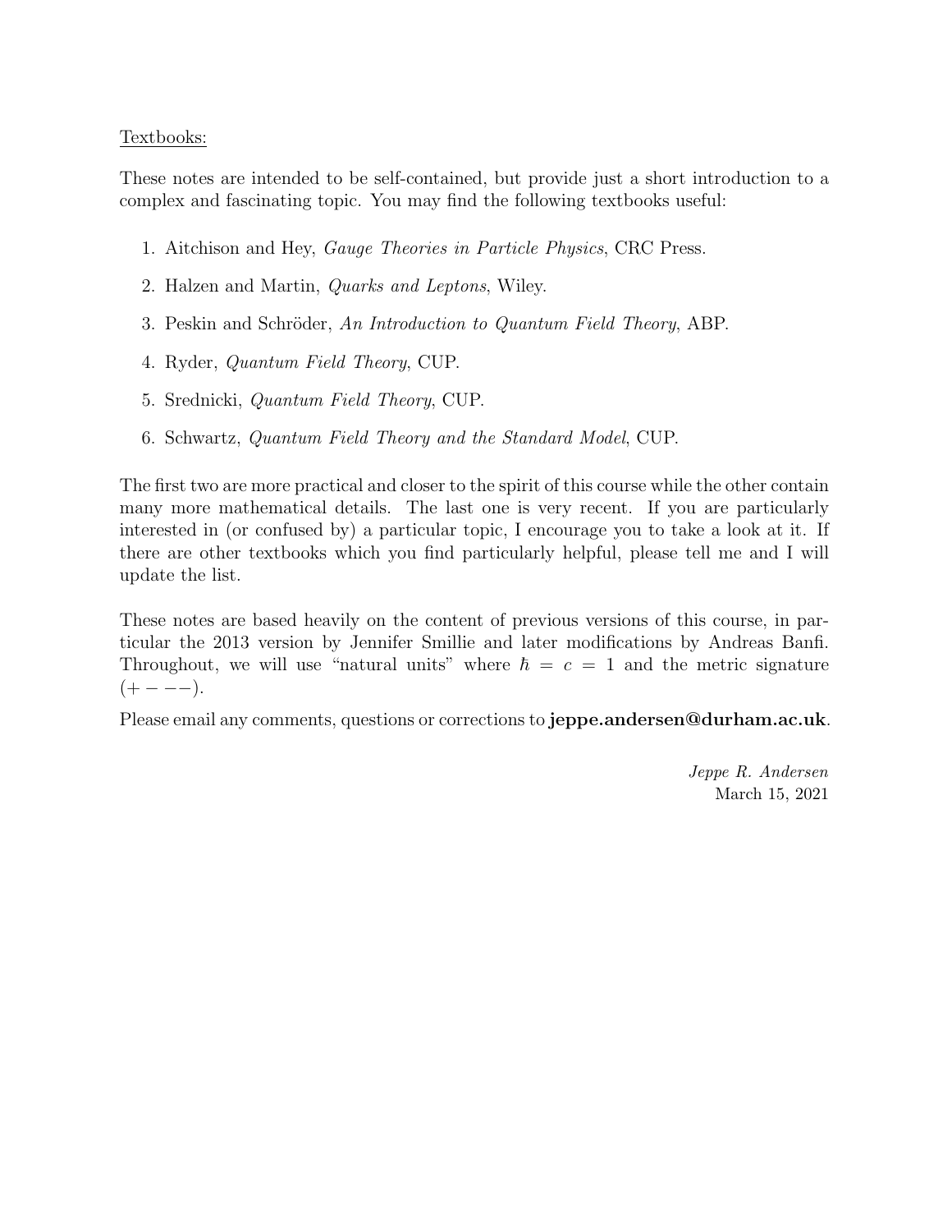Textbooks:

These notes are intended to be self-contained, but provide just a short introduction to a complex and fascinating topic. You may find the following textbooks useful:

1. Aitchison and Hey, *Gauge Theories in Particle Physics*, CRC Press.
2. Halzen and Martin, *Quarks and Leptons*, Wiley.
3. Peskin and Schröder, *An Introduction to Quantum Field Theory*, ABP.
4. Ryder, *Quantum Field Theory*, CUP.
5. Srednicki, *Quantum Field Theory*, CUP.
6. Schwartz, *Quantum Field Theory and the Standard Model*, CUP.

The first two are more practical and closer to the spirit of this course while the other contain many more mathematical details. The last one is very recent. If you are particularly interested in (or confused by) a particular topic, I encourage you to take a look at it. If there are other textbooks which you find particularly helpful, please tell me and I will update the list.

These notes are based heavily on the content of previous versions of this course, in particular the 2013 version by Jennifer Smillie and later modifications by Andreas Banfi. Throughout, we will use "natural units" where $\hbar = c = 1$ and the metric signature $(+ - - -)$.

Please email any comments, questions or corrections to **jeppe.andersen@durham.ac.uk**.

*Jeppe R. Andersen*
March 15, 2021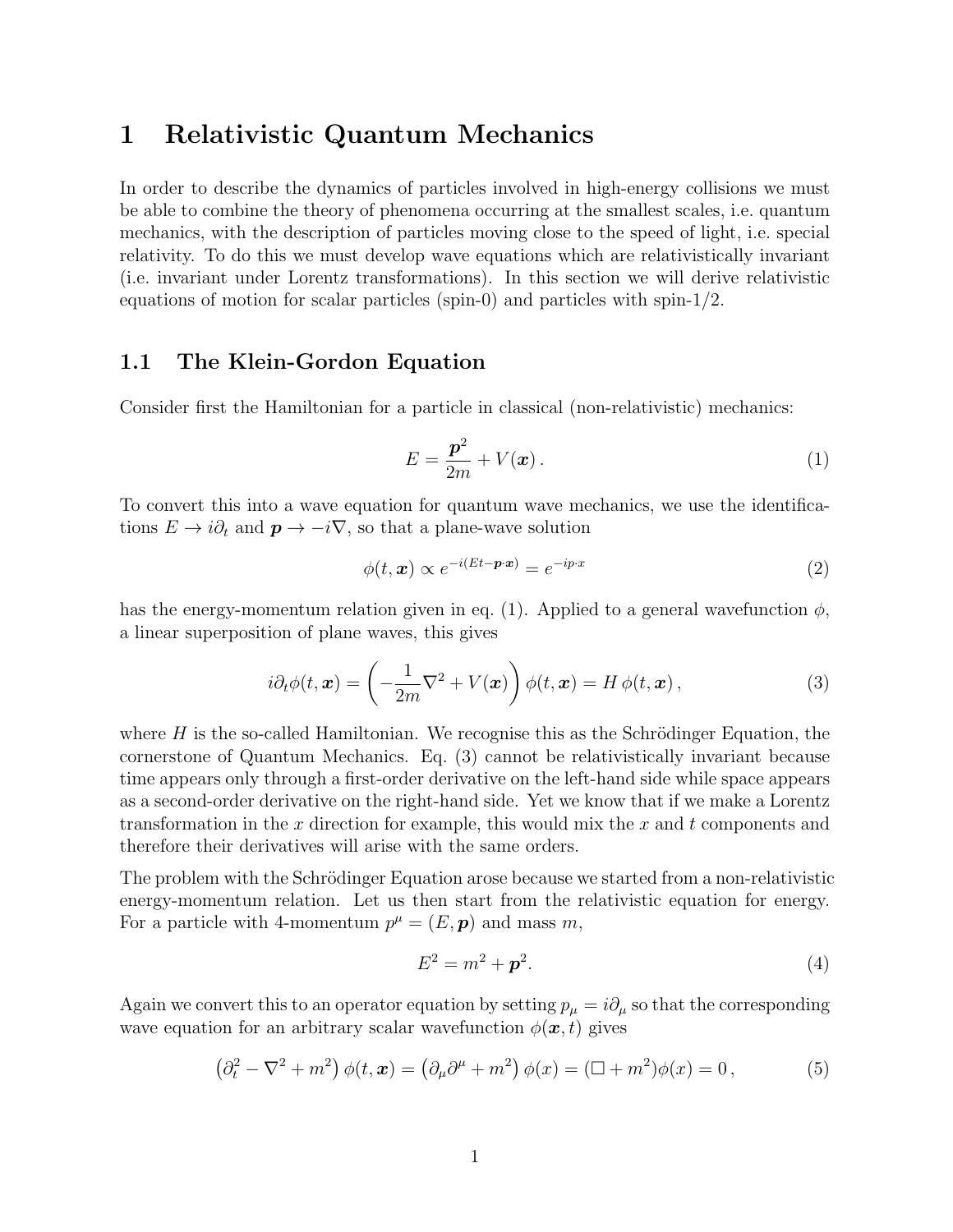# 1 Relativistic Quantum Mechanics

In order to describe the dynamics of particles involved in high-energy collisions we must be able to combine the theory of phenomena occurring at the smallest scales, i.e. quantum mechanics, with the description of particles moving close to the speed of light, i.e. special relativity. To do this we must develop wave equations which are relativistically invariant (i.e. invariant under Lorentz transformations). In this section we will derive relativistic equations of motion for scalar particles (spin-0) and particles with spin-1/2.

## 1.1 The Klein-Gordon Equation

Consider first the Hamiltonian for a particle in classical (non-relativistic) mechanics:

$$E = \frac{\boldsymbol{p}^2}{2m} + V(\boldsymbol{x})\,. \tag{1}$$

To convert this into a wave equation for quantum wave mechanics, we use the identifications $E \to i\partial_t$ and $\boldsymbol{p} \to -i\nabla$, so that a plane-wave solution

$$\phi(t, \boldsymbol{x}) \propto e^{-i(Et - \boldsymbol{p}\cdot\boldsymbol{x})} = e^{-ip\cdot x} \tag{2}$$

has the energy-momentum relation given in eq. (1). Applied to a general wavefunction $\phi$, a linear superposition of plane waves, this gives

$$i\partial_t \phi(t, \boldsymbol{x}) = \left(-\frac{1}{2m}\nabla^2 + V(\boldsymbol{x})\right)\phi(t, \boldsymbol{x}) = H\,\phi(t, \boldsymbol{x})\,, \tag{3}$$

where $H$ is the so-called Hamiltonian. We recognise this as the Schrödinger Equation, the cornerstone of Quantum Mechanics. Eq. (3) cannot be relativistically invariant because time appears only through a first-order derivative on the left-hand side while space appears as a second-order derivative on the right-hand side. Yet we know that if we make a Lorentz transformation in the $x$ direction for example, this would mix the $x$ and $t$ components and therefore their derivatives will arise with the same orders.

The problem with the Schrödinger Equation arose because we started from a non-relativistic energy-momentum relation. Let us then start from the relativistic equation for energy. For a particle with 4-momentum $p^\mu = (E, \boldsymbol{p})$ and mass $m$,

$$E^2 = m^2 + \boldsymbol{p}^2. \tag{4}$$

Again we convert this to an operator equation by setting $p_\mu = i\partial_\mu$ so that the corresponding wave equation for an arbitrary scalar wavefunction $\phi(\boldsymbol{x}, t)$ gives

$$\left(\partial_t^2 - \nabla^2 + m^2\right)\phi(t, \boldsymbol{x}) = \left(\partial_\mu \partial^\mu + m^2\right)\phi(x) = (\Box + m^2)\phi(x) = 0\,, \tag{5}$$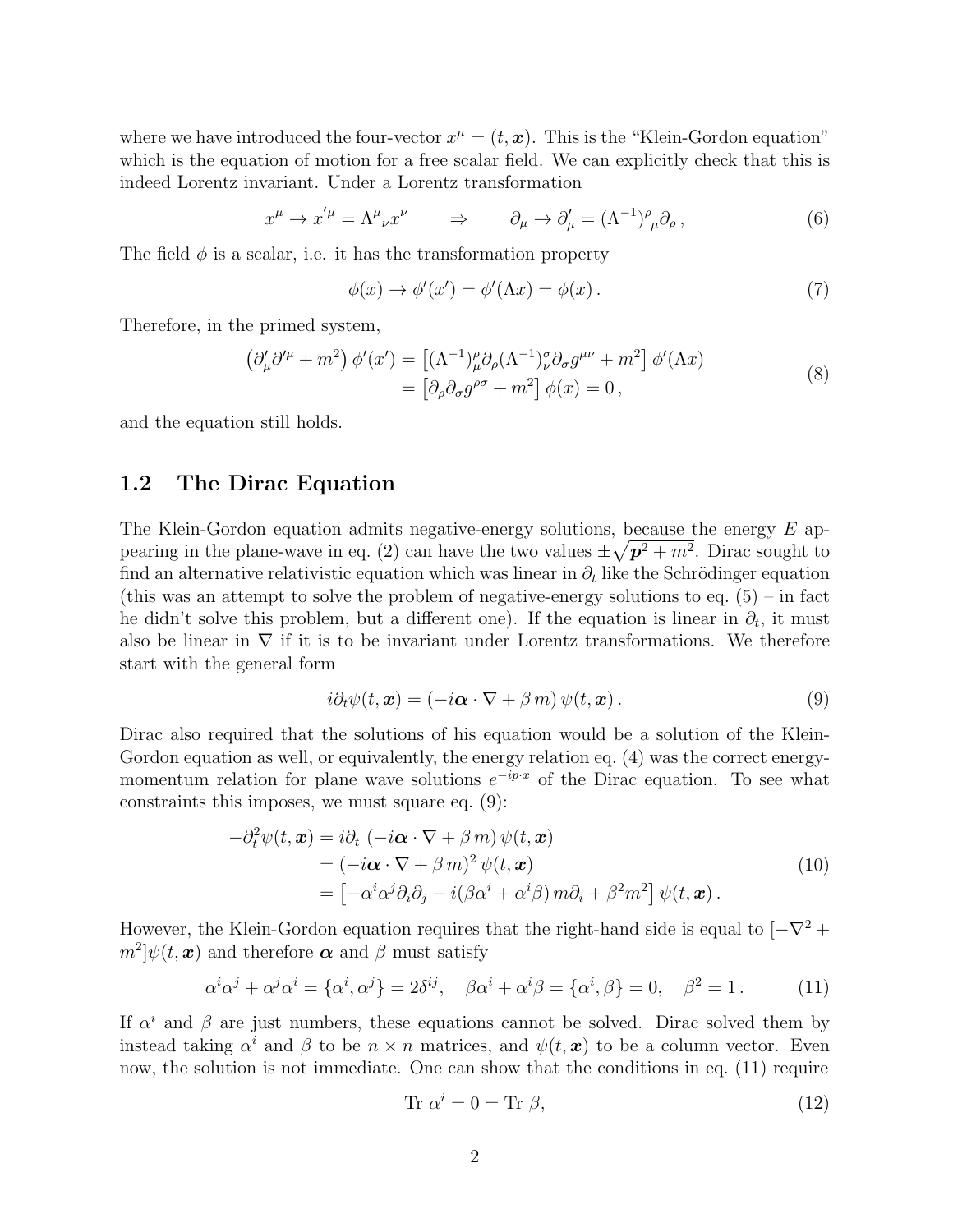where we have introduced the four-vector $x^\mu = (t, \boldsymbol{x})$. This is the "Klein-Gordon equation" which is the equation of motion for a free scalar field. We can explicitly check that this is indeed Lorentz invariant. Under a Lorentz transformation

$$x^\mu \to x^{'\mu} = \Lambda^\mu{}_\nu x^\nu \qquad \Rightarrow \qquad \partial_\mu \to \partial'_\mu = (\Lambda^{-1})^\rho{}_\mu \partial_\rho \,, \tag{6}$$

The field $\phi$ is a scalar, i.e. it has the transformation property

$$\phi(x) \to \phi'(x') = \phi'(\Lambda x) = \phi(x) \,. \tag{7}$$

Therefore, in the primed system,

$$\begin{aligned} \left(\partial'_\mu \partial'^\mu + m^2\right) \phi'(x') &= \left[(\Lambda^{-1})^\rho_\mu \partial_\rho (\Lambda^{-1})^\sigma_\nu \partial_\sigma g^{\mu\nu} + m^2\right] \phi'(\Lambda x) \\ &= \left[\partial_\rho \partial_\sigma g^{\rho\sigma} + m^2\right] \phi(x) = 0 \,, \end{aligned} \tag{8}$$

and the equation still holds.

## 1.2 The Dirac Equation

The Klein-Gordon equation admits negative-energy solutions, because the energy $E$ appearing in the plane-wave in eq. (2) can have the two values $\pm\sqrt{\boldsymbol{p}^2 + m^2}$. Dirac sought to find an alternative relativistic equation which was linear in $\partial_t$ like the Schrödinger equation (this was an attempt to solve the problem of negative-energy solutions to eq. (5) – in fact he didn't solve this problem, but a different one). If the equation is linear in $\partial_t$, it must also be linear in $\nabla$ if it is to be invariant under Lorentz transformations. We therefore start with the general form

$$i\partial_t \psi(t, \boldsymbol{x}) = \left(-i\boldsymbol{\alpha} \cdot \nabla + \beta\, m\right) \psi(t, \boldsymbol{x}) \,. \tag{9}$$

Dirac also required that the solutions of his equation would be a solution of the Klein-Gordon equation as well, or equivalently, the energy relation eq. (4) was the correct energy-momentum relation for plane wave solutions $e^{-ip\cdot x}$ of the Dirac equation. To see what constraints this imposes, we must square eq. (9):

$$\begin{aligned} -\partial_t^2 \psi(t, \boldsymbol{x}) &= i\partial_t \left(-i\boldsymbol{\alpha} \cdot \nabla + \beta\, m\right) \psi(t, \boldsymbol{x}) \\ &= \left(-i\boldsymbol{\alpha} \cdot \nabla + \beta\, m\right)^2 \psi(t, \boldsymbol{x}) \\ &= \left[-\alpha^i \alpha^j \partial_i \partial_j - i(\beta\alpha^i + \alpha^i \beta)\, m \partial_i + \beta^2 m^2\right] \psi(t, \boldsymbol{x}) \,. \end{aligned} \tag{10}$$

However, the Klein-Gordon equation requires that the right-hand side is equal to $[-\nabla^2 + m^2]\psi(t, \boldsymbol{x})$ and therefore $\boldsymbol{\alpha}$ and $\beta$ must satisfy

$$\alpha^i \alpha^j + \alpha^j \alpha^i = \{\alpha^i, \alpha^j\} = 2\delta^{ij}, \quad \beta\alpha^i + \alpha^i\beta = \{\alpha^i, \beta\} = 0, \quad \beta^2 = 1 \,. \tag{11}$$

If $\alpha^i$ and $\beta$ are just numbers, these equations cannot be solved. Dirac solved them by instead taking $\alpha^i$ and $\beta$ to be $n \times n$ matrices, and $\psi(t, \boldsymbol{x})$ to be a column vector. Even now, the solution is not immediate. One can show that the conditions in eq. (11) require

$$\text{Tr } \alpha^i = 0 = \text{Tr } \beta, \tag{12}$$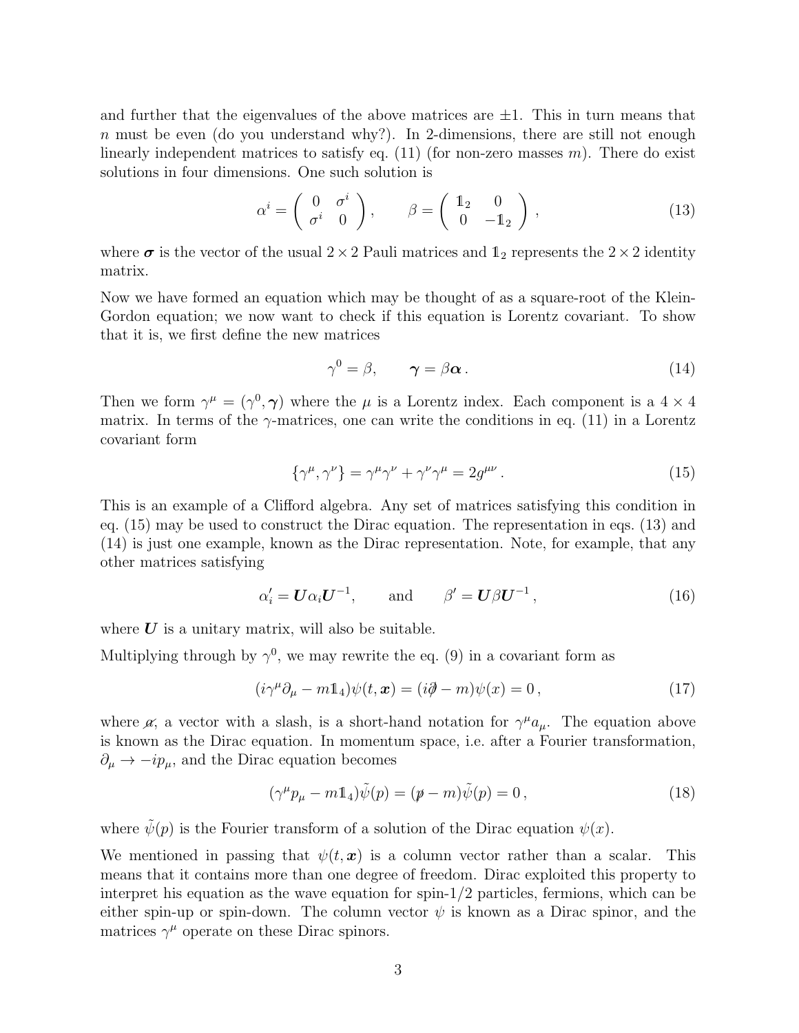and further that the eigenvalues of the above matrices are $\pm 1$. This in turn means that $n$ must be even (do you understand why?). In 2-dimensions, there are still not enough linearly independent matrices to satisfy eq. (11) (for non-zero masses $m$). There do exist solutions in four dimensions. One such solution is

$$\alpha^i = \begin{pmatrix} 0 & \sigma^i \\ \sigma^i & 0 \end{pmatrix}, \qquad \beta = \begin{pmatrix} \mathbb{1}_2 & 0 \\ 0 & -\mathbb{1}_2 \end{pmatrix}, \tag{13}$$

where $\boldsymbol{\sigma}$ is the vector of the usual $2 \times 2$ Pauli matrices and $\mathbb{1}_2$ represents the $2 \times 2$ identity matrix.

Now we have formed an equation which may be thought of as a square-root of the Klein-Gordon equation; we now want to check if this equation is Lorentz covariant. To show that it is, we first define the new matrices

$$\gamma^0 = \beta, \qquad \boldsymbol{\gamma} = \beta \boldsymbol{\alpha}. \tag{14}$$

Then we form $\gamma^\mu = (\gamma^0, \boldsymbol{\gamma})$ where the $\mu$ is a Lorentz index. Each component is a $4 \times 4$ matrix. In terms of the $\gamma$-matrices, one can write the conditions in eq. (11) in a Lorentz covariant form

$$\{\gamma^\mu, \gamma^\nu\} = \gamma^\mu \gamma^\nu + \gamma^\nu \gamma^\mu = 2g^{\mu\nu}. \tag{15}$$

This is an example of a Clifford algebra. Any set of matrices satisfying this condition in eq. (15) may be used to construct the Dirac equation. The representation in eqs. (13) and (14) is just one example, known as the Dirac representation. Note, for example, that any other matrices satisfying

$$\alpha_i' = \boldsymbol{U} \alpha_i \boldsymbol{U}^{-1}, \qquad \text{and} \qquad \beta' = \boldsymbol{U} \beta \boldsymbol{U}^{-1}, \tag{16}$$

where $\boldsymbol{U}$ is a unitary matrix, will also be suitable.

Multiplying through by $\gamma^0$, we may rewrite the eq. (9) in a covariant form as

$$(i\gamma^\mu \partial_\mu - m\mathbb{1}_4)\psi(t, \boldsymbol{x}) = (i\not{\partial} - m)\psi(x) = 0, \tag{17}$$

where $\not{a}$, a vector with a slash, is a short-hand notation for $\gamma^\mu a_\mu$. The equation above is known as the Dirac equation. In momentum space, i.e. after a Fourier transformation, $\partial_\mu \to -ip_\mu$, and the Dirac equation becomes

$$(\gamma^\mu p_\mu - m\mathbb{1}_4)\tilde{\psi}(p) = (\not{p} - m)\tilde{\psi}(p) = 0, \tag{18}$$

where $\tilde{\psi}(p)$ is the Fourier transform of a solution of the Dirac equation $\psi(x)$.

We mentioned in passing that $\psi(t, \boldsymbol{x})$ is a column vector rather than a scalar. This means that it contains more than one degree of freedom. Dirac exploited this property to interpret his equation as the wave equation for spin-1/2 particles, fermions, which can be either spin-up or spin-down. The column vector $\psi$ is known as a Dirac spinor, and the matrices $\gamma^\mu$ operate on these Dirac spinors.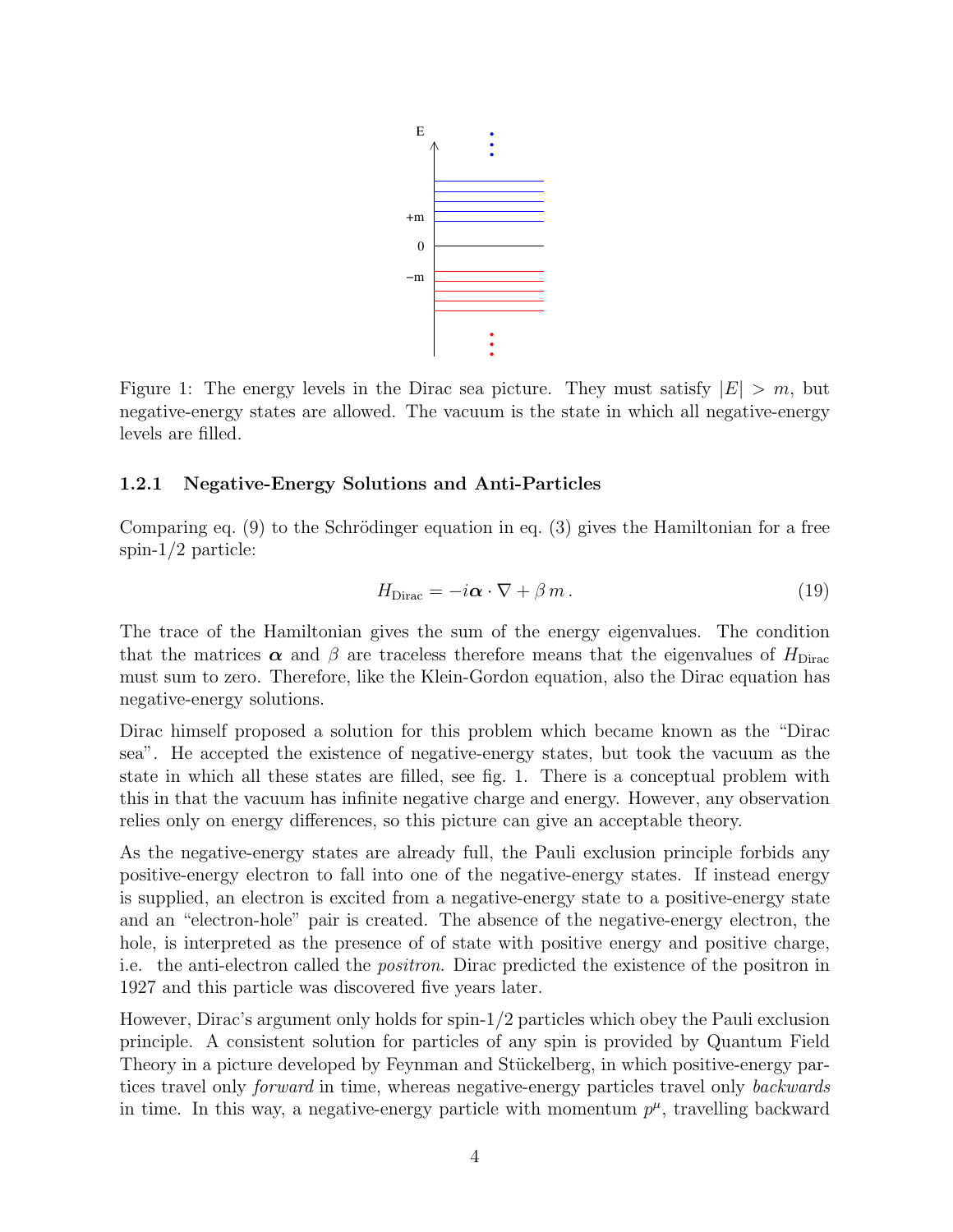Figure 1: The energy levels in the Dirac sea picture. They must satisfy $|E| > m$, but negative-energy states are allowed. The vacuum is the state in which all negative-energy levels are filled.

### 1.2.1 Negative-Energy Solutions and Anti-Particles

Comparing eq. (9) to the Schrödinger equation in eq. (3) gives the Hamiltonian for a free spin-1/2 particle:

$$H_{\text{Dirac}} = -i\boldsymbol{\alpha} \cdot \nabla + \beta\, m\,. \tag{19}$$

The trace of the Hamiltonian gives the sum of the energy eigenvalues. The condition that the matrices $\boldsymbol{\alpha}$ and $\beta$ are traceless therefore means that the eigenvalues of $H_{\text{Dirac}}$ must sum to zero. Therefore, like the Klein-Gordon equation, also the Dirac equation has negative-energy solutions.

Dirac himself proposed a solution for this problem which became known as the "Dirac sea". He accepted the existence of negative-energy states, but took the vacuum as the state in which all these states are filled, see fig. 1. There is a conceptual problem with this in that the vacuum has infinite negative charge and energy. However, any observation relies only on energy differences, so this picture can give an acceptable theory.

As the negative-energy states are already full, the Pauli exclusion principle forbids any positive-energy electron to fall into one of the negative-energy states. If instead energy is supplied, an electron is excited from a negative-energy state to a positive-energy state and an "electron-hole" pair is created. The absence of the negative-energy electron, the hole, is interpreted as the presence of of state with positive energy and positive charge, i.e. the anti-electron called the *positron*. Dirac predicted the existence of the positron in 1927 and this particle was discovered five years later.

However, Dirac's argument only holds for spin-1/2 particles which obey the Pauli exclusion principle. A consistent solution for particles of any spin is provided by Quantum Field Theory in a picture developed by Feynman and Stückelberg, in which positive-energy partices travel only *forward* in time, whereas negative-energy particles travel only *backwards* in time. In this way, a negative-energy particle with momentum $p^\mu$, travelling backward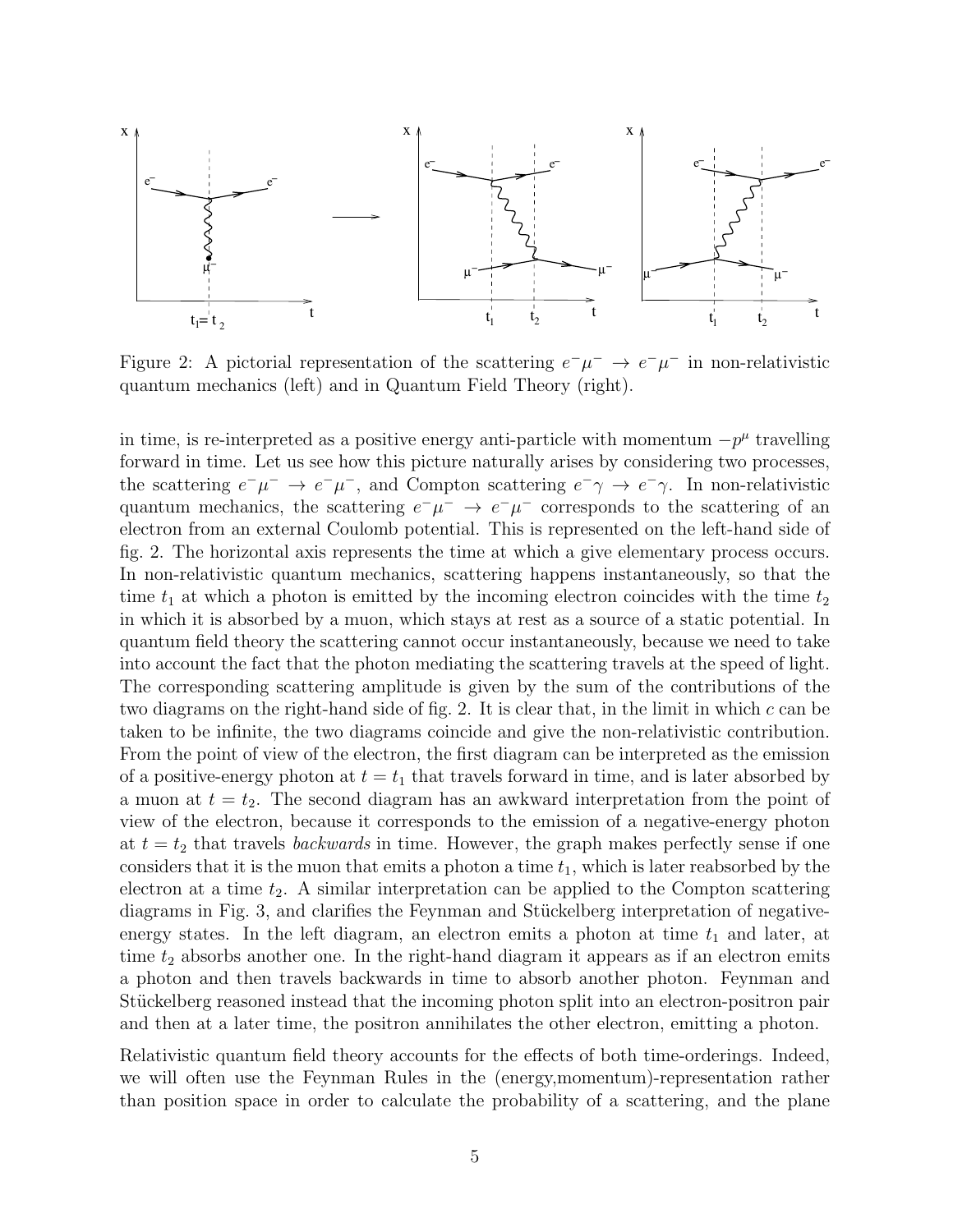Figure 2: A pictorial representation of the scattering $e^- \mu^- \to e^- \mu^-$ in non-relativistic quantum mechanics (left) and in Quantum Field Theory (right).

in time, is re-interpreted as a positive energy anti-particle with momentum $-p^\mu$ travelling forward in time. Let us see how this picture naturally arises by considering two processes, the scattering $e^- \mu^- \to e^- \mu^-$, and Compton scattering $e^- \gamma \to e^- \gamma$. In non-relativistic quantum mechanics, the scattering $e^- \mu^- \to e^- \mu^-$ corresponds to the scattering of an electron from an external Coulomb potential. This is represented on the left-hand side of fig. 2. The horizontal axis represents the time at which a give elementary process occurs. In non-relativistic quantum mechanics, scattering happens instantaneously, so that the time $t_1$ at which a photon is emitted by the incoming electron coincides with the time $t_2$ in which it is absorbed by a muon, which stays at rest as a source of a static potential. In quantum field theory the scattering cannot occur instantaneously, because we need to take into account the fact that the photon mediating the scattering travels at the speed of light. The corresponding scattering amplitude is given by the sum of the contributions of the two diagrams on the right-hand side of fig. 2. It is clear that, in the limit in which $c$ can be taken to be infinite, the two diagrams coincide and give the non-relativistic contribution. From the point of view of the electron, the first diagram can be interpreted as the emission of a positive-energy photon at $t = t_1$ that travels forward in time, and is later absorbed by a muon at $t = t_2$. The second diagram has an awkward interpretation from the point of view of the electron, because it corresponds to the emission of a negative-energy photon at $t = t_2$ that travels *backwards* in time. However, the graph makes perfectly sense if one considers that it is the muon that emits a photon a time $t_1$, which is later reabsorbed by the electron at a time $t_2$. A similar interpretation can be applied to the Compton scattering diagrams in Fig. 3, and clarifies the Feynman and Stückelberg interpretation of negative-energy states. In the left diagram, an electron emits a photon at time $t_1$ and later, at time $t_2$ absorbs another one. In the right-hand diagram it appears as if an electron emits a photon and then travels backwards in time to absorb another photon. Feynman and Stückelberg reasoned instead that the incoming photon split into an electron-positron pair and then at a later time, the positron annihilates the other electron, emitting a photon.

Relativistic quantum field theory accounts for the effects of both time-orderings. Indeed, we will often use the Feynman Rules in the (energy,momentum)-representation rather than position space in order to calculate the probability of a scattering, and the plane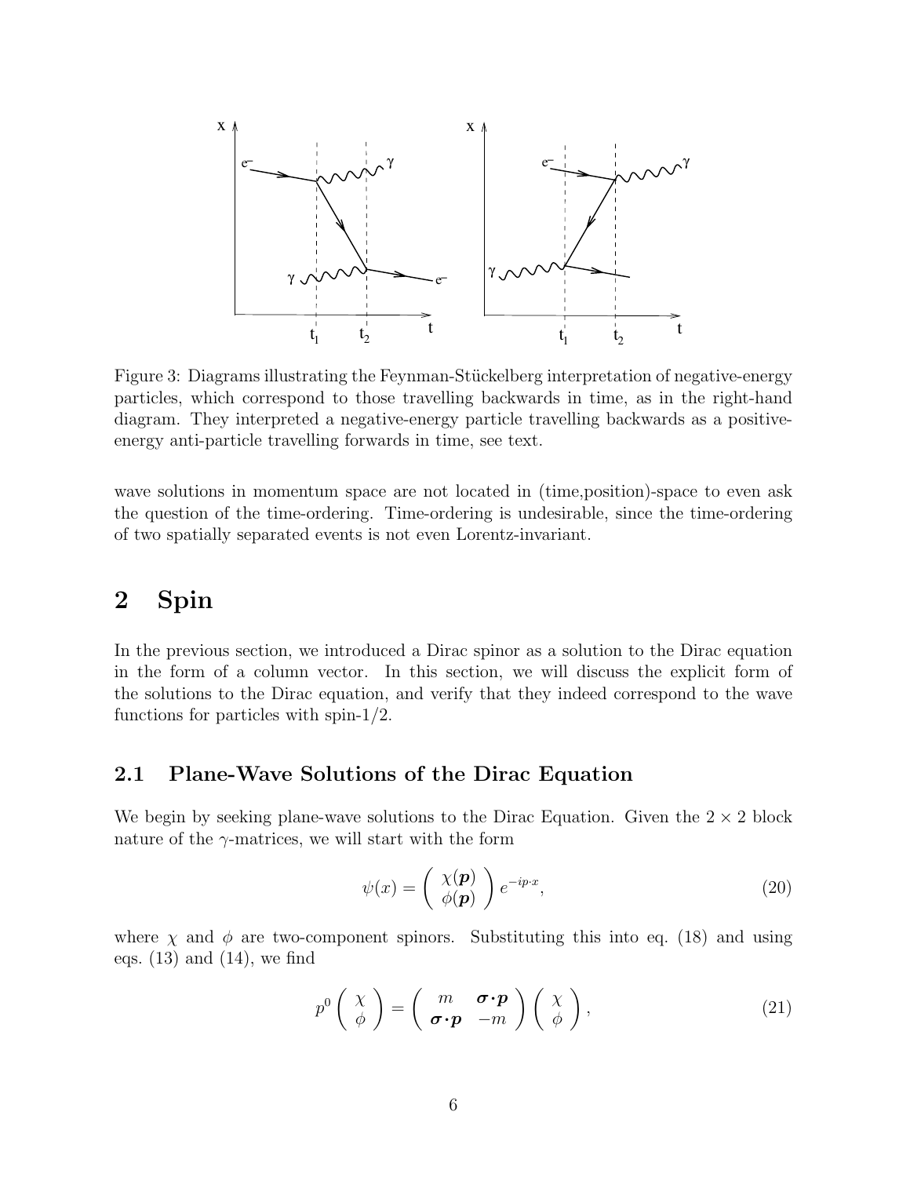Figure 3: Diagrams illustrating the Feynman-Stückelberg interpretation of negative-energy particles, which correspond to those travelling backwards in time, as in the right-hand diagram. They interpreted a negative-energy particle travelling backwards as a positive-energy anti-particle travelling forwards in time, see text.

wave solutions in momentum space are not located in (time,position)-space to even ask the question of the time-ordering. Time-ordering is undesirable, since the time-ordering of two spatially separated events is not even Lorentz-invariant.

# 2 Spin

In the previous section, we introduced a Dirac spinor as a solution to the Dirac equation in the form of a column vector. In this section, we will discuss the explicit form of the solutions to the Dirac equation, and verify that they indeed correspond to the wave functions for particles with spin-1/2.

## 2.1 Plane-Wave Solutions of the Dirac Equation

We begin by seeking plane-wave solutions to the Dirac Equation. Given the $2 \times 2$ block nature of the $\gamma$-matrices, we will start with the form

$$\psi(x) = \begin{pmatrix} \chi(\boldsymbol{p}) \\ \phi(\boldsymbol{p}) \end{pmatrix} e^{-ip\cdot x}, \tag{20}$$

where $\chi$ and $\phi$ are two-component spinors. Substituting this into eq. (18) and using eqs. (13) and (14), we find

$$p^0 \begin{pmatrix} \chi \\ \phi \end{pmatrix} = \begin{pmatrix} m & \boldsymbol{\sigma}\cdot\boldsymbol{p} \\ \boldsymbol{\sigma}\cdot\boldsymbol{p} & -m \end{pmatrix} \begin{pmatrix} \chi \\ \phi \end{pmatrix}, \tag{21}$$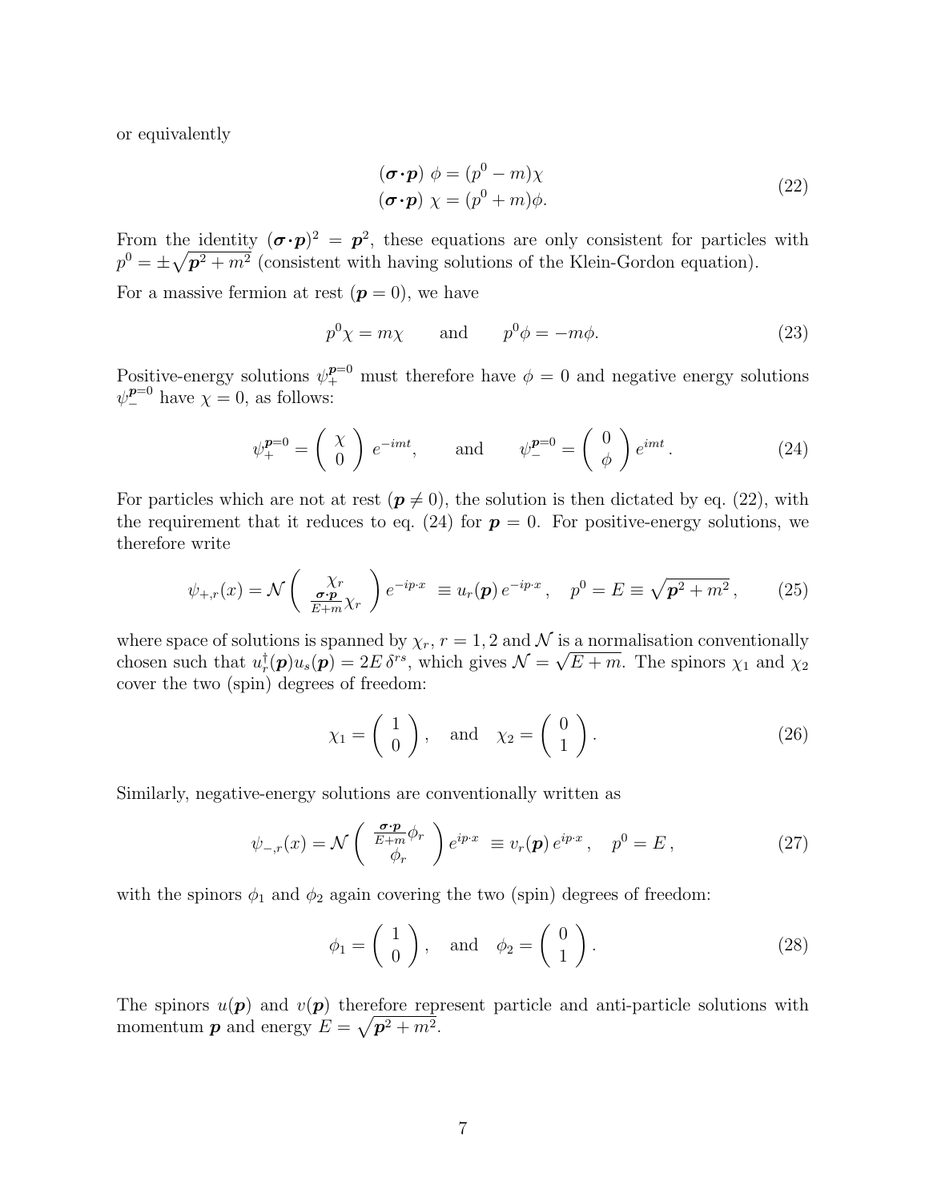or equivalently

$$
\begin{aligned}
(\boldsymbol{\sigma}\cdot\boldsymbol{p})\ \phi &= (p^0 - m)\chi \\
(\boldsymbol{\sigma}\cdot\boldsymbol{p})\ \chi &= (p^0 + m)\phi.
\end{aligned}
\tag{22}
$$

From the identity $(\boldsymbol{\sigma}\cdot\boldsymbol{p})^2 = \boldsymbol{p}^2$, these equations are only consistent for particles with $p^0 = \pm\sqrt{\boldsymbol{p}^2 + m^2}$ (consistent with having solutions of the Klein-Gordon equation).

For a massive fermion at rest ($\boldsymbol{p} = 0$), we have

$$
p^0\chi = m\chi \qquad \text{and} \qquad p^0\phi = -m\phi. \tag{23}
$$

Positive-energy solutions $\psi_+^{\boldsymbol{p}=0}$ must therefore have $\phi = 0$ and negative energy solutions $\psi_-^{\boldsymbol{p}=0}$ have $\chi = 0$, as follows:

$$
\psi_+^{\boldsymbol{p}=0} = \begin{pmatrix} \chi \\ 0 \end{pmatrix} e^{-imt}, \qquad \text{and} \qquad \psi_-^{\boldsymbol{p}=0} = \begin{pmatrix} 0 \\ \phi \end{pmatrix} e^{imt}. \tag{24}
$$

For particles which are not at rest ($\boldsymbol{p} \neq 0$), the solution is then dictated by eq. (22), with the requirement that it reduces to eq. (24) for $\boldsymbol{p} = 0$. For positive-energy solutions, we therefore write

$$
\psi_{+,r}(x) = \mathcal{N} \begin{pmatrix} \chi_r \\ \frac{\boldsymbol{\sigma}\cdot\boldsymbol{p}}{E+m}\chi_r \end{pmatrix} e^{-ip\cdot x} \ \equiv u_r(\boldsymbol{p})\, e^{-ip\cdot x}\,, \quad p^0 = E \equiv \sqrt{\boldsymbol{p}^2 + m^2}\,, \tag{25}
$$

where space of solutions is spanned by $\chi_r$, $r = 1, 2$ and $\mathcal{N}$ is a normalisation conventionally chosen such that $u_r^\dagger(\boldsymbol{p}) u_s(\boldsymbol{p}) = 2E\,\delta^{rs}$, which gives $\mathcal{N} = \sqrt{E+m}$. The spinors $\chi_1$ and $\chi_2$ cover the two (spin) degrees of freedom:

$$
\chi_1 = \begin{pmatrix} 1 \\ 0 \end{pmatrix}, \quad \text{and} \quad \chi_2 = \begin{pmatrix} 0 \\ 1 \end{pmatrix}. \tag{26}
$$

Similarly, negative-energy solutions are conventionally written as

$$
\psi_{-,r}(x) = \mathcal{N} \begin{pmatrix} \frac{\boldsymbol{\sigma}\cdot\boldsymbol{p}}{E+m}\phi_r \\ \phi_r \end{pmatrix} e^{ip\cdot x} \ \equiv v_r(\boldsymbol{p})\, e^{ip\cdot x}\,, \quad p^0 = E\,, \tag{27}
$$

with the spinors $\phi_1$ and $\phi_2$ again covering the two (spin) degrees of freedom:

$$
\phi_1 = \begin{pmatrix} 1 \\ 0 \end{pmatrix}, \quad \text{and} \quad \phi_2 = \begin{pmatrix} 0 \\ 1 \end{pmatrix}. \tag{28}
$$

The spinors $u(\boldsymbol{p})$ and $v(\boldsymbol{p})$ therefore represent particle and anti-particle solutions with momentum $\boldsymbol{p}$ and energy $E = \sqrt{\boldsymbol{p}^2 + m^2}$.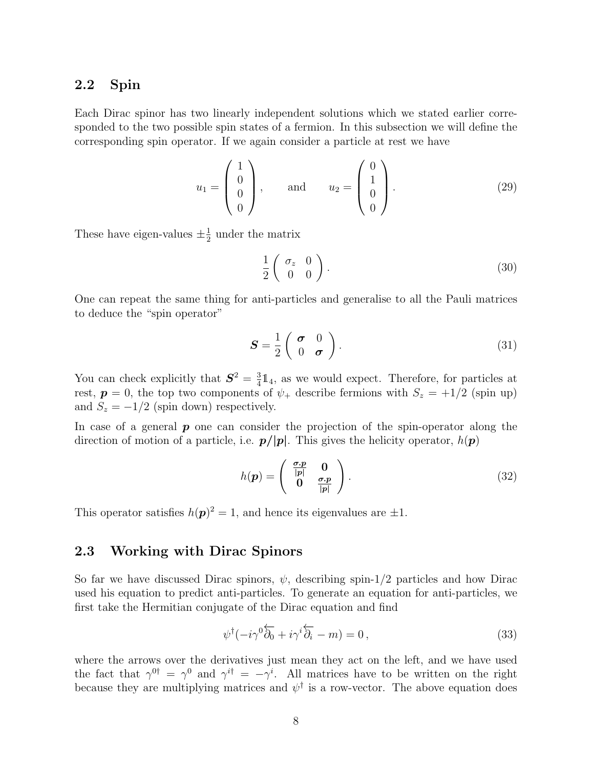## 2.2 Spin

Each Dirac spinor has two linearly independent solutions which we stated earlier corresponded to the two possible spin states of a fermion. In this subsection we will define the corresponding spin operator. If we again consider a particle at rest we have

$$u_1 = \begin{pmatrix} 1 \\ 0 \\ 0 \\ 0 \end{pmatrix}, \qquad \text{and} \qquad u_2 = \begin{pmatrix} 0 \\ 1 \\ 0 \\ 0 \end{pmatrix}. \tag{29}$$

These have eigen-values $\pm\frac{1}{2}$ under the matrix

$$\frac{1}{2}\begin{pmatrix} \sigma_z & 0 \\ 0 & 0 \end{pmatrix}. \tag{30}$$

One can repeat the same thing for anti-particles and generalise to all the Pauli matrices to deduce the "spin operator"

$$\boldsymbol{S} = \frac{1}{2}\begin{pmatrix} \boldsymbol{\sigma} & 0 \\ 0 & \boldsymbol{\sigma} \end{pmatrix}. \tag{31}$$

You can check explicitly that $\boldsymbol{S}^2 = \frac{3}{4}\mathbb{1}_4$, as we would expect. Therefore, for particles at rest, $\boldsymbol{p} = 0$, the top two components of $\psi_+$ describe fermions with $S_z = +1/2$ (spin up) and $S_z = -1/2$ (spin down) respectively.

In case of a general $\boldsymbol{p}$ one can consider the projection of the spin-operator along the direction of motion of a particle, i.e. $\boldsymbol{p}/|\boldsymbol{p}|$. This gives the helicity operator, $h(\boldsymbol{p})$

$$h(\boldsymbol{p}) = \begin{pmatrix} \frac{\boldsymbol{\sigma}.\boldsymbol{p}}{|\boldsymbol{p}|} & \boldsymbol{0} \\ \boldsymbol{0} & \frac{\boldsymbol{\sigma}.\boldsymbol{p}}{|\boldsymbol{p}|} \end{pmatrix}. \tag{32}$$

This operator satisfies $h(\boldsymbol{p})^2 = 1$, and hence its eigenvalues are $\pm 1$.

## 2.3 Working with Dirac Spinors

So far we have discussed Dirac spinors, $\psi$, describing spin-1/2 particles and how Dirac used his equation to predict anti-particles. To generate an equation for anti-particles, we first take the Hermitian conjugate of the Dirac equation and find

$$\psi^\dagger(-i\gamma^0\overleftarrow{\partial_0} + i\gamma^i\overleftarrow{\partial_i} - m) = 0\,, \tag{33}$$

where the arrows over the derivatives just mean they act on the left, and we have used the fact that $\gamma^{0\dagger} = \gamma^0$ and $\gamma^{i\dagger} = -\gamma^i$. All matrices have to be written on the right because they are multiplying matrices and $\psi^\dagger$ is a row-vector. The above equation does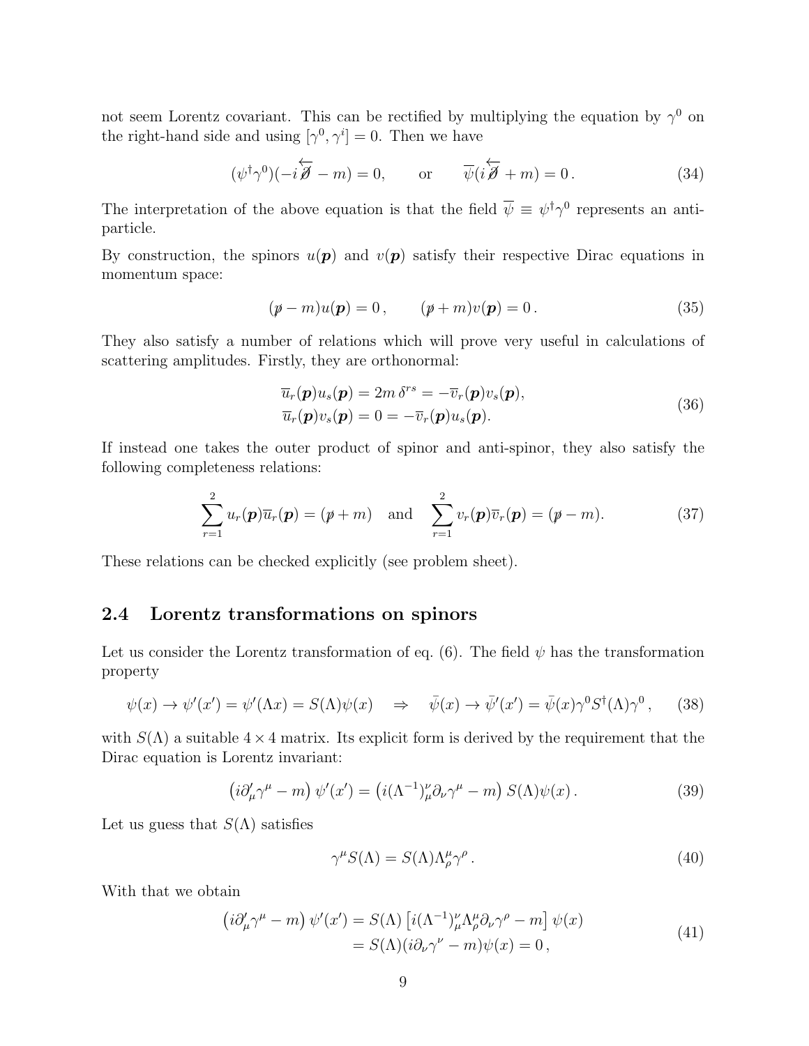not seem Lorentz covariant. This can be rectified by multiplying the equation by $\gamma^0$ on the right-hand side and using $[\gamma^0, \gamma^i] = 0$. Then we have

$$(\psi^\dagger \gamma^0)(-i\overleftarrow{\not{\partial}} - m) = 0, \qquad \text{or} \qquad \overline{\psi}(i\overleftarrow{\not{\partial}} + m) = 0\,. \tag{34}$$

The interpretation of the above equation is that the field $\overline{\psi} \equiv \psi^\dagger \gamma^0$ represents an anti-particle.

By construction, the spinors $u(\boldsymbol{p})$ and $v(\boldsymbol{p})$ satisfy their respective Dirac equations in momentum space:

$$(\not{p} - m)u(\boldsymbol{p}) = 0\,, \qquad (\not{p} + m)v(\boldsymbol{p}) = 0\,. \tag{35}$$

They also satisfy a number of relations which will prove very useful in calculations of scattering amplitudes. Firstly, they are orthonormal:

$$\begin{aligned} \overline{u}_r(\boldsymbol{p})u_s(\boldsymbol{p}) &= 2m\,\delta^{rs} = -\overline{v}_r(\boldsymbol{p})v_s(\boldsymbol{p}), \\ \overline{u}_r(\boldsymbol{p})v_s(\boldsymbol{p}) &= 0 = -\overline{v}_r(\boldsymbol{p})u_s(\boldsymbol{p}). \end{aligned} \tag{36}$$

If instead one takes the outer product of spinor and anti-spinor, they also satisfy the following completeness relations:

$$\sum_{r=1}^{2} u_r(\boldsymbol{p})\overline{u}_r(\boldsymbol{p}) = (\not{p} + m) \quad \text{and} \quad \sum_{r=1}^{2} v_r(\boldsymbol{p})\overline{v}_r(\boldsymbol{p}) = (\not{p} - m). \tag{37}$$

These relations can be checked explicitly (see problem sheet).

## 2.4 Lorentz transformations on spinors

Let us consider the Lorentz transformation of eq. (6). The field $\psi$ has the transformation property

$$\psi(x) \to \psi'(x') = \psi'(\Lambda x) = S(\Lambda)\psi(x) \quad \Rightarrow \quad \bar{\psi}(x) \to \bar{\psi}'(x') = \bar{\psi}(x)\gamma^0 S^\dagger(\Lambda)\gamma^0\,, \tag{38}$$

with $S(\Lambda)$ a suitable $4 \times 4$ matrix. Its explicit form is derived by the requirement that the Dirac equation is Lorentz invariant:

$$\left(i\partial'_\mu \gamma^\mu - m\right)\psi'(x') = \left(i(\Lambda^{-1})^\nu_\mu \partial_\nu \gamma^\mu - m\right)S(\Lambda)\psi(x)\,. \tag{39}$$

Let us guess that $S(\Lambda)$ satisfies

$$\gamma^\mu S(\Lambda) = S(\Lambda)\Lambda^\mu_\rho \gamma^\rho\,. \tag{40}$$

With that we obtain

$$\begin{aligned} \left(i\partial'_\mu \gamma^\mu - m\right)\psi'(x') &= S(\Lambda)\left[i(\Lambda^{-1})^\nu_\mu \Lambda^\mu_\rho \partial_\nu \gamma^\rho - m\right]\psi(x) \\ &= S(\Lambda)(i\partial_\nu \gamma^\nu - m)\psi(x) = 0\,, \end{aligned} \tag{41}$$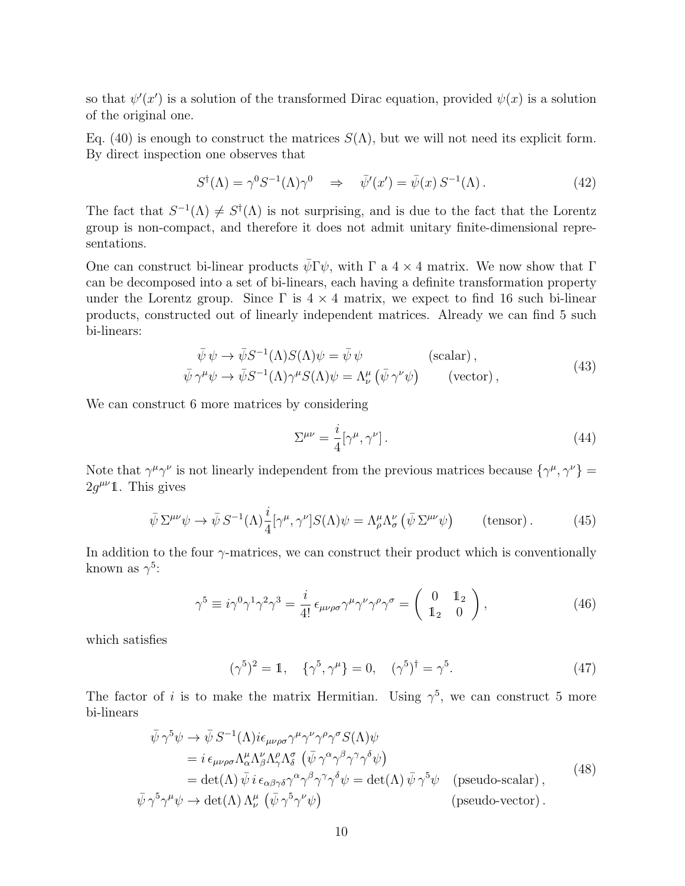so that $\psi'(x')$ is a solution of the transformed Dirac equation, provided $\psi(x)$ is a solution of the original one.

Eq. (40) is enough to construct the matrices $S(\Lambda)$, but we will not need its explicit form. By direct inspection one observes that

$$
S^\dagger(\Lambda) = \gamma^0 S^{-1}(\Lambda)\gamma^0 \quad \Rightarrow \quad \bar\psi'(x') = \bar\psi(x)\, S^{-1}(\Lambda)\,. \tag{42}
$$

The fact that $S^{-1}(\Lambda) \neq S^\dagger(\Lambda)$ is not surprising, and is due to the fact that the Lorentz group is non-compact, and therefore it does not admit unitary finite-dimensional representations.

One can construct bi-linear products $\bar\psi\Gamma\psi$, with $\Gamma$ a $4\times 4$ matrix. We now show that $\Gamma$ can be decomposed into a set of bi-linears, each having a definite transformation property under the Lorentz group. Since $\Gamma$ is $4\times 4$ matrix, we expect to find 16 such bi-linear products, constructed out of linearly independent matrices. Already we can find 5 such bi-linears:

$$
\begin{aligned}
\bar\psi\,\psi &\to \bar\psi S^{-1}(\Lambda) S(\Lambda)\psi = \bar\psi\,\psi \qquad\qquad (\text{scalar})\,,\\
\bar\psi\,\gamma^\mu\psi &\to \bar\psi S^{-1}(\Lambda)\gamma^\mu S(\Lambda)\psi = \Lambda^\mu_\nu\left(\bar\psi\,\gamma^\nu\psi\right) \qquad (\text{vector})\,,
\end{aligned} \tag{43}
$$

We can construct 6 more matrices by considering

$$
\Sigma^{\mu\nu} = \frac{i}{4}[\gamma^\mu,\gamma^\nu]\,. \tag{44}
$$

Note that $\gamma^\mu\gamma^\nu$ is not linearly independent from the previous matrices because $\{\gamma^\mu,\gamma^\nu\} = 2g^{\mu\nu}\mathbb{1}$. This gives

$$
\bar\psi\,\Sigma^{\mu\nu}\psi \to \bar\psi\,S^{-1}(\Lambda)\frac{i}{4}[\gamma^\mu,\gamma^\nu]S(\Lambda)\psi = \Lambda^\mu_\rho\Lambda^\nu_\sigma\left(\bar\psi\,\Sigma^{\mu\nu}\psi\right) \qquad (\text{tensor})\,. \tag{45}
$$

In addition to the four $\gamma$-matrices, we can construct their product which is conventionally known as $\gamma^5$:

$$
\gamma^5 \equiv i\gamma^0\gamma^1\gamma^2\gamma^3 = \frac{i}{4!}\,\epsilon_{\mu\nu\rho\sigma}\gamma^\mu\gamma^\nu\gamma^\rho\gamma^\sigma = \begin{pmatrix} 0 & \mathbb{1}_2 \\ \mathbb{1}_2 & 0 \end{pmatrix}, \tag{46}
$$

which satisfies

$$
(\gamma^5)^2 = \mathbb{1}, \quad \{\gamma^5,\gamma^\mu\} = 0, \quad (\gamma^5)^\dagger = \gamma^5. \tag{47}
$$

The factor of $i$ is to make the matrix Hermitian. Using $\gamma^5$, we can construct 5 more bi-linears

$$
\begin{aligned}
\bar\psi\,\gamma^5\psi &\to \bar\psi\,S^{-1}(\Lambda) i\epsilon_{\mu\nu\rho\sigma}\gamma^\mu\gamma^\nu\gamma^\rho\gamma^\sigma S(\Lambda)\psi \\
&= i\,\epsilon_{\mu\nu\rho\sigma}\Lambda^\mu_\alpha\Lambda^\nu_\beta\Lambda^\rho_\gamma\Lambda^\sigma_\delta\;\left(\bar\psi\,\gamma^\alpha\gamma^\beta\gamma^\gamma\gamma^\delta\psi\right) \\
&= \det(\Lambda)\,\bar\psi\,i\,\epsilon_{\alpha\beta\gamma\delta}\gamma^\alpha\gamma^\beta\gamma^\gamma\gamma^\delta\psi = \det(\Lambda)\,\bar\psi\,\gamma^5\psi \quad (\text{pseudo-scalar})\,,\\
\bar\psi\,\gamma^5\gamma^\mu\psi &\to \det(\Lambda)\,\Lambda^\mu_\nu\;\left(\bar\psi\,\gamma^5\gamma^\nu\psi\right) \qquad\qquad\qquad\qquad (\text{pseudo-vector})\,.
\end{aligned} \tag{48}
$$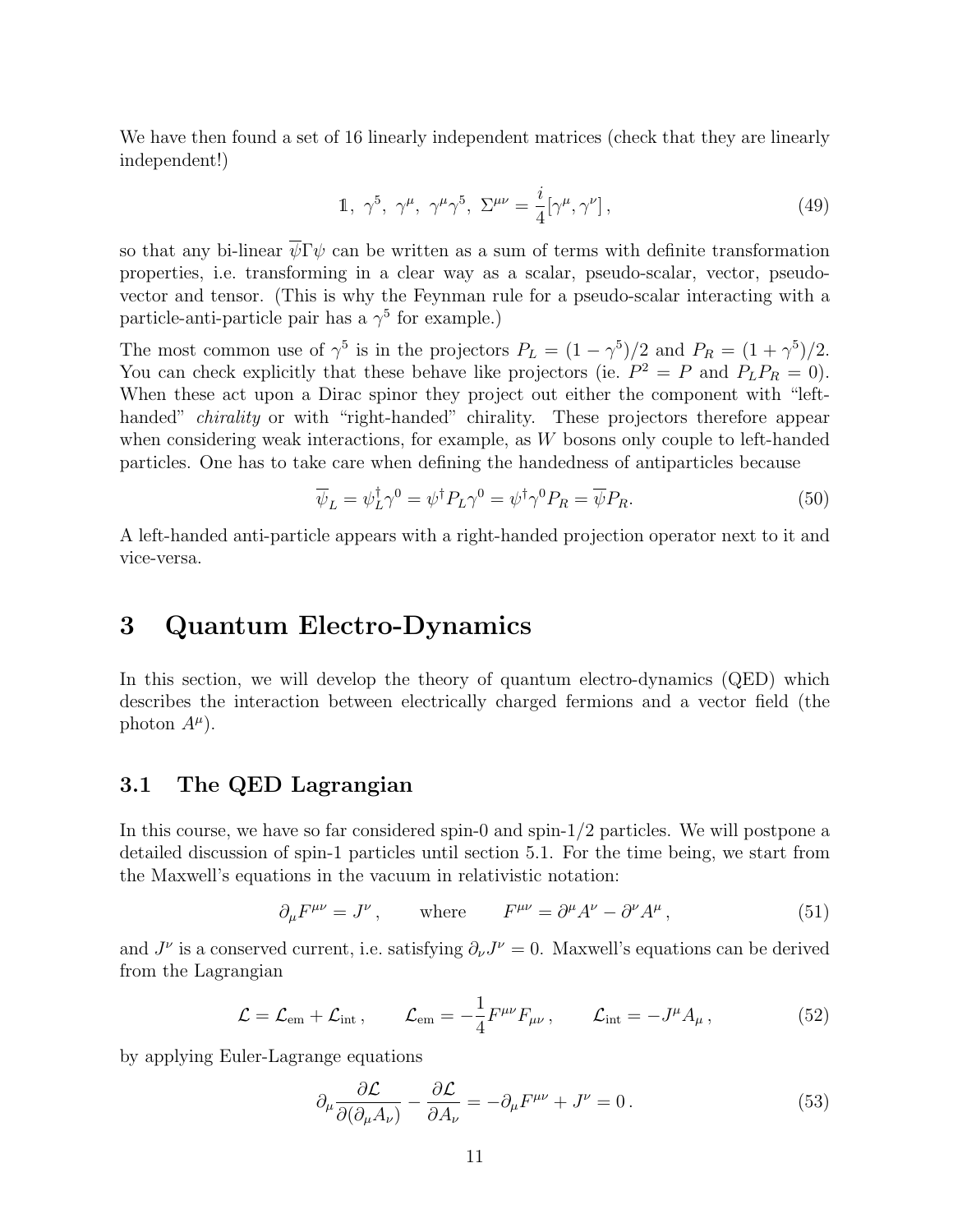We have then found a set of 16 linearly independent matrices (check that they are linearly independent!)

$$\mathbb{1},\ \gamma^5,\ \gamma^\mu,\ \gamma^\mu\gamma^5,\ \Sigma^{\mu\nu} = \frac{i}{4}[\gamma^\mu, \gamma^\nu]\,, \tag{49}$$

so that any bi-linear $\overline{\psi}\Gamma\psi$ can be written as a sum of terms with definite transformation properties, i.e. transforming in a clear way as a scalar, pseudo-scalar, vector, pseudo-vector and tensor. (This is why the Feynman rule for a pseudo-scalar interacting with a particle-anti-particle pair has a $\gamma^5$ for example.)

The most common use of $\gamma^5$ is in the projectors $P_L = (1-\gamma^5)/2$ and $P_R = (1+\gamma^5)/2$. You can check explicitly that these behave like projectors (ie. $P^2 = P$ and $P_L P_R = 0$). When these act upon a Dirac spinor they project out either the component with "left-handed" *chirality* or with "right-handed" chirality. These projectors therefore appear when considering weak interactions, for example, as $W$ bosons only couple to left-handed particles. One has to take care when defining the handedness of antiparticles because

$$\overline{\psi}_L = \psi_L^\dagger \gamma^0 = \psi^\dagger P_L \gamma^0 = \psi^\dagger \gamma^0 P_R = \overline{\psi} P_R. \tag{50}$$

A left-handed anti-particle appears with a right-handed projection operator next to it and vice-versa.

# 3 Quantum Electro-Dynamics

In this section, we will develop the theory of quantum electro-dynamics (QED) which describes the interaction between electrically charged fermions and a vector field (the photon $A^\mu$).

## 3.1 The QED Lagrangian

In this course, we have so far considered spin-0 and spin-1/2 particles. We will postpone a detailed discussion of spin-1 particles until section 5.1. For the time being, we start from the Maxwell's equations in the vacuum in relativistic notation:

$$\partial_\mu F^{\mu\nu} = J^\nu\,, \qquad \text{where} \qquad F^{\mu\nu} = \partial^\mu A^\nu - \partial^\nu A^\mu\,, \tag{51}$$

and $J^\nu$ is a conserved current, i.e. satisfying $\partial_\nu J^\nu = 0$. Maxwell's equations can be derived from the Lagrangian

$$\mathcal{L} = \mathcal{L}_{\text{em}} + \mathcal{L}_{\text{int}}\,, \qquad \mathcal{L}_{\text{em}} = -\frac{1}{4}F^{\mu\nu}F_{\mu\nu}\,, \qquad \mathcal{L}_{\text{int}} = -J^\mu A_\mu\,, \tag{52}$$

by applying Euler-Lagrange equations

$$\partial_\mu \frac{\partial \mathcal{L}}{\partial(\partial_\mu A_\nu)} - \frac{\partial \mathcal{L}}{\partial A_\nu} = -\partial_\mu F^{\mu\nu} + J^\nu = 0\,. \tag{53}$$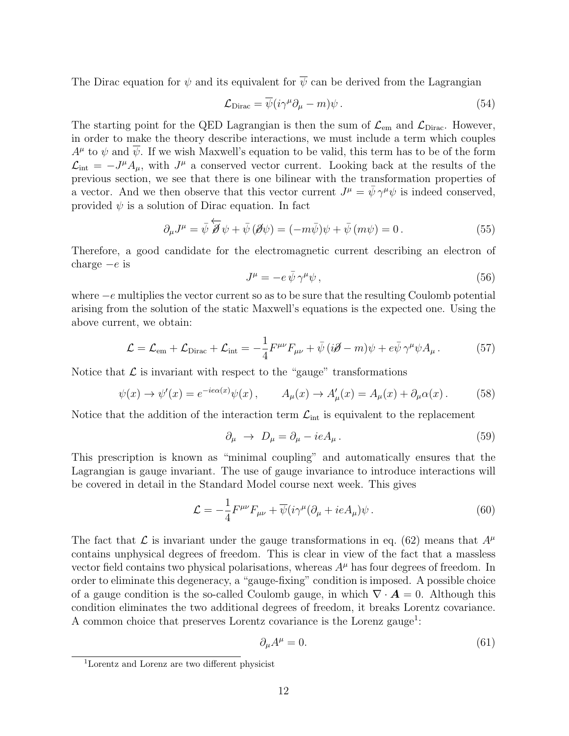The Dirac equation for $\psi$ and its equivalent for $\overline{\psi}$ can be derived from the Lagrangian

$$\mathcal{L}_{\text{Dirac}} = \overline{\psi}(i\gamma^\mu \partial_\mu - m)\psi\,. \tag{54}$$

The starting point for the QED Lagrangian is then the sum of $\mathcal{L}_{\text{em}}$ and $\mathcal{L}_{\text{Dirac}}$. However, in order to make the theory describe interactions, we must include a term which couples $A^\mu$ to $\psi$ and $\overline{\psi}$. If we wish Maxwell's equation to be valid, this term has to be of the form $\mathcal{L}_{\text{int}} = -J^\mu A_\mu$, with $J^\mu$ a conserved vector current. Looking back at the results of the previous section, we see that there is one bilinear with the transformation properties of a vector. And we then observe that this vector current $J^\mu = \bar{\psi}\,\gamma^\mu\psi$ is indeed conserved, provided $\psi$ is a solution of Dirac equation. In fact

$$\partial_\mu J^\mu = \bar{\psi}\,\overleftarrow{\partial\!\!\!/}\,\psi + \bar{\psi}\,(\partial\!\!\!/\psi) = (-m\bar{\psi})\psi + \bar{\psi}\,(m\psi) = 0\,. \tag{55}$$

Therefore, a good candidate for the electromagnetic current describing an electron of charge $-e$ is

$$J^\mu = -e\,\bar{\psi}\,\gamma^\mu\psi\,, \tag{56}$$

where $-e$ multiplies the vector current so as to be sure that the resulting Coulomb potential arising from the solution of the static Maxwell's equations is the expected one. Using the above current, we obtain:

$$\mathcal{L} = \mathcal{L}_{\text{em}} + \mathcal{L}_{\text{Dirac}} + \mathcal{L}_{\text{int}} = -\frac{1}{4}F^{\mu\nu}F_{\mu\nu} + \bar{\psi}\,(i\partial\!\!\!/ - m)\psi + e\bar{\psi}\,\gamma^\mu\psi A_\mu\,. \tag{57}$$

Notice that $\mathcal{L}$ is invariant with respect to the "gauge" transformations

$$\psi(x) \to \psi'(x) = e^{-ie\alpha(x)}\psi(x)\,, \qquad A_\mu(x) \to A'_\mu(x) = A_\mu(x) + \partial_\mu\alpha(x)\,. \tag{58}$$

Notice that the addition of the interaction term $\mathcal{L}_{\text{int}}$ is equivalent to the replacement

$$\partial_\mu \;\to\; D_\mu = \partial_\mu - ieA_\mu\,. \tag{59}$$

This prescription is known as "minimal coupling" and automatically ensures that the Lagrangian is gauge invariant. The use of gauge invariance to introduce interactions will be covered in detail in the Standard Model course next week. This gives

$$\mathcal{L} = -\frac{1}{4}F^{\mu\nu}F_{\mu\nu} + \overline{\psi}(i\gamma^\mu(\partial_\mu + ieA_\mu)\psi\,. \tag{60}$$

The fact that $\mathcal{L}$ is invariant under the gauge transformations in eq. (62) means that $A^\mu$ contains unphysical degrees of freedom. This is clear in view of the fact that a massless vector field contains two physical polarisations, whereas $A^\mu$ has four degrees of freedom. In order to eliminate this degeneracy, a "gauge-fixing" condition is imposed. A possible choice of a gauge condition is the so-called Coulomb gauge, in which $\nabla \cdot \boldsymbol{A} = 0$. Although this condition eliminates the two additional degrees of freedom, it breaks Lorentz covariance. A common choice that preserves Lorentz covariance is the Lorenz gauge[1]:

$$\partial_\mu A^\mu = 0. \tag{61}$$

[1] Lorentz and Lorenz are two different physicist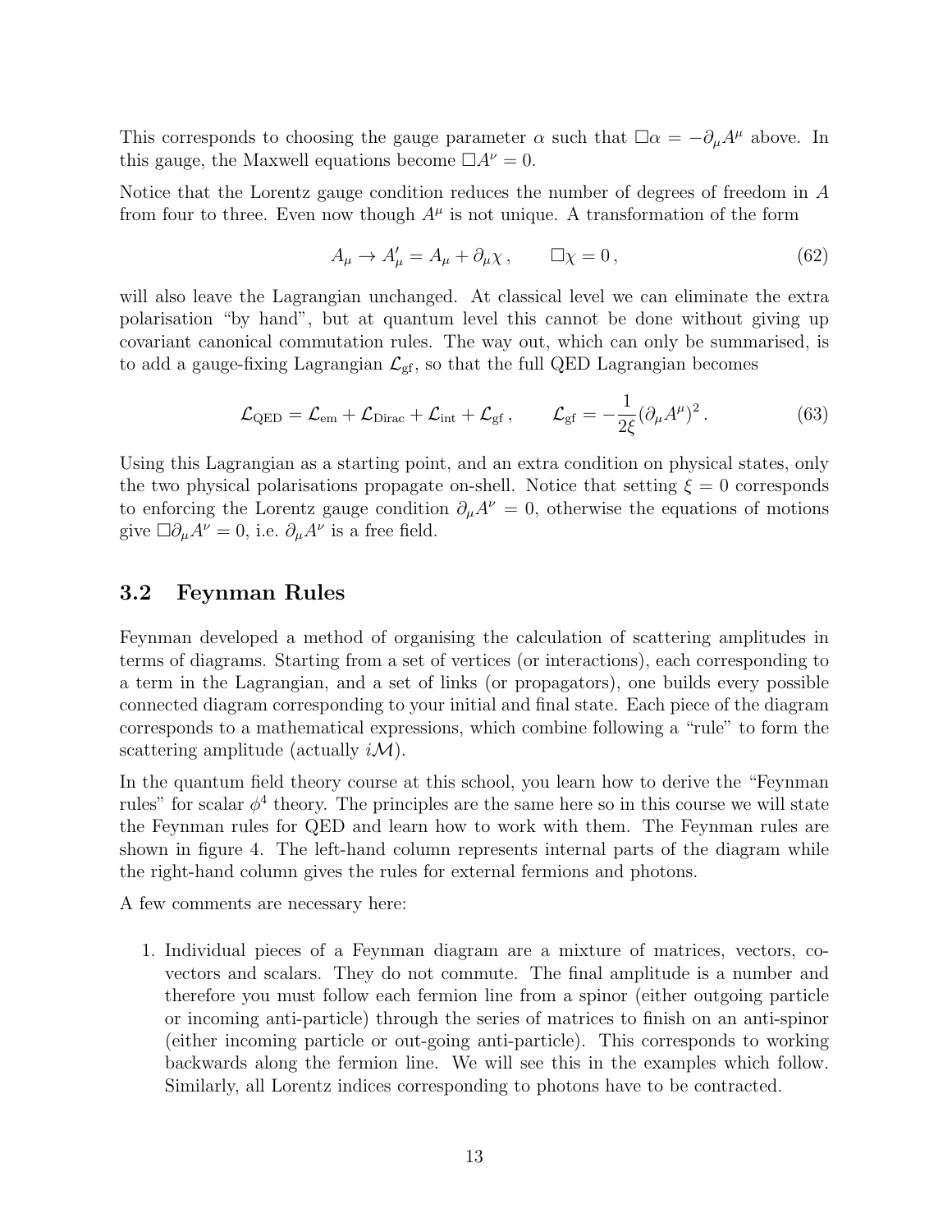This corresponds to choosing the gauge parameter $\alpha$ such that $\Box\alpha = -\partial_\mu A^\mu$ above. In this gauge, the Maxwell equations become $\Box A^\nu = 0$.

Notice that the Lorentz gauge condition reduces the number of degrees of freedom in $A$ from four to three. Even now though $A^\mu$ is not unique. A transformation of the form

$$A_\mu \to A'_\mu = A_\mu + \partial_\mu \chi \,, \qquad \Box\chi = 0 \,, \tag{62}$$

will also leave the Lagrangian unchanged. At classical level we can eliminate the extra polarisation "by hand", but at quantum level this cannot be done without giving up covariant canonical commutation rules. The way out, which can only be summarised, is to add a gauge-fixing Lagrangian $\mathcal{L}_{\text{gf}}$, so that the full QED Lagrangian becomes

$$\mathcal{L}_{\text{QED}} = \mathcal{L}_{\text{em}} + \mathcal{L}_{\text{Dirac}} + \mathcal{L}_{\text{int}} + \mathcal{L}_{\text{gf}} \,, \qquad \mathcal{L}_{\text{gf}} = -\frac{1}{2\xi}(\partial_\mu A^\mu)^2 \,. \tag{63}$$

Using this Lagrangian as a starting point, and an extra condition on physical states, only the two physical polarisations propagate on-shell. Notice that setting $\xi = 0$ corresponds to enforcing the Lorentz gauge condition $\partial_\mu A^\nu = 0$, otherwise the equations of motions give $\Box \partial_\mu A^\nu = 0$, i.e. $\partial_\mu A^\nu$ is a free field.

## 3.2 Feynman Rules

Feynman developed a method of organising the calculation of scattering amplitudes in terms of diagrams. Starting from a set of vertices (or interactions), each corresponding to a term in the Lagrangian, and a set of links (or propagators), one builds every possible connected diagram corresponding to your initial and final state. Each piece of the diagram corresponds to a mathematical expressions, which combine following a "rule" to form the scattering amplitude (actually $i\mathcal{M}$).

In the quantum field theory course at this school, you learn how to derive the "Feynman rules" for scalar $\phi^4$ theory. The principles are the same here so in this course we will state the Feynman rules for QED and learn how to work with them. The Feynman rules are shown in figure 4. The left-hand column represents internal parts of the diagram while the right-hand column gives the rules for external fermions and photons.

A few comments are necessary here:

1. Individual pieces of a Feynman diagram are a mixture of matrices, vectors, co-vectors and scalars. They do not commute. The final amplitude is a number and therefore you must follow each fermion line from a spinor (either outgoing particle or incoming anti-particle) through the series of matrices to finish on an anti-spinor (either incoming particle or out-going anti-particle). This corresponds to working backwards along the fermion line. We will see this in the examples which follow. Similarly, all Lorentz indices corresponding to photons have to be contracted.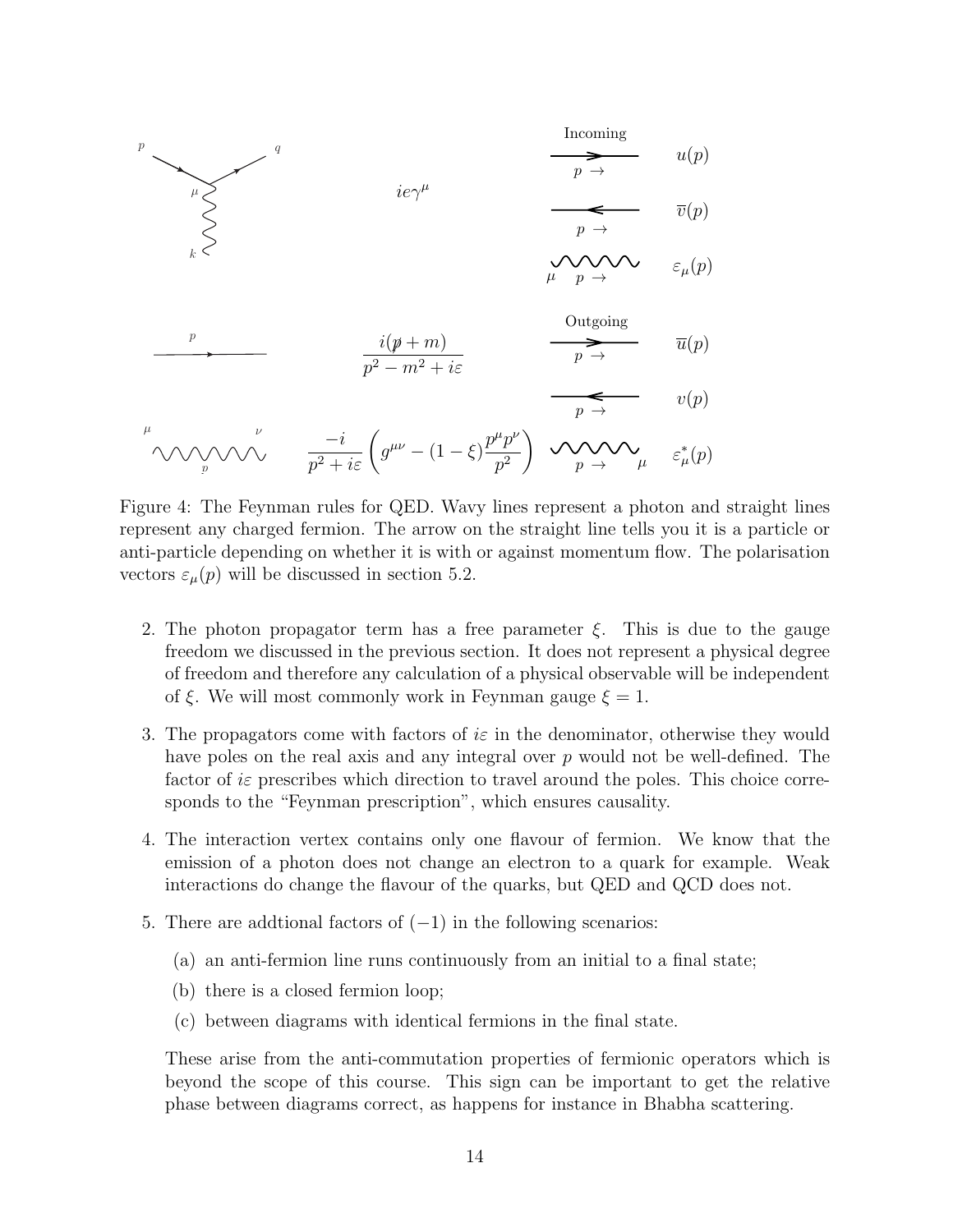$ie\gamma^\mu$

$$\frac{i(\not{p} + m)}{p^2 - m^2 + i\varepsilon}$$

$$\frac{-i}{p^2 + i\varepsilon}\left(g^{\mu\nu} - (1-\xi)\frac{p^\mu p^\nu}{p^2}\right)$$

Incoming

$u(p)$

$\overline{v}(p)$

$\varepsilon_\mu(p)$

Outgoing

$\overline{u}(p)$

$v(p)$

$\varepsilon^*_\mu(p)$

Figure 4: The Feynman rules for QED. Wavy lines represent a photon and straight lines represent any charged fermion. The arrow on the straight line tells you it is a particle or anti-particle depending on whether it is with or against momentum flow. The polarisation vectors $\varepsilon_\mu(p)$ will be discussed in section 5.2.

2. The photon propagator term has a free parameter $\xi$. This is due to the gauge freedom we discussed in the previous section. It does not represent a physical degree of freedom and therefore any calculation of a physical observable will be independent of $\xi$. We will most commonly work in Feynman gauge $\xi = 1$.

3. The propagators come with factors of $i\varepsilon$ in the denominator, otherwise they would have poles on the real axis and any integral over $p$ would not be well-defined. The factor of $i\varepsilon$ prescribes which direction to travel around the poles. This choice corresponds to the "Feynman prescription", which ensures causality.

4. The interaction vertex contains only one flavour of fermion. We know that the emission of a photon does not change an electron to a quark for example. Weak interactions do change the flavour of the quarks, but QED and QCD does not.

5. There are addtional factors of $(-1)$ in the following scenarios:

   (a) an anti-fermion line runs continuously from an initial to a final state;

   (b) there is a closed fermion loop;

   (c) between diagrams with identical fermions in the final state.

   These arise from the anti-commutation properties of fermionic operators which is beyond the scope of this course. This sign can be important to get the relative phase between diagrams correct, as happens for instance in Bhabha scattering.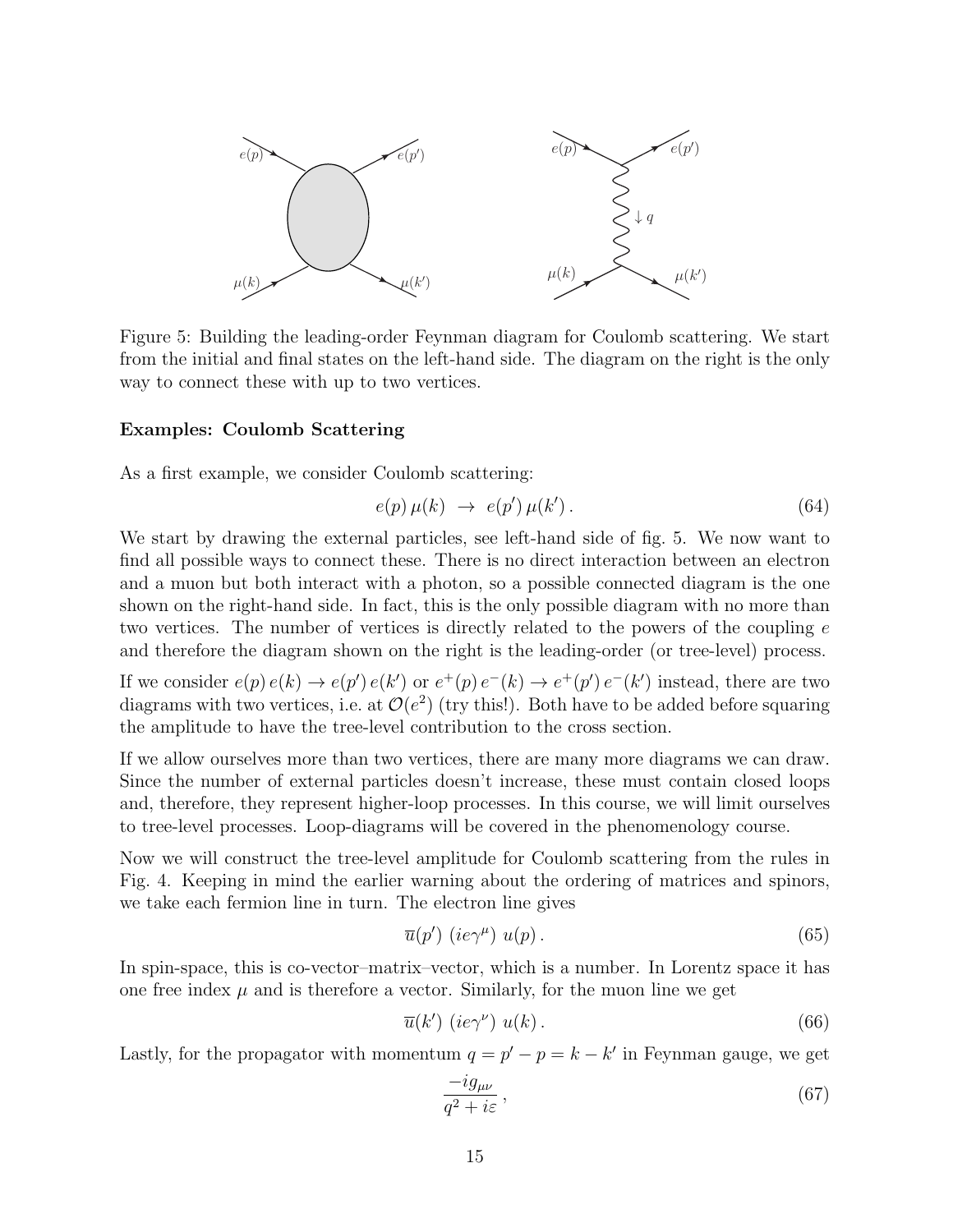Figure 5: Building the leading-order Feynman diagram for Coulomb scattering. We start from the initial and final states on the left-hand side. The diagram on the right is the only way to connect these with up to two vertices.

**Examples: Coulomb Scattering**

As a first example, we consider Coulomb scattering:

$$e(p)\,\mu(k) \;\rightarrow\; e(p')\,\mu(k')\,. \tag{64}$$

We start by drawing the external particles, see left-hand side of fig. 5. We now want to find all possible ways to connect these. There is no direct interaction between an electron and a muon but both interact with a photon, so a possible connected diagram is the one shown on the right-hand side. In fact, this is the only possible diagram with no more than two vertices. The number of vertices is directly related to the powers of the coupling $e$ and therefore the diagram shown on the right is the leading-order (or tree-level) process.

If we consider $e(p)\,e(k) \rightarrow e(p')\,e(k')$ or $e^+(p)\,e^-(k) \rightarrow e^+(p')\,e^-(k')$ instead, there are two diagrams with two vertices, i.e. at $\mathcal{O}(e^2)$ (try this!). Both have to be added before squaring the amplitude to have the tree-level contribution to the cross section.

If we allow ourselves more than two vertices, there are many more diagrams we can draw. Since the number of external particles doesn't increase, these must contain closed loops and, therefore, they represent higher-loop processes. In this course, we will limit ourselves to tree-level processes. Loop-diagrams will be covered in the phenomenology course.

Now we will construct the tree-level amplitude for Coulomb scattering from the rules in Fig. 4. Keeping in mind the earlier warning about the ordering of matrices and spinors, we take each fermion line in turn. The electron line gives

$$\overline{u}(p')\;(ie\gamma^\mu)\;u(p)\,. \tag{65}$$

In spin-space, this is co-vector–matrix–vector, which is a number. In Lorentz space it has one free index $\mu$ and is therefore a vector. Similarly, for the muon line we get

$$\overline{u}(k')\;(ie\gamma^\nu)\;u(k)\,. \tag{66}$$

Lastly, for the propagator with momentum $q = p' - p = k - k'$ in Feynman gauge, we get

$$\frac{-ig_{\mu\nu}}{q^2 + i\varepsilon}\,, \tag{67}$$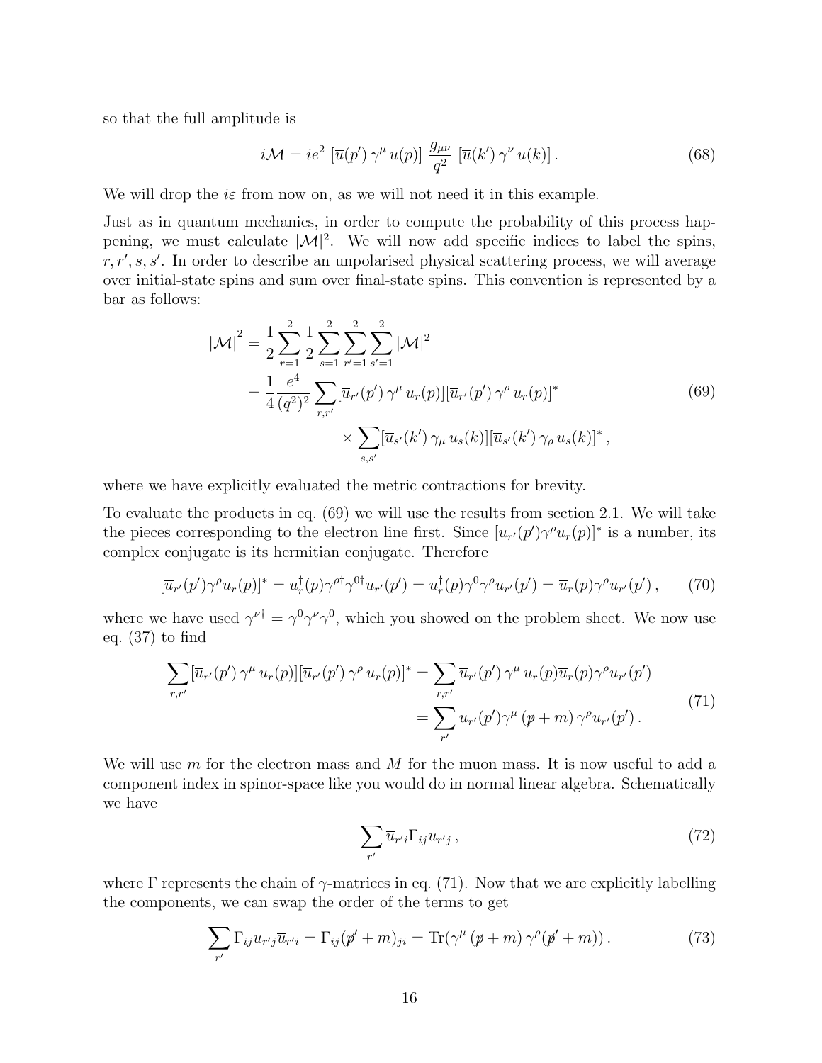so that the full amplitude is

$$i\mathcal{M} = ie^2 \left[\overline{u}(p')\,\gamma^\mu\,u(p)\right]\,\frac{g_{\mu\nu}}{q^2}\,\left[\overline{u}(k')\,\gamma^\nu\,u(k)\right]. \tag{68}$$

We will drop the $i\varepsilon$ from now on, as we will not need it in this example.

Just as in quantum mechanics, in order to compute the probability of this process happening, we must calculate $|\mathcal{M}|^2$. We will now add specific indices to label the spins, $r, r', s, s'$. In order to describe an unpolarised physical scattering process, we will average over initial-state spins and sum over final-state spins. This convention is represented by a bar as follows:

$$\begin{aligned}
\overline{|\mathcal{M}|}^2 &= \frac{1}{2}\sum_{r=1}^{2}\frac{1}{2}\sum_{s=1}^{2}\sum_{r'=1}^{2}\sum_{s'=1}^{2}|\mathcal{M}|^2 \\
&= \frac{1}{4}\frac{e^4}{(q^2)^2}\sum_{r,r'}[\overline{u}_{r'}(p')\,\gamma^\mu\,u_r(p)][\overline{u}_{r'}(p')\,\gamma^\rho\,u_r(p)]^* \\
&\qquad\qquad \times \sum_{s,s'}[\overline{u}_{s'}(k')\,\gamma_\mu\,u_s(k)][\overline{u}_{s'}(k')\,\gamma_\rho\,u_s(k)]^*\,,
\end{aligned} \tag{69}$$

where we have explicitly evaluated the metric contractions for brevity.

To evaluate the products in eq. (69) we will use the results from section 2.1. We will take the pieces corresponding to the electron line first. Since $[\overline{u}_{r'}(p')\gamma^\rho u_r(p)]^*$ is a number, its complex conjugate is its hermitian conjugate. Therefore

$$[\overline{u}_{r'}(p')\gamma^\rho u_r(p)]^* = u_r^\dagger(p)\gamma^{\rho\dagger}\gamma^{0\dagger}u_{r'}(p') = u_r^\dagger(p)\gamma^0\gamma^\rho u_{r'}(p') = \overline{u}_r(p)\gamma^\rho u_{r'}(p')\,, \tag{70}$$

where we have used $\gamma^{\nu\dagger} = \gamma^0\gamma^\nu\gamma^0$, which you showed on the problem sheet. We now use eq. (37) to find

$$\begin{aligned}
\sum_{r,r'}[\overline{u}_{r'}(p')\,\gamma^\mu\,u_r(p)][\overline{u}_{r'}(p')\,\gamma^\rho\,u_r(p)]^* &= \sum_{r,r'}\overline{u}_{r'}(p')\,\gamma^\mu\,u_r(p)\overline{u}_r(p)\gamma^\rho u_{r'}(p') \\
&= \sum_{r'}\overline{u}_{r'}(p')\gamma^\mu\,(\not{p}+m)\,\gamma^\rho u_{r'}(p')\,.
\end{aligned} \tag{71}$$

We will use $m$ for the electron mass and $M$ for the muon mass. It is now useful to add a component index in spinor-space like you would do in normal linear algebra. Schematically we have

$$\sum_{r'}\overline{u}_{r'i}\Gamma_{ij}u_{r'j}\,, \tag{72}$$

where $\Gamma$ represents the chain of $\gamma$-matrices in eq. (71). Now that we are explicitly labelling the components, we can swap the order of the terms to get

$$\sum_{r'}\Gamma_{ij}u_{r'j}\overline{u}_{r'i} = \Gamma_{ij}(\not{p}'+m)_{ji} = \mathrm{Tr}(\gamma^\mu\,(\not{p}+m)\,\gamma^\rho(\not{p}'+m))\,. \tag{73}$$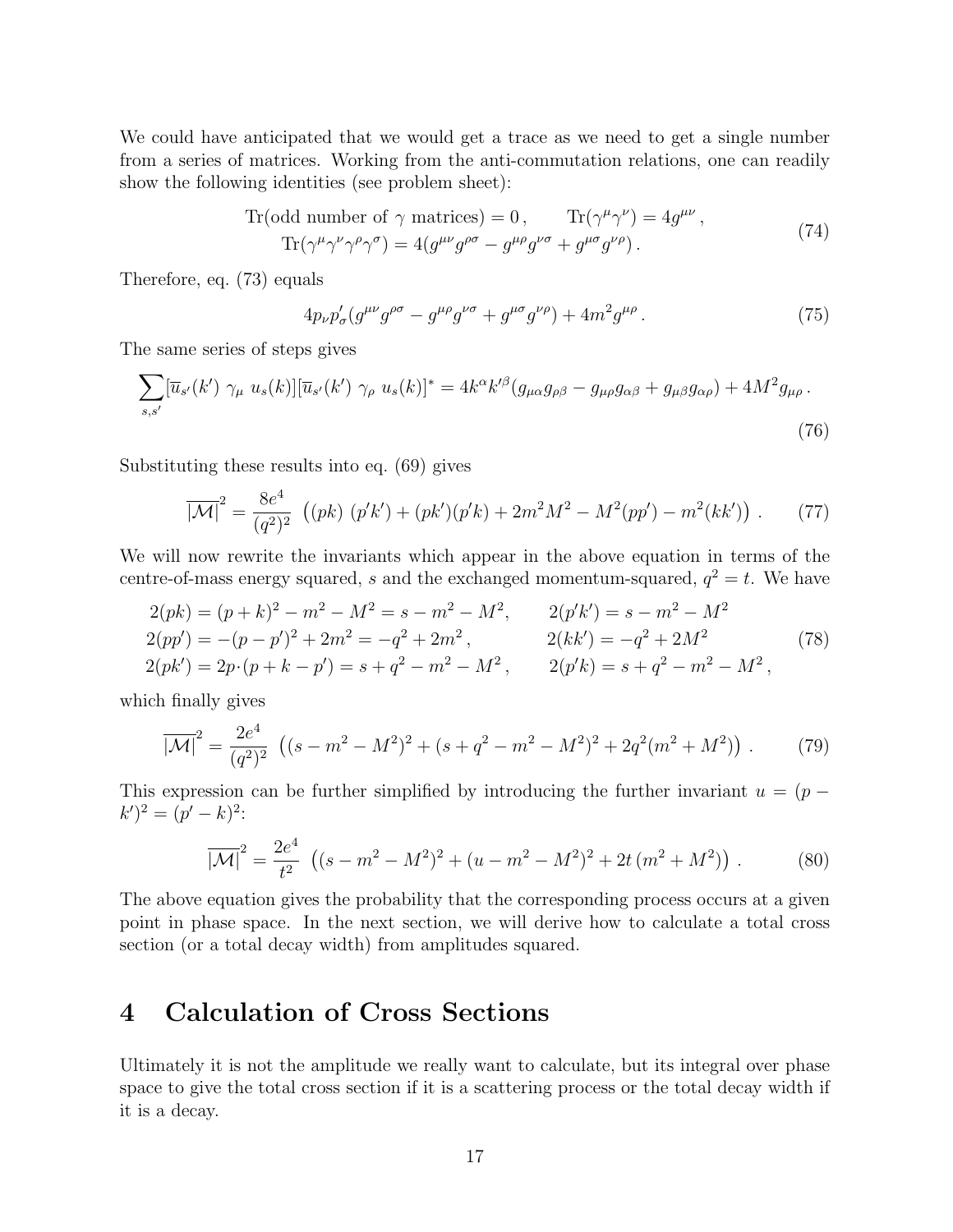We could have anticipated that we would get a trace as we need to get a single number from a series of matrices. Working from the anti-commutation relations, one can readily show the following identities (see problem sheet):

$$
\begin{aligned}
\mathrm{Tr}(\text{odd number of } \gamma \text{ matrices}) = 0\,, \qquad \mathrm{Tr}(\gamma^\mu \gamma^\nu) = 4 g^{\mu\nu}\,, \\
\mathrm{Tr}(\gamma^\mu \gamma^\nu \gamma^\rho \gamma^\sigma) = 4(g^{\mu\nu} g^{\rho\sigma} - g^{\mu\rho} g^{\nu\sigma} + g^{\mu\sigma} g^{\nu\rho})\,.
\end{aligned}
\tag{74}
$$

Therefore, eq. (73) equals

$$
4 p_\nu p'_\sigma (g^{\mu\nu} g^{\rho\sigma} - g^{\mu\rho} g^{\nu\sigma} + g^{\mu\sigma} g^{\nu\rho}) + 4 m^2 g^{\mu\rho}\,. \tag{75}
$$

The same series of steps gives

$$
\sum_{s,s'} [\overline{u}_{s'}(k')\ \gamma_\mu\ u_s(k)][\overline{u}_{s'}(k')\ \gamma_\rho\ u_s(k)]^* = 4 k^\alpha k'^\beta (g_{\mu\alpha} g_{\rho\beta} - g_{\mu\rho} g_{\alpha\beta} + g_{\mu\beta} g_{\alpha\rho}) + 4 M^2 g_{\mu\rho}\,. \tag{76}
$$

Substituting these results into eq. (69) gives

$$
\overline{|\mathcal{M}|}^2 = \frac{8 e^4}{(q^2)^2}\ \left( (pk)\ (p'k') + (pk')(p'k) + 2 m^2 M^2 - M^2 (pp') - m^2 (kk') \right)\,. \tag{77}
$$

We will now rewrite the invariants which appear in the above equation in terms of the centre-of-mass energy squared, $s$ and the exchanged momentum-squared, $q^2 = t$. We have

$$
\begin{aligned}
2(pk) &= (p+k)^2 - m^2 - M^2 = s - m^2 - M^2, & 2(p'k') &= s - m^2 - M^2 \\
2(pp') &= -(p-p')^2 + 2m^2 = -q^2 + 2m^2\,, & 2(kk') &= -q^2 + 2M^2 \\
2(pk') &= 2p \cdot (p + k - p') = s + q^2 - m^2 - M^2\,, & 2(p'k) &= s + q^2 - m^2 - M^2\,,
\end{aligned}
\tag{78}
$$

which finally gives

$$
\overline{|\mathcal{M}|}^2 = \frac{2 e^4}{(q^2)^2}\ \left( (s - m^2 - M^2)^2 + (s + q^2 - m^2 - M^2)^2 + 2 q^2 (m^2 + M^2) \right)\,. \tag{79}
$$

This expression can be further simplified by introducing the further invariant $u = (p - k')^2 = (p' - k)^2$:

$$
\overline{|\mathcal{M}|}^2 = \frac{2 e^4}{t^2}\ \left( (s - m^2 - M^2)^2 + (u - m^2 - M^2)^2 + 2t\,(m^2 + M^2) \right)\,. \tag{80}
$$

The above equation gives the probability that the corresponding process occurs at a given point in phase space. In the next section, we will derive how to calculate a total cross section (or a total decay width) from amplitudes squared.

# 4 Calculation of Cross Sections

Ultimately it is not the amplitude we really want to calculate, but its integral over phase space to give the total cross section if it is a scattering process or the total decay width if it is a decay.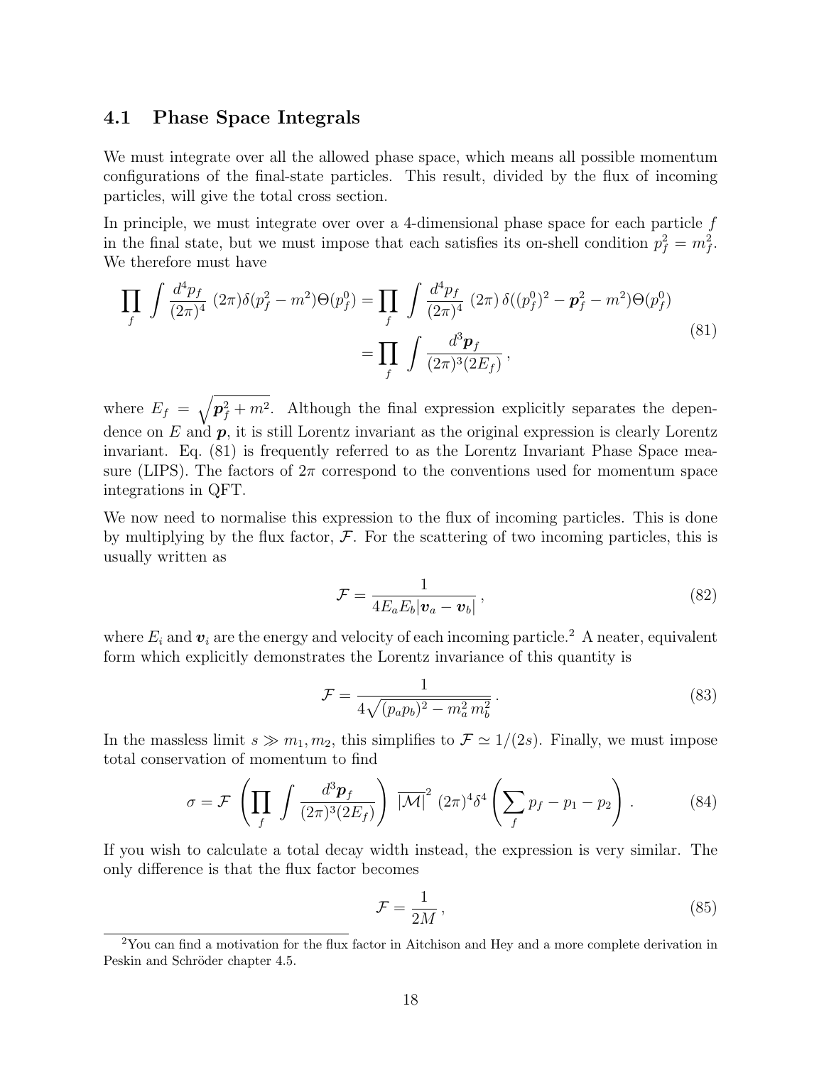### 4.1 Phase Space Integrals

We must integrate over all the allowed phase space, which means all possible momentum configurations of the final-state particles. This result, divided by the flux of incoming particles, will give the total cross section.

In principle, we must integrate over over a 4-dimensional phase space for each particle $f$ in the final state, but we must impose that each satisfies its on-shell condition $p_f^2 = m_f^2$. We therefore must have

$$
\begin{aligned}
\prod_f \int \frac{d^4 p_f}{(2\pi)^4} \, (2\pi)\delta(p_f^2 - m^2)\Theta(p_f^0) &= \prod_f \int \frac{d^4 p_f}{(2\pi)^4} \, (2\pi)\,\delta((p_f^0)^2 - \boldsymbol{p}_f^2 - m^2)\Theta(p_f^0) \\
&= \prod_f \int \frac{d^3 \boldsymbol{p}_f}{(2\pi)^3 (2E_f)} \,,
\end{aligned}
\tag{81}
$$

where $E_f = \sqrt{\boldsymbol{p}_f^2 + m^2}$. Although the final expression explicitly separates the dependence on $E$ and $\boldsymbol{p}$, it is still Lorentz invariant as the original expression is clearly Lorentz invariant. Eq. (81) is frequently referred to as the Lorentz Invariant Phase Space measure (LIPS). The factors of $2\pi$ correspond to the conventions used for momentum space integrations in QFT.

We now need to normalise this expression to the flux of incoming particles. This is done by multiplying by the flux factor, $\mathcal{F}$. For the scattering of two incoming particles, this is usually written as

$$
\mathcal{F} = \frac{1}{4E_a E_b |\boldsymbol{v}_a - \boldsymbol{v}_b|} \,, \tag{82}
$$

where $E_i$ and $\boldsymbol{v}_i$ are the energy and velocity of each incoming particle.[2] A neater, equivalent form which explicitly demonstrates the Lorentz invariance of this quantity is

$$
\mathcal{F} = \frac{1}{4\sqrt{(p_a p_b)^2 - m_a^2\, m_b^2}} \,. \tag{83}
$$

In the massless limit $s \gg m_1, m_2$, this simplifies to $\mathcal{F} \simeq 1/(2s)$. Finally, we must impose total conservation of momentum to find

$$
\sigma = \mathcal{F} \left( \prod_f \int \frac{d^3 \boldsymbol{p}_f}{(2\pi)^3 (2E_f)} \right) \overline{|\mathcal{M}|}^2 \, (2\pi)^4 \delta^4 \left( \sum_f p_f - p_1 - p_2 \right) . \tag{84}
$$

If you wish to calculate a total decay width instead, the expression is very similar. The only difference is that the flux factor becomes

$$
\mathcal{F} = \frac{1}{2M} \,, \tag{85}
$$

[2] You can find a motivation for the flux factor in Aitchison and Hey and a more complete derivation in Peskin and Schröder chapter 4.5.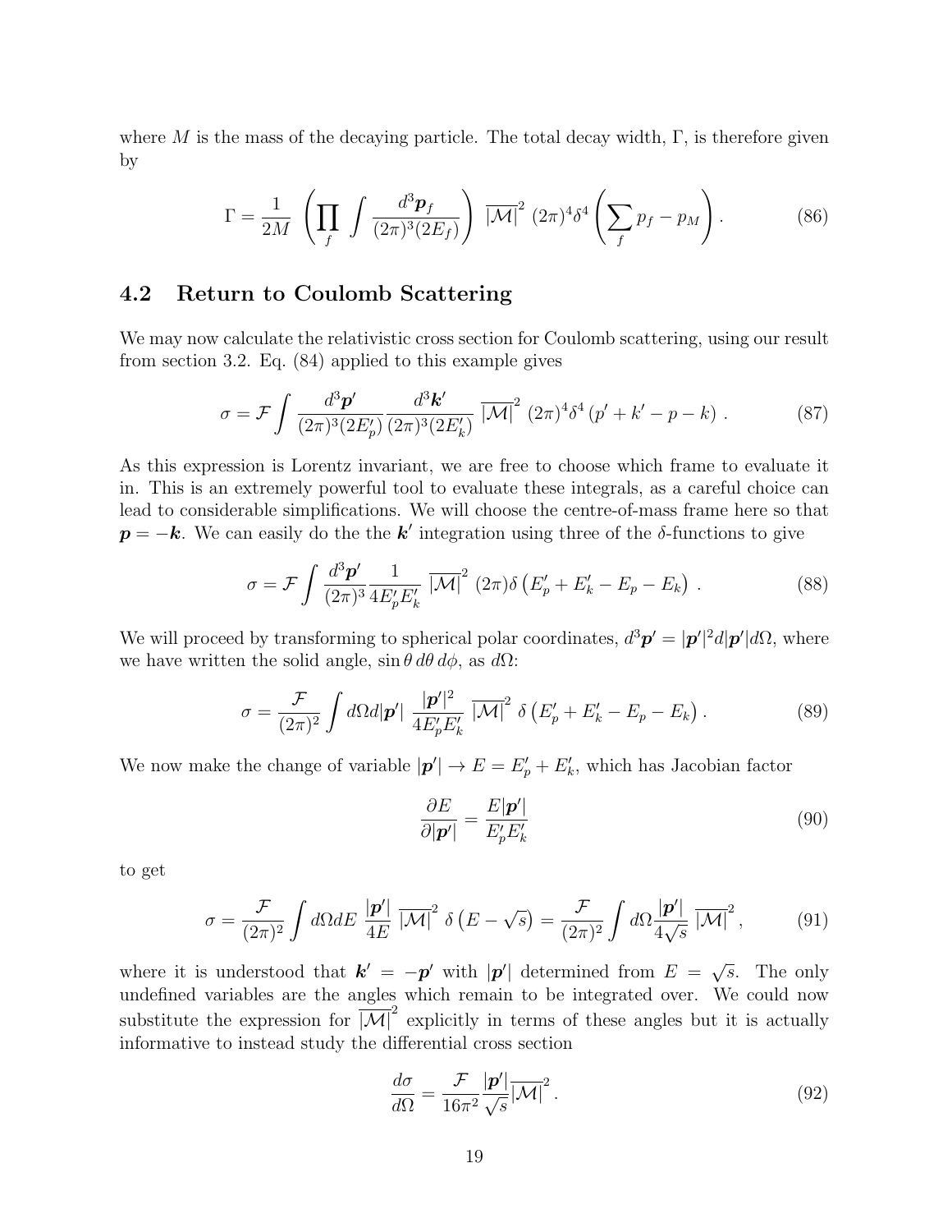where $M$ is the mass of the decaying particle. The total decay width, $\Gamma$, is therefore given by

$$\Gamma = \frac{1}{2M} \left( \prod_f \int \frac{d^3\boldsymbol{p}_f}{(2\pi)^3(2E_f)} \right) \overline{|\mathcal{M}|}^2 \, (2\pi)^4 \delta^4 \left( \sum_f p_f - p_M \right). \tag{86}$$

## 4.2 Return to Coulomb Scattering

We may now calculate the relativistic cross section for Coulomb scattering, using our result from section 3.2. Eq. (84) applied to this example gives

$$\sigma = \mathcal{F} \int \frac{d^3\boldsymbol{p}'}{(2\pi)^3(2E_p')} \frac{d^3\boldsymbol{k}'}{(2\pi)^3(2E_k')} \overline{|\mathcal{M}|}^2 \, (2\pi)^4 \delta^4 \left( p' + k' - p - k \right). \tag{87}$$

As this expression is Lorentz invariant, we are free to choose which frame to evaluate it in. This is an extremely powerful tool to evaluate these integrals, as a careful choice can lead to considerable simplifications. We will choose the centre-of-mass frame here so that $\boldsymbol{p} = -\boldsymbol{k}$. We can easily do the the $\boldsymbol{k}'$ integration using three of the $\delta$-functions to give

$$\sigma = \mathcal{F} \int \frac{d^3\boldsymbol{p}'}{(2\pi)^3} \frac{1}{4E_p'E_k'} \overline{|\mathcal{M}|}^2 \, (2\pi)\delta \left( E_p' + E_k' - E_p - E_k \right). \tag{88}$$

We will proceed by transforming to spherical polar coordinates, $d^3\boldsymbol{p}' = |\boldsymbol{p}'|^2 d|\boldsymbol{p}'| d\Omega$, where we have written the solid angle, $\sin\theta \, d\theta \, d\phi$, as $d\Omega$:

$$\sigma = \frac{\mathcal{F}}{(2\pi)^2} \int d\Omega d|\boldsymbol{p}'| \, \frac{|\boldsymbol{p}'|^2}{4E_p'E_k'} \overline{|\mathcal{M}|}^2 \, \delta \left( E_p' + E_k' - E_p - E_k \right). \tag{89}$$

We now make the change of variable $|\boldsymbol{p}'| \to E = E_p' + E_k'$, which has Jacobian factor

$$\frac{\partial E}{\partial |\boldsymbol{p}'|} = \frac{E|\boldsymbol{p}'|}{E_p'E_k'} \tag{90}$$

to get

$$\sigma = \frac{\mathcal{F}}{(2\pi)^2} \int d\Omega dE \, \frac{|\boldsymbol{p}'|}{4E} \overline{|\mathcal{M}|}^2 \, \delta \left( E - \sqrt{s} \right) = \frac{\mathcal{F}}{(2\pi)^2} \int d\Omega \frac{|\boldsymbol{p}'|}{4\sqrt{s}} \overline{|\mathcal{M}|}^2, \tag{91}$$

where it is understood that $\boldsymbol{k}' = -\boldsymbol{p}'$ with $|\boldsymbol{p}'|$ determined from $E = \sqrt{s}$. The only undefined variables are the angles which remain to be integrated over. We could now substitute the expression for $\overline{|\mathcal{M}|}^2$ explicitly in terms of these angles but it is actually informative to instead study the differential cross section

$$\frac{d\sigma}{d\Omega} = \frac{\mathcal{F}}{16\pi^2} \frac{|\boldsymbol{p}'|}{\sqrt{s}} \overline{|\mathcal{M}|}^2. \tag{92}$$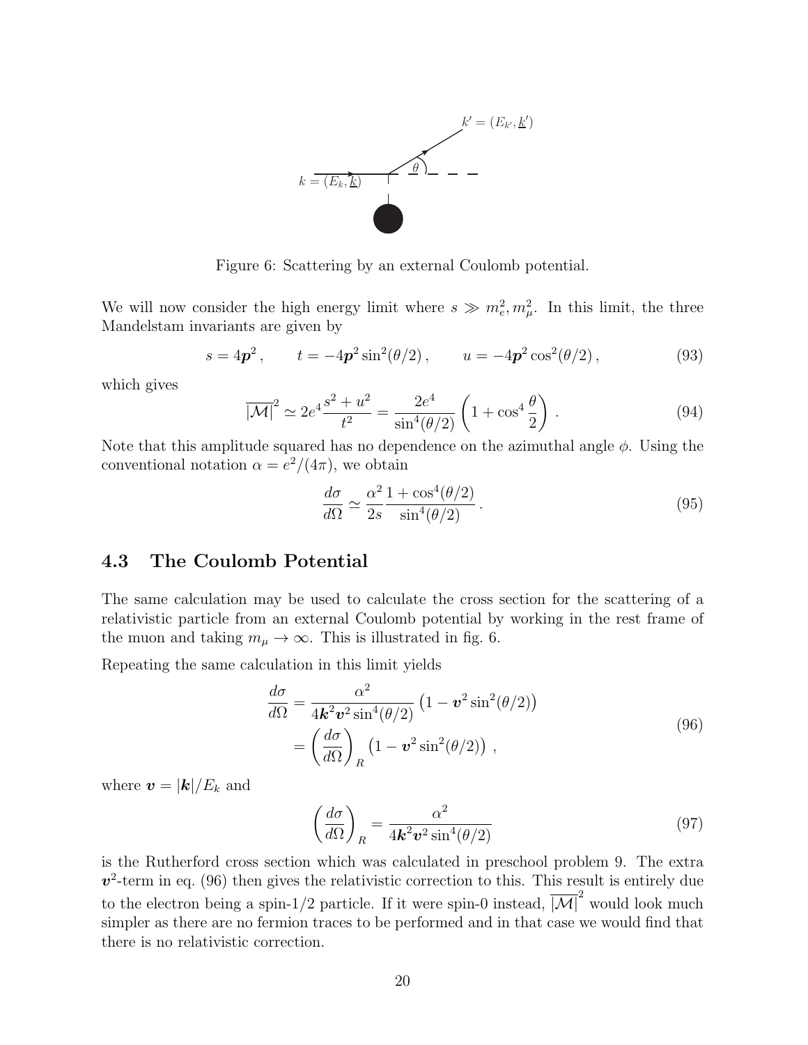Figure 6: Scattering by an external Coulomb potential.

We will now consider the high energy limit where $s \gg m_e^2, m_\mu^2$. In this limit, the three Mandelstam invariants are given by

$$s = 4\boldsymbol{p}^2\,, \qquad t = -4\boldsymbol{p}^2 \sin^2(\theta/2)\,, \qquad u = -4\boldsymbol{p}^2 \cos^2(\theta/2)\,, \tag{93}$$

which gives

$$\overline{|\mathcal{M}|}^2 \simeq 2e^4 \frac{s^2 + u^2}{t^2} = \frac{2e^4}{\sin^4(\theta/2)} \left(1 + \cos^4 \frac{\theta}{2}\right)\,. \tag{94}$$

Note that this amplitude squared has no dependence on the azimuthal angle $\phi$. Using the conventional notation $\alpha = e^2/(4\pi)$, we obtain

$$\frac{d\sigma}{d\Omega} \simeq \frac{\alpha^2}{2s} \frac{1 + \cos^4(\theta/2)}{\sin^4(\theta/2)}\,. \tag{95}$$

## 4.3 The Coulomb Potential

The same calculation may be used to calculate the cross section for the scattering of a relativistic particle from an external Coulomb potential by working in the rest frame of the muon and taking $m_\mu \to \infty$. This is illustrated in fig. 6.

Repeating the same calculation in this limit yields

$$\begin{aligned}
\frac{d\sigma}{d\Omega} &= \frac{\alpha^2}{4\boldsymbol{k}^2 \boldsymbol{v}^2 \sin^4(\theta/2)} \left(1 - \boldsymbol{v}^2 \sin^2(\theta/2)\right) \\
&= \left(\frac{d\sigma}{d\Omega}\right)_R \left(1 - \boldsymbol{v}^2 \sin^2(\theta/2)\right)\,,
\end{aligned} \tag{96}$$

where $\boldsymbol{v} = |\boldsymbol{k}|/E_k$ and

$$\left(\frac{d\sigma}{d\Omega}\right)_R = \frac{\alpha^2}{4\boldsymbol{k}^2 \boldsymbol{v}^2 \sin^4(\theta/2)} \tag{97}$$

is the Rutherford cross section which was calculated in preschool problem 9. The extra $\boldsymbol{v}^2$-term in eq. (96) then gives the relativistic correction to this. This result is entirely due to the electron being a spin-1/2 particle. If it were spin-0 instead, $\overline{|\mathcal{M}|}^2$ would look much simpler as there are no fermion traces to be performed and in that case we would find that there is no relativistic correction.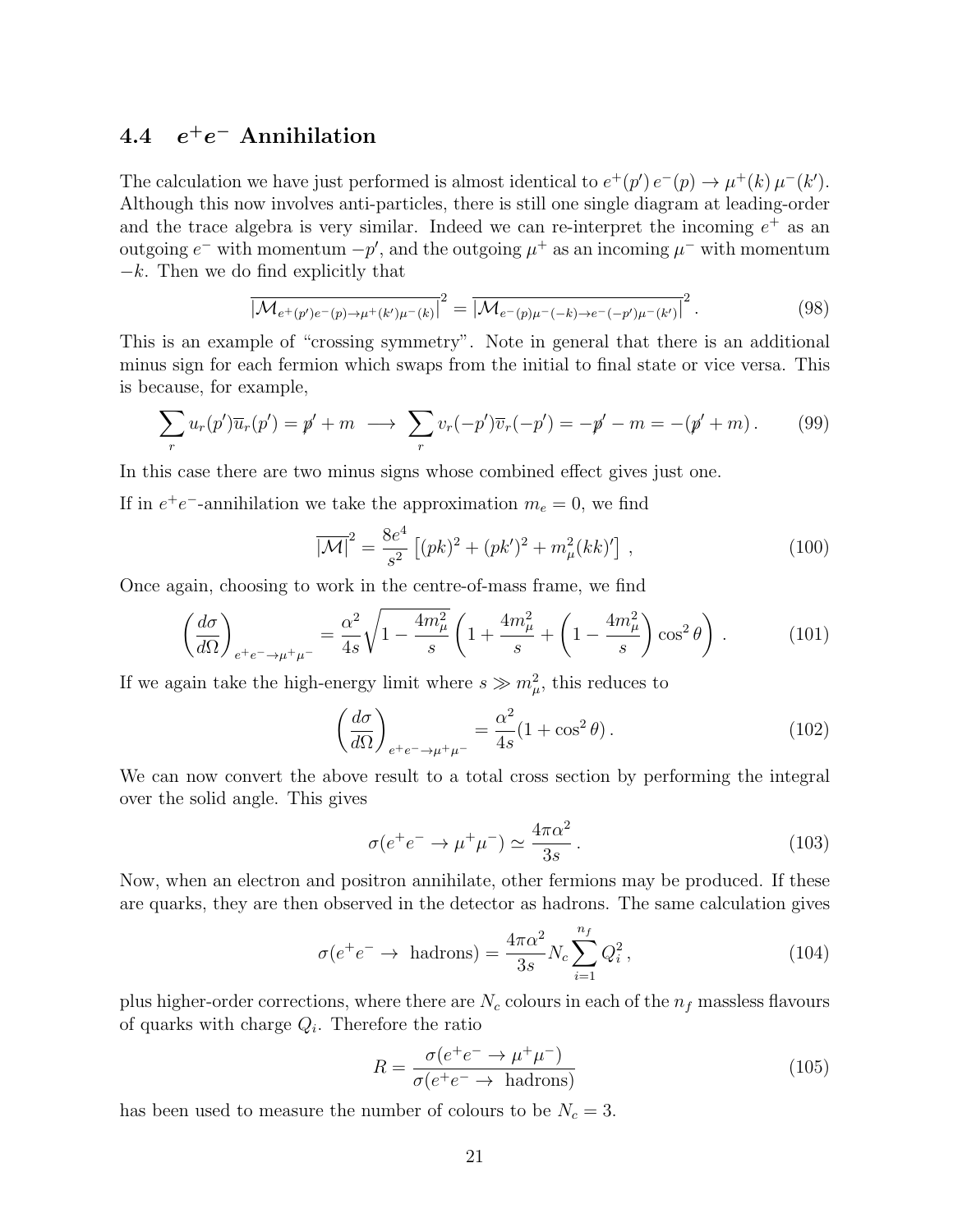## 4.4 $e^+e^-$ Annihilation

The calculation we have just performed is almost identical to $e^+(p')\, e^-(p) \to \mu^+(k)\, \mu^-(k')$. Although this now involves anti-particles, there is still one single diagram at leading-order and the trace algebra is very similar. Indeed we can re-interpret the incoming $e^+$ as an outgoing $e^-$ with momentum $-p'$, and the outgoing $\mu^+$ as an incoming $\mu^-$ with momentum $-k$. Then we do find explicitly that

$$\overline{|\mathcal{M}_{e^+(p')e^-(p)\to\mu^+(k')\mu^-(k)}|}^2 = \overline{|\mathcal{M}_{e^-(p)\mu^-(-k)\to e^-(-p')\mu^-(k')}|}^2 . \tag{98}$$

This is an example of "crossing symmetry". Note in general that there is an additional minus sign for each fermion which swaps from the initial to final state or vice versa. This is because, for example,

$$\sum_r u_r(p')\overline{u}_r(p') = \not{p}' + m \;\longrightarrow\; \sum_r v_r(-p')\overline{v}_r(-p') = -\not{p}' - m = -(\not{p}' + m) . \tag{99}$$

In this case there are two minus signs whose combined effect gives just one.

If in $e^+e^-$-annihilation we take the approximation $m_e = 0$, we find

$$\overline{|\mathcal{M}|}^2 = \frac{8e^4}{s^2}\left[(pk)^2 + (pk')^2 + m_\mu^2 (kk)'\right] , \tag{100}$$

Once again, choosing to work in the centre-of-mass frame, we find

$$\left(\frac{d\sigma}{d\Omega}\right)_{e^+e^-\to\mu^+\mu^-} = \frac{\alpha^2}{4s}\sqrt{1-\frac{4m_\mu^2}{s}}\left(1+\frac{4m_\mu^2}{s}+\left(1-\frac{4m_\mu^2}{s}\right)\cos^2\theta\right) . \tag{101}$$

If we again take the high-energy limit where $s \gg m_\mu^2$, this reduces to

$$\left(\frac{d\sigma}{d\Omega}\right)_{e^+e^-\to\mu^+\mu^-} = \frac{\alpha^2}{4s}(1+\cos^2\theta) . \tag{102}$$

We can now convert the above result to a total cross section by performing the integral over the solid angle. This gives

$$\sigma(e^+e^- \to \mu^+\mu^-) \simeq \frac{4\pi\alpha^2}{3s} . \tag{103}$$

Now, when an electron and positron annihilate, other fermions may be produced. If these are quarks, they are then observed in the detector as hadrons. The same calculation gives

$$\sigma(e^+e^- \to \text{ hadrons}) = \frac{4\pi\alpha^2}{3s} N_c \sum_{i=1}^{n_f} Q_i^2 , \tag{104}$$

plus higher-order corrections, where there are $N_c$ colours in each of the $n_f$ massless flavours of quarks with charge $Q_i$. Therefore the ratio

$$R = \frac{\sigma(e^+e^- \to \mu^+\mu^-)}{\sigma(e^+e^- \to \text{ hadrons})} \tag{105}$$

has been used to measure the number of colours to be $N_c = 3$.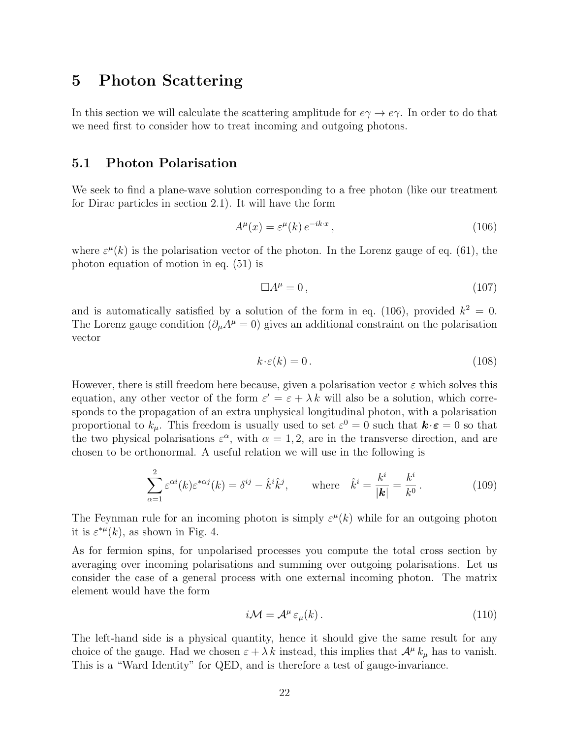# 5 Photon Scattering

In this section we will calculate the scattering amplitude for $e\gamma \to e\gamma$. In order to do that we need first to consider how to treat incoming and outgoing photons.

## 5.1 Photon Polarisation

We seek to find a plane-wave solution corresponding to a free photon (like our treatment for Dirac particles in section 2.1). It will have the form

$$A^\mu(x) = \varepsilon^\mu(k)\, e^{-ik\cdot x}\,, \tag{106}$$

where $\varepsilon^\mu(k)$ is the polarisation vector of the photon. In the Lorenz gauge of eq. (61), the photon equation of motion in eq. (51) is

$$\Box A^\mu = 0\,, \tag{107}$$

and is automatically satisfied by a solution of the form in eq. (106), provided $k^2 = 0$. The Lorenz gauge condition ($\partial_\mu A^\mu = 0$) gives an additional constraint on the polarisation vector

$$k\cdot\varepsilon(k) = 0\,. \tag{108}$$

However, there is still freedom here because, given a polarisation vector $\varepsilon$ which solves this equation, any other vector of the form $\varepsilon' = \varepsilon + \lambda\, k$ will also be a solution, which corresponds to the propagation of an extra unphysical longitudinal photon, with a polarisation proportional to $k_\mu$. This freedom is usually used to set $\varepsilon^0 = 0$ such that $\boldsymbol{k}\cdot\boldsymbol{\varepsilon} = 0$ so that the two physical polarisations $\varepsilon^\alpha$, with $\alpha = 1, 2$, are in the transverse direction, and are chosen to be orthonormal. A useful relation we will use in the following is

$$\sum_{\alpha=1}^{2} \varepsilon^{\alpha i}(k)\varepsilon^{*\alpha j}(k) = \delta^{ij} - \hat{k}^i\hat{k}^j, \qquad \text{where} \quad \hat{k}^i = \frac{k^i}{|\boldsymbol{k}|} = \frac{k^i}{k^0}\,. \tag{109}$$

The Feynman rule for an incoming photon is simply $\varepsilon^\mu(k)$ while for an outgoing photon it is $\varepsilon^{*\mu}(k)$, as shown in Fig. 4.

As for fermion spins, for unpolarised processes you compute the total cross section by averaging over incoming polarisations and summing over outgoing polarisations. Let us consider the case of a general process with one external incoming photon. The matrix element would have the form

$$i\mathcal{M} = \mathcal{A}^\mu\, \varepsilon_\mu(k)\,. \tag{110}$$

The left-hand side is a physical quantity, hence it should give the same result for any choice of the gauge. Had we chosen $\varepsilon + \lambda\, k$ instead, this implies that $\mathcal{A}^\mu\, k_\mu$ has to vanish. This is a "Ward Identity" for QED, and is therefore a test of gauge-invariance.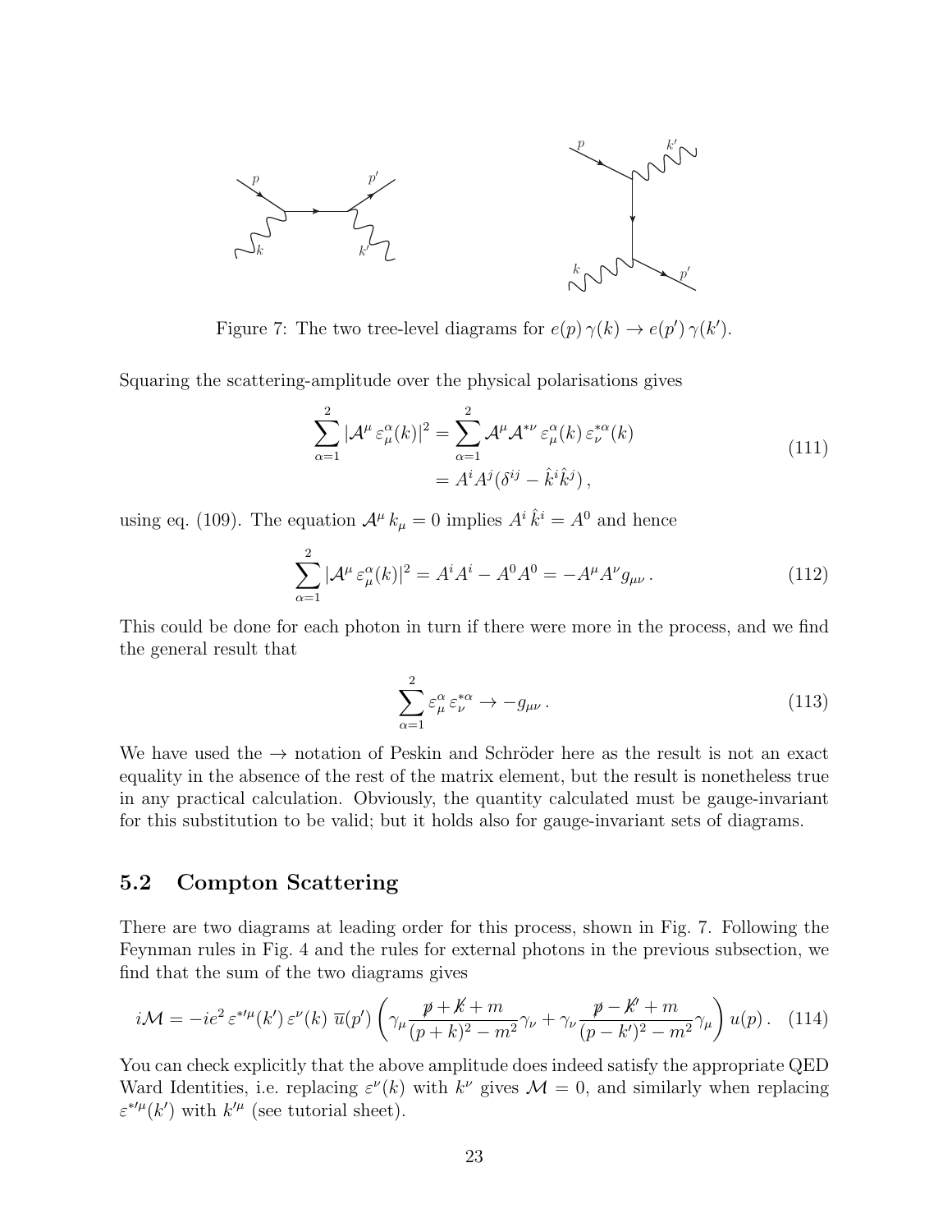Figure 7: The two tree-level diagrams for $e(p)\,\gamma(k) \to e(p')\,\gamma(k')$.

Squaring the scattering-amplitude over the physical polarisations gives

$$\begin{aligned}\sum_{\alpha=1}^{2} |\mathcal{A}^\mu \, \varepsilon_\mu^\alpha(k)|^2 &= \sum_{\alpha=1}^{2} \mathcal{A}^\mu \mathcal{A}^{*\nu} \, \varepsilon_\mu^\alpha(k) \, \varepsilon_\nu^{*\alpha}(k) \\ &= A^i A^j (\delta^{ij} - \hat{k}^i \hat{k}^j)\,,\end{aligned} \tag{111}$$

using eq. (109). The equation $\mathcal{A}^\mu \, k_\mu = 0$ implies $A^i \, \hat{k}^i = A^0$ and hence

$$\sum_{\alpha=1}^{2} |\mathcal{A}^\mu \, \varepsilon_\mu^\alpha(k)|^2 = A^i A^i - A^0 A^0 = -\mathcal{A}^\mu \mathcal{A}^\nu g_{\mu\nu}\,. \tag{112}$$

This could be done for each photon in turn if there were more in the process, and we find the general result that

$$\sum_{\alpha=1}^{2} \varepsilon_\mu^\alpha \, \varepsilon_\nu^{*\alpha} \to -g_{\mu\nu}\,. \tag{113}$$

We have used the $\to$ notation of Peskin and Schröder here as the result is not an exact equality in the absence of the rest of the matrix element, but the result is nonetheless true in any practical calculation. Obviously, the quantity calculated must be gauge-invariant for this substitution to be valid; but it holds also for gauge-invariant sets of diagrams.

## 5.2 Compton Scattering

There are two diagrams at leading order for this process, shown in Fig. 7. Following the Feynman rules in Fig. 4 and the rules for external photons in the previous subsection, we find that the sum of the two diagrams gives

$$i\mathcal{M} = -ie^2 \, \varepsilon^{*\prime\mu}(k') \, \varepsilon^\nu(k) \; \overline{u}(p') \left( \gamma_\mu \frac{\not{p} + \not{k} + m}{(p+k)^2 - m^2} \gamma_\nu + \gamma_\nu \frac{\not{p} - \not{k}' + m}{(p-k')^2 - m^2} \gamma_\mu \right) u(p)\,. \tag{114}$$

You can check explicitly that the above amplitude does indeed satisfy the appropriate QED Ward Identities, i.e. replacing $\varepsilon^\nu(k)$ with $k^\nu$ gives $\mathcal{M} = 0$, and similarly when replacing $\varepsilon^{*\prime\mu}(k')$ with $k'^\mu$ (see tutorial sheet).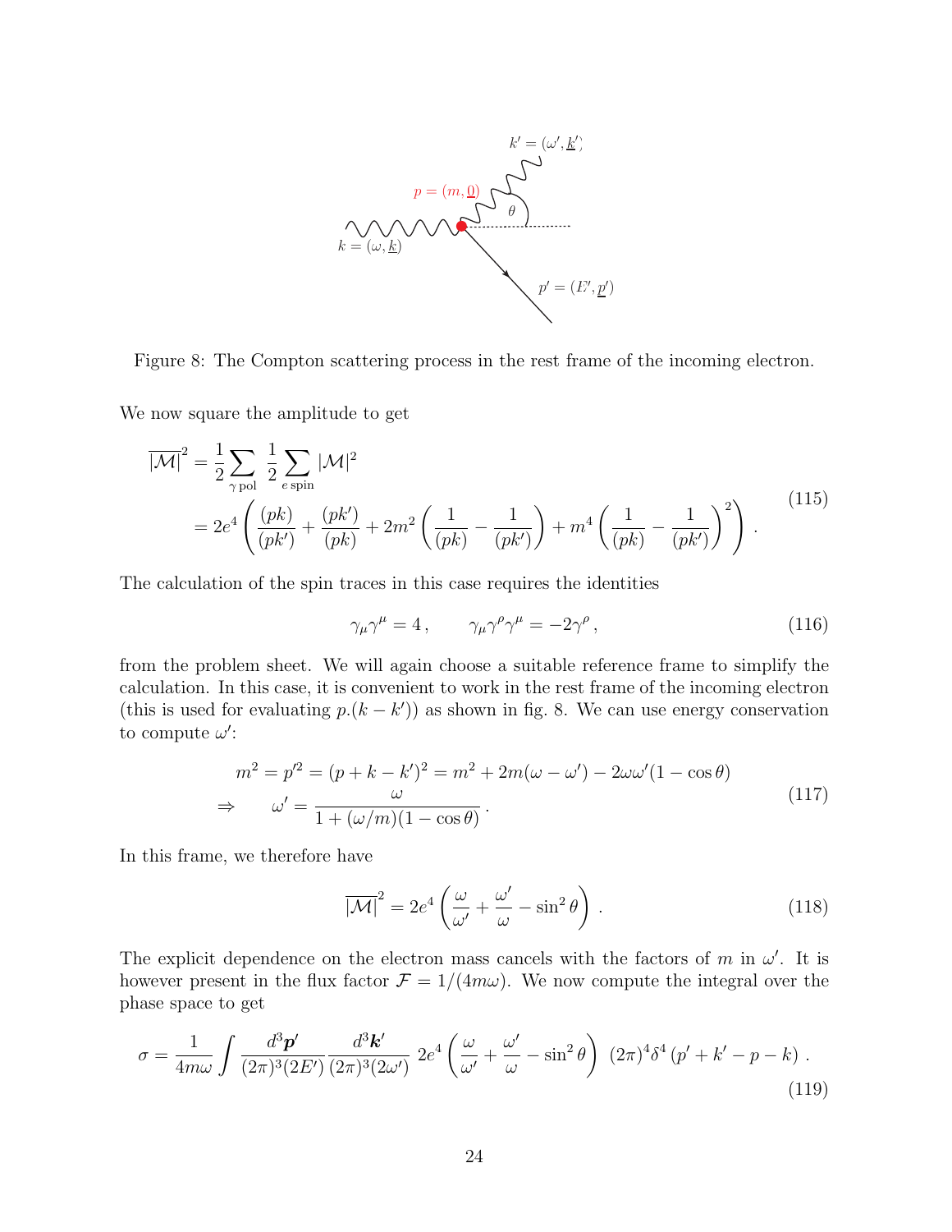Figure 8: The Compton scattering process in the rest frame of the incoming electron.

We now square the amplitude to get

$$
\begin{aligned}
\overline{|\mathcal{M}|}^2 &= \frac{1}{2}\sum_{\gamma\,\text{pol}} \frac{1}{2}\sum_{e\,\text{spin}} |\mathcal{M}|^2 \\
&= 2e^4\left(\frac{(pk)}{(pk')} + \frac{(pk')}{(pk)} + 2m^2\left(\frac{1}{(pk)} - \frac{1}{(pk')}\right) + m^4\left(\frac{1}{(pk)} - \frac{1}{(pk')}\right)^2\right) .
\end{aligned}
\tag{115}
$$

The calculation of the spin traces in this case requires the identities

$$
\gamma_\mu \gamma^\mu = 4\,, \qquad \gamma_\mu \gamma^\rho \gamma^\mu = -2\gamma^\rho\,, \tag{116}
$$

from the problem sheet. We will again choose a suitable reference frame to simplify the calculation. In this case, it is convenient to work in the rest frame of the incoming electron (this is used for evaluating $p.(k-k')$) as shown in fig. 8. We can use energy conservation to compute $\omega'$:

$$
\begin{aligned}
m^2 = p'^2 = (p+k-k')^2 &= m^2 + 2m(\omega - \omega') - 2\omega\omega'(1-\cos\theta) \\
\Rightarrow \qquad \omega' &= \frac{\omega}{1 + (\omega/m)(1-\cos\theta)}\,.
\end{aligned}
\tag{117}
$$

In this frame, we therefore have

$$
\overline{|\mathcal{M}|}^2 = 2e^4\left(\frac{\omega}{\omega'} + \frac{\omega'}{\omega} - \sin^2\theta\right) . \tag{118}
$$

The explicit dependence on the electron mass cancels with the factors of $m$ in $\omega'$. It is however present in the flux factor $\mathcal{F} = 1/(4m\omega)$. We now compute the integral over the phase space to get

$$
\sigma = \frac{1}{4m\omega}\int \frac{d^3\boldsymbol{p'}}{(2\pi)^3(2E')}\frac{d^3\boldsymbol{k'}}{(2\pi)^3(2\omega')}\; 2e^4\left(\frac{\omega}{\omega'} + \frac{\omega'}{\omega} - \sin^2\theta\right)\;(2\pi)^4\delta^4\left(p'+k'-p-k\right) . \tag{119}
$$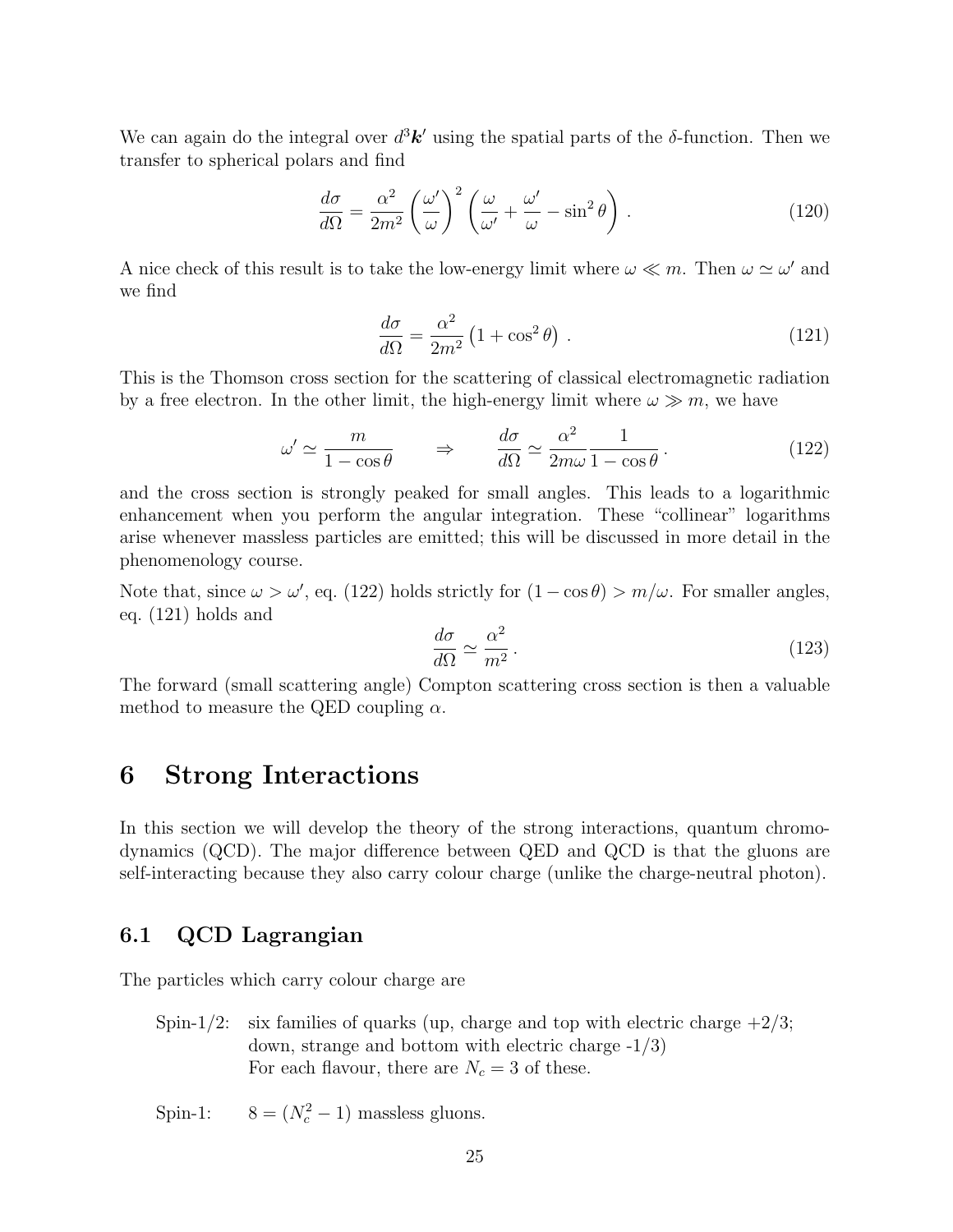We can again do the integral over $d^3\boldsymbol{k}'$ using the spatial parts of the $\delta$-function. Then we transfer to spherical polars and find

$$\frac{d\sigma}{d\Omega} = \frac{\alpha^2}{2m^2}\left(\frac{\omega'}{\omega}\right)^2\left(\frac{\omega}{\omega'} + \frac{\omega'}{\omega} - \sin^2\theta\right) . \tag{120}$$

A nice check of this result is to take the low-energy limit where $\omega \ll m$. Then $\omega \simeq \omega'$ and we find

$$\frac{d\sigma}{d\Omega} = \frac{\alpha^2}{2m^2}\left(1 + \cos^2\theta\right) . \tag{121}$$

This is the Thomson cross section for the scattering of classical electromagnetic radiation by a free electron. In the other limit, the high-energy limit where $\omega \gg m$, we have

$$\omega' \simeq \frac{m}{1-\cos\theta} \qquad \Rightarrow \qquad \frac{d\sigma}{d\Omega} \simeq \frac{\alpha^2}{2m\omega}\frac{1}{1-\cos\theta} . \tag{122}$$

and the cross section is strongly peaked for small angles. This leads to a logarithmic enhancement when you perform the angular integration. These "collinear" logarithms arise whenever massless particles are emitted; this will be discussed in more detail in the phenomenology course.

Note that, since $\omega > \omega'$, eq. (122) holds strictly for $(1-\cos\theta) > m/\omega$. For smaller angles, eq. (121) holds and

$$\frac{d\sigma}{d\Omega} \simeq \frac{\alpha^2}{m^2} . \tag{123}$$

The forward (small scattering angle) Compton scattering cross section is then a valuable method to measure the QED coupling $\alpha$.

# 6 Strong Interactions

In this section we will develop the theory of the strong interactions, quantum chromodynamics (QCD). The major difference between QED and QCD is that the gluons are self-interacting because they also carry colour charge (unlike the charge-neutral photon).

## 6.1 QCD Lagrangian

The particles which carry colour charge are

Spin-1/2: six families of quarks (up, charge and top with electric charge +2/3; down, strange and bottom with electric charge -1/3)
For each flavour, there are $N_c = 3$ of these.

Spin-1: $8 = (N_c^2 - 1)$ massless gluons.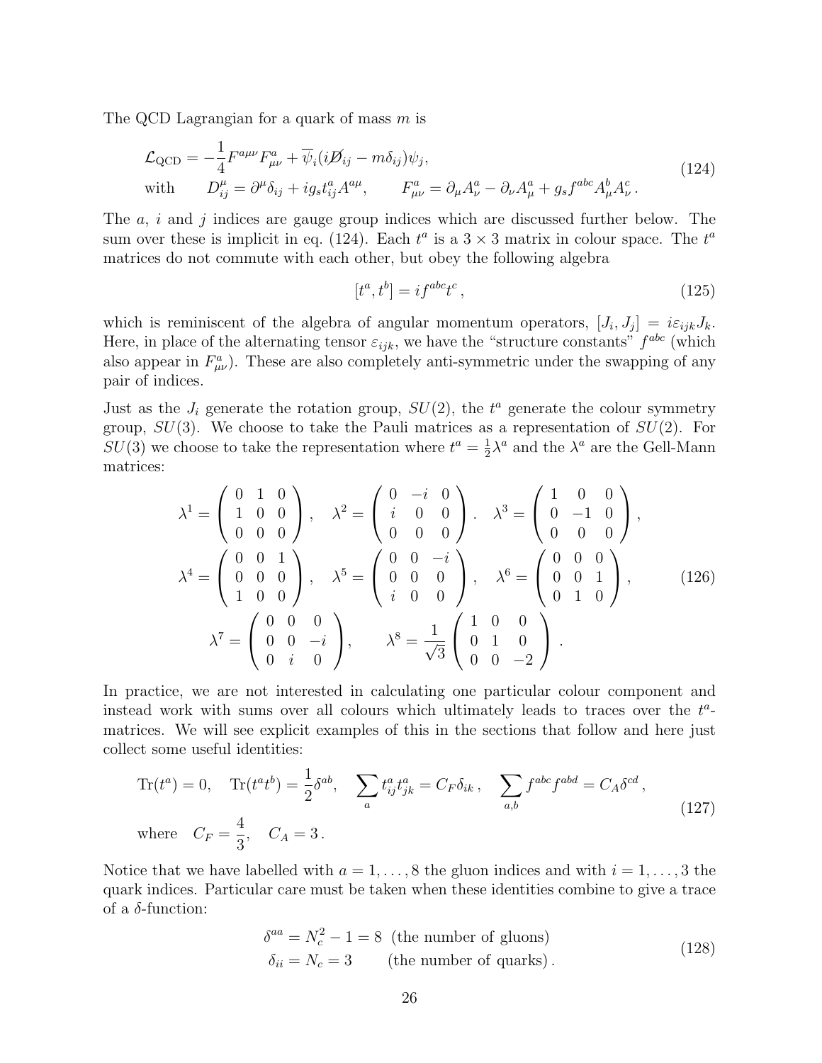The QCD Lagrangian for a quark of mass $m$ is

$$
\begin{aligned}
\mathcal{L}_{\rm QCD} &= -\frac{1}{4} F^{a\mu\nu} F^a_{\mu\nu} + \overline{\psi}_i (i\not{D}_{ij} - m\delta_{ij})\psi_j, \\
\text{with} \qquad D^\mu_{ij} &= \partial^\mu \delta_{ij} + i g_s t^a_{ij} A^{a\mu}, \qquad F^a_{\mu\nu} = \partial_\mu A^a_\nu - \partial_\nu A^a_\mu + g_s f^{abc} A^b_\mu A^c_\nu \,.
\end{aligned}
\tag{124}
$$

The $a$, $i$ and $j$ indices are gauge group indices which are discussed further below. The sum over these is implicit in eq. (124). Each $t^a$ is a $3 \times 3$ matrix in colour space. The $t^a$ matrices do not commute with each other, but obey the following algebra

$$
[t^a, t^b] = i f^{abc} t^c \,,
\tag{125}
$$

which is reminiscent of the algebra of angular momentum operators, $[J_i, J_j] = i\varepsilon_{ijk} J_k$. Here, in place of the alternating tensor $\varepsilon_{ijk}$, we have the "structure constants" $f^{abc}$ (which also appear in $F^a_{\mu\nu}$). These are also completely anti-symmetric under the swapping of any pair of indices.

Just as the $J_i$ generate the rotation group, $SU(2)$, the $t^a$ generate the colour symmetry group, $SU(3)$. We choose to take the Pauli matrices as a representation of $SU(2)$. For $SU(3)$ we choose to take the representation where $t^a = \frac{1}{2}\lambda^a$ and the $\lambda^a$ are the Gell-Mann matrices:

$$
\begin{aligned}
\lambda^1 &= \begin{pmatrix} 0 & 1 & 0 \\ 1 & 0 & 0 \\ 0 & 0 & 0 \end{pmatrix}, \quad \lambda^2 = \begin{pmatrix} 0 & -i & 0 \\ i & 0 & 0 \\ 0 & 0 & 0 \end{pmatrix}. \quad \lambda^3 = \begin{pmatrix} 1 & 0 & 0 \\ 0 & -1 & 0 \\ 0 & 0 & 0 \end{pmatrix}, \\
\lambda^4 &= \begin{pmatrix} 0 & 0 & 1 \\ 0 & 0 & 0 \\ 1 & 0 & 0 \end{pmatrix}, \quad \lambda^5 = \begin{pmatrix} 0 & 0 & -i \\ 0 & 0 & 0 \\ i & 0 & 0 \end{pmatrix}, \quad \lambda^6 = \begin{pmatrix} 0 & 0 & 0 \\ 0 & 0 & 1 \\ 0 & 1 & 0 \end{pmatrix}, \\
\lambda^7 &= \begin{pmatrix} 0 & 0 & 0 \\ 0 & 0 & -i \\ 0 & i & 0 \end{pmatrix}, \qquad \lambda^8 = \frac{1}{\sqrt{3}} \begin{pmatrix} 1 & 0 & 0 \\ 0 & 1 & 0 \\ 0 & 0 & -2 \end{pmatrix}.
\end{aligned}
\tag{126}
$$

In practice, we are not interested in calculating one particular colour component and instead work with sums over all colours which ultimately leads to traces over the $t^a$-matrices. We will see explicit examples of this in the sections that follow and here just collect some useful identities:

$$
\begin{aligned}
&\mathrm{Tr}(t^a) = 0, \quad \mathrm{Tr}(t^a t^b) = \frac{1}{2}\delta^{ab}, \quad \sum_a t^a_{ij} t^a_{jk} = C_F \delta_{ik} \,, \quad \sum_{a,b} f^{abc} f^{abd} = C_A \delta^{cd} \,, \\
&\text{where} \quad C_F = \frac{4}{3}, \quad C_A = 3 \,.
\end{aligned}
\tag{127}
$$

Notice that we have labelled with $a = 1, \ldots, 8$ the gluon indices and with $i = 1, \ldots, 3$ the quark indices. Particular care must be taken when these identities combine to give a trace of a $\delta$-function:

$$
\begin{aligned}
\delta^{aa} &= N_c^2 - 1 = 8 \;\; \text{(the number of gluons)} \\
\delta_{ii} &= N_c = 3 \qquad \text{(the number of quarks)} \,.
\end{aligned}
\tag{128}
$$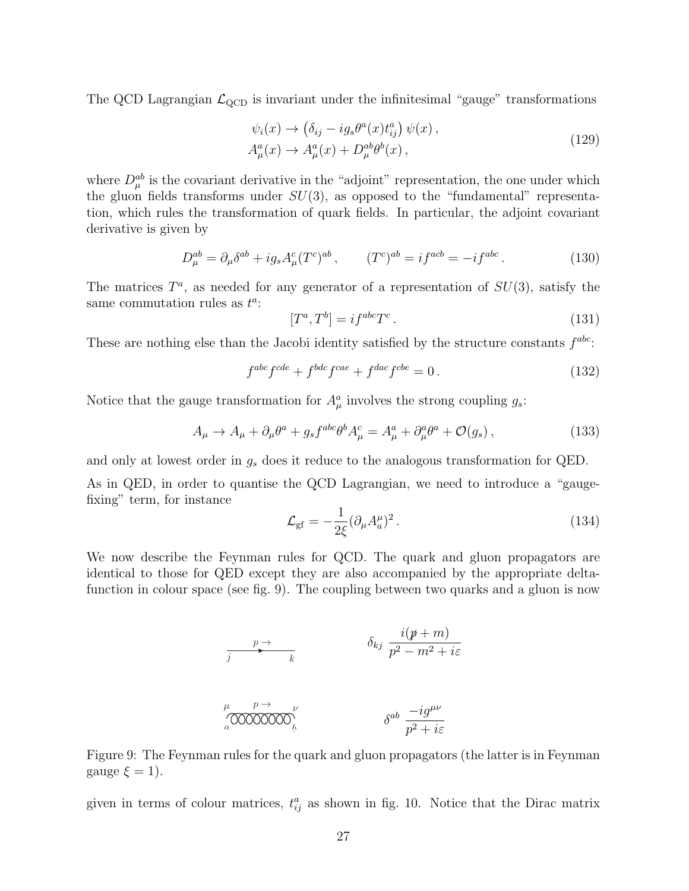The QCD Lagrangian $\mathcal{L}_{\text{QCD}}$ is invariant under the infinitesimal "gauge" transformations

$$
\begin{aligned}
\psi_i(x) &\to \left(\delta_{ij} - i g_s \theta^a(x) t^a_{ij}\right) \psi(x)\,, \\
A^a_\mu(x) &\to A^a_\mu(x) + D^{ab}_\mu \theta^b(x)\,,
\end{aligned}
\tag{129}
$$

where $D^{ab}_\mu$ is the covariant derivative in the "adjoint" representation, the one under which the gluon fields transforms under $SU(3)$, as opposed to the "fundamental" representation, which rules the transformation of quark fields. In particular, the adjoint covariant derivative is given by

$$
D^{ab}_\mu = \partial_\mu \delta^{ab} + i g_s A^c_\mu (T^c)^{ab}\,, \qquad (T^c)^{ab} = i f^{acb} = -i f^{abc}\,. \tag{130}
$$

The matrices $T^a$, as needed for any generator of a representation of $SU(3)$, satisfy the same commutation rules as $t^a$:

$$
[T^a, T^b] = i f^{abc} T^c\,. \tag{131}
$$

These are nothing else than the Jacobi identity satisfied by the structure constants $f^{abc}$:

$$
f^{abc} f^{cde} + f^{bdc} f^{cae} + f^{dac} f^{cbe} = 0\,. \tag{132}
$$

Notice that the gauge transformation for $A^a_\mu$ involves the strong coupling $g_s$:

$$
A_\mu \to A_\mu + \partial_\mu \theta^a + g_s f^{abc} \theta^b A^c_\mu = A^a_\mu + \partial^a_\mu \theta^a + \mathcal{O}(g_s)\,, \tag{133}
$$

and only at lowest order in $g_s$ does it reduce to the analogous transformation for QED.

As in QED, in order to quantise the QCD Lagrangian, we need to introduce a "gauge-fixing" term, for instance

$$
\mathcal{L}_{\text{gf}} = -\frac{1}{2\xi} (\partial_\mu A^\mu_a)^2\,. \tag{134}
$$

We now describe the Feynman rules for QCD. The quark and gluon propagators are identical to those for QED except they are also accompanied by the appropriate delta-function in colour space (see fig. 9). The coupling between two quarks and a gluon is now

$$
\delta_{kj}\ \frac{i(\not{p} + m)}{p^2 - m^2 + i\varepsilon}
$$

$$
\delta^{ab}\ \frac{-i g^{\mu\nu}}{p^2 + i\varepsilon}
$$

Figure 9: The Feynman rules for the quark and gluon propagators (the latter is in Feynman gauge $\xi = 1$).

given in terms of colour matrices, $t^a_{ij}$ as shown in fig. 10. Notice that the Dirac matrix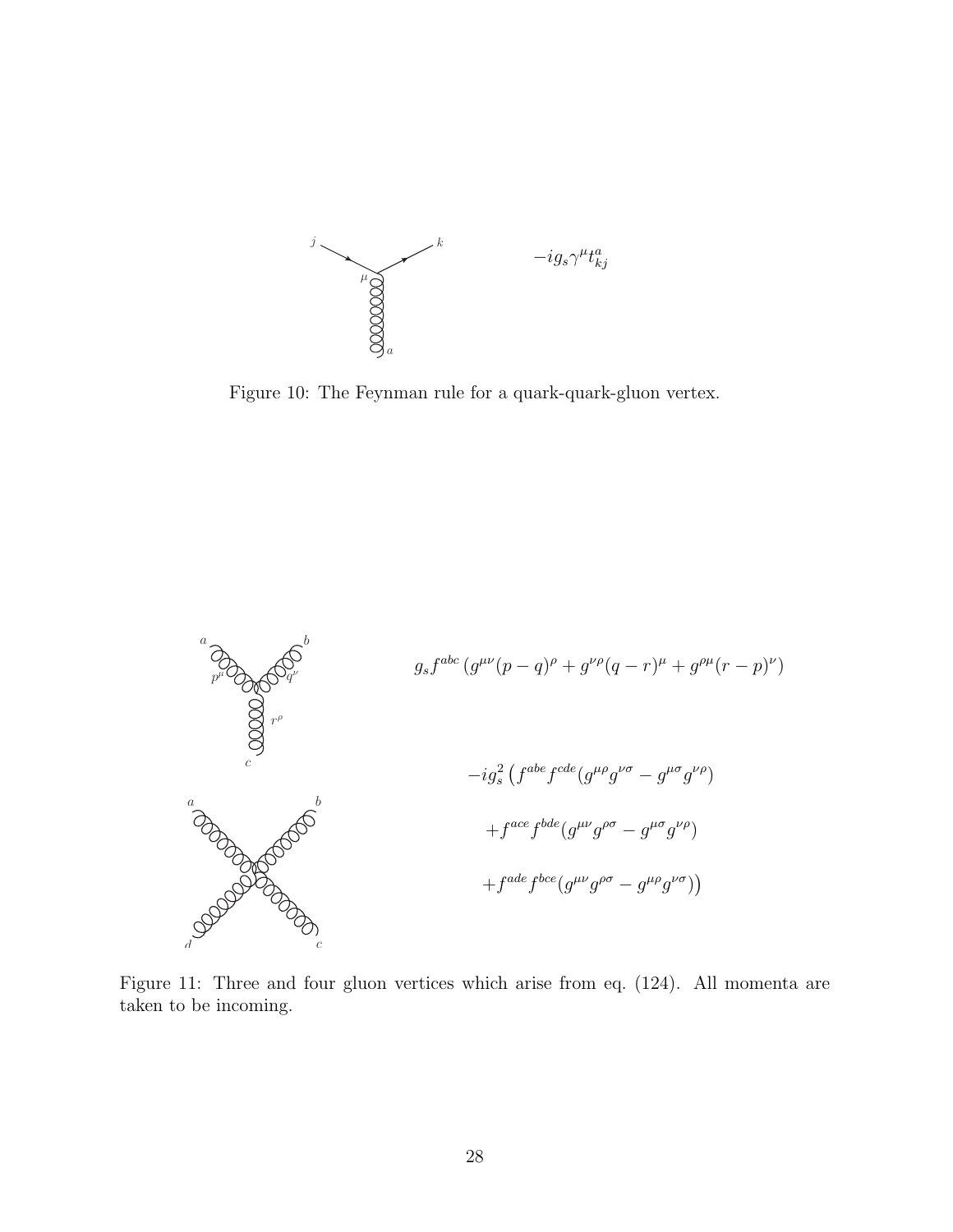$$-ig_s \gamma^\mu t^a_{kj}$$

Figure 10: The Feynman rule for a quark-quark-gluon vertex.

$$g_s f^{abc} \left( g^{\mu\nu}(p-q)^\rho + g^{\nu\rho}(q-r)^\mu + g^{\rho\mu}(r-p)^\nu \right)$$

$$-ig_s^2 \big( f^{abe} f^{cde} (g^{\mu\rho} g^{\nu\sigma} - g^{\mu\sigma} g^{\nu\rho})$$

$$+ f^{ace} f^{bde} (g^{\mu\nu} g^{\rho\sigma} - g^{\mu\sigma} g^{\nu\rho})$$

$$+ f^{ade} f^{bce} (g^{\mu\nu} g^{\rho\sigma} - g^{\mu\rho} g^{\nu\sigma}) \big)$$

Figure 11: Three and four gluon vertices which arise from eq. (124). All momenta are taken to be incoming.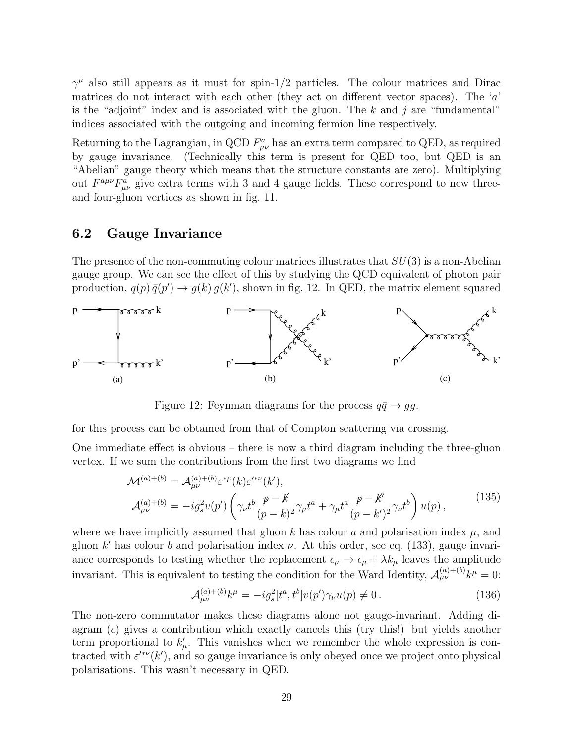$\gamma^\mu$ also still appears as it must for spin-1/2 particles. The colour matrices and Dirac matrices do not interact with each other (they act on different vector spaces). The '$a$' is the "adjoint" index and is associated with the gluon. The $k$ and $j$ are "fundamental" indices associated with the outgoing and incoming fermion line respectively.

Returning to the Lagrangian, in QCD $F^a_{\mu\nu}$ has an extra term compared to QED, as required by gauge invariance. (Technically this term is present for QED too, but QED is an "Abelian" gauge theory which means that the structure constants are zero). Multiplying out $F^{a\mu\nu}F^a_{\mu\nu}$ give extra terms with 3 and 4 gauge fields. These correspond to new three- and four-gluon vertices as shown in fig. 11.

## 6.2 Gauge Invariance

The presence of the non-commuting colour matrices illustrates that $SU(3)$ is a non-Abelian gauge group. We can see the effect of this by studying the QCD equivalent of photon pair production, $q(p)\,\bar{q}(p') \to g(k)\,g(k')$, shown in fig. 12. In QED, the matrix element squared for this process can be obtained from that of Compton scattering via crossing.

Figure 12: Feynman diagrams for the process $q\bar{q} \to gg$.

One immediate effect is obvious – there is now a third diagram including the three-gluon vertex. If we sum the contributions from the first two diagrams we find

$$
\begin{aligned}
\mathcal{M}^{(a)+(b)} &= \mathcal{A}^{(a)+(b)}_{\mu\nu}\varepsilon^{*\mu}(k)\varepsilon'^{*\nu}(k'), \\
\mathcal{A}^{(a)+(b)}_{\mu\nu} &= -ig_s^2\overline{v}(p')\left(\gamma_\nu t^b \frac{\not{p}-\not{k}}{(p-k)^2}\gamma_\mu t^a + \gamma_\mu t^a \frac{\not{p}-\not{k}'}{(p-k')^2}\gamma_\nu t^b\right)u(p)\,,
\end{aligned}
\tag{135}
$$

where we have implicitly assumed that gluon $k$ has colour $a$ and polarisation index $\mu$, and gluon $k'$ has colour $b$ and polarisation index $\nu$. At this order, see eq. (133), gauge invariance corresponds to testing whether the replacement $\epsilon_\mu \to \epsilon_\mu + \lambda k_\mu$ leaves the amplitude invariant. This is equivalent to testing the condition for the Ward Identity, $\mathcal{A}^{(a)+(b)}_{\mu\nu}k^\mu = 0$:

$$
\mathcal{A}^{(a)+(b)}_{\mu\nu}k^\mu = -ig_s^2[t^a,t^b]\overline{v}(p')\gamma_\nu u(p) \neq 0\,. \tag{136}
$$

The non-zero commutator makes these diagrams alone not gauge-invariant. Adding diagram ($c$) gives a contribution which exactly cancels this (try this!) but yields another term proportional to $k'_\mu$. This vanishes when we remember the whole expression is contracted with $\varepsilon'^{*\nu}(k')$, and so gauge invariance is only obeyed once we project onto physical polarisations. This wasn't necessary in QED.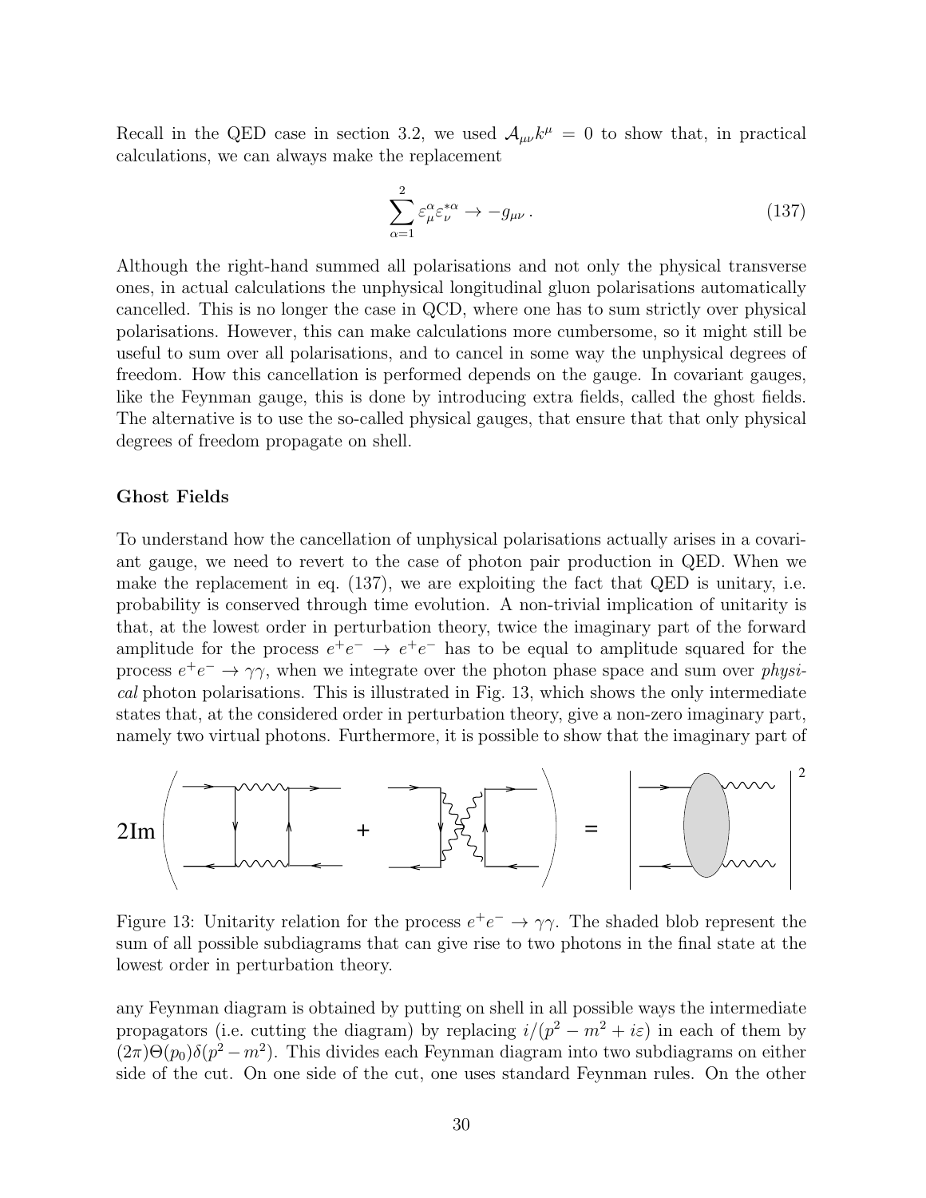Recall in the QED case in section 3.2, we used $\mathcal{A}_{\mu\nu}k^\mu = 0$ to show that, in practical calculations, we can always make the replacement

$$\sum_{\alpha=1}^{2} \varepsilon_\mu^\alpha \varepsilon_\nu^{*\alpha} \to -g_{\mu\nu} \,. \tag{137}$$

Although the right-hand summed all polarisations and not only the physical transverse ones, in actual calculations the unphysical longitudinal gluon polarisations automatically cancelled. This is no longer the case in QCD, where one has to sum strictly over physical polarisations. However, this can make calculations more cumbersome, so it might still be useful to sum over all polarisations, and to cancel in some way the unphysical degrees of freedom. How this cancellation is performed depends on the gauge. In covariant gauges, like the Feynman gauge, this is done by introducing extra fields, called the ghost fields. The alternative is to use the so-called physical gauges, that ensure that that only physical degrees of freedom propagate on shell.

**Ghost Fields**

To understand how the cancellation of unphysical polarisations actually arises in a covariant gauge, we need to revert to the case of photon pair production in QED. When we make the replacement in eq. (137), we are exploiting the fact that QED is unitary, i.e. probability is conserved through time evolution. A non-trivial implication of unitarity is that, at the lowest order in perturbation theory, twice the imaginary part of the forward amplitude for the process $e^+e^- \to e^+e^-$ has to be equal to amplitude squared for the process $e^+e^- \to \gamma\gamma$, when we integrate over the photon phase space and sum over *physical* photon polarisations. This is illustrated in Fig. 13, which shows the only intermediate states that, at the considered order in perturbation theory, give a non-zero imaginary part, namely two virtual photons. Furthermore, it is possible to show that the imaginary part of

Figure 13: Unitarity relation for the process $e^+e^- \to \gamma\gamma$. The shaded blob represent the sum of all possible subdiagrams that can give rise to two photons in the final state at the lowest order in perturbation theory.

any Feynman diagram is obtained by putting on shell in all possible ways the intermediate propagators (i.e. cutting the diagram) by replacing $i/(p^2 - m^2 + i\varepsilon)$ in each of them by $(2\pi)\Theta(p_0)\delta(p^2 - m^2)$. This divides each Feynman diagram into two subdiagrams on either side of the cut. On one side of the cut, one uses standard Feynman rules. On the other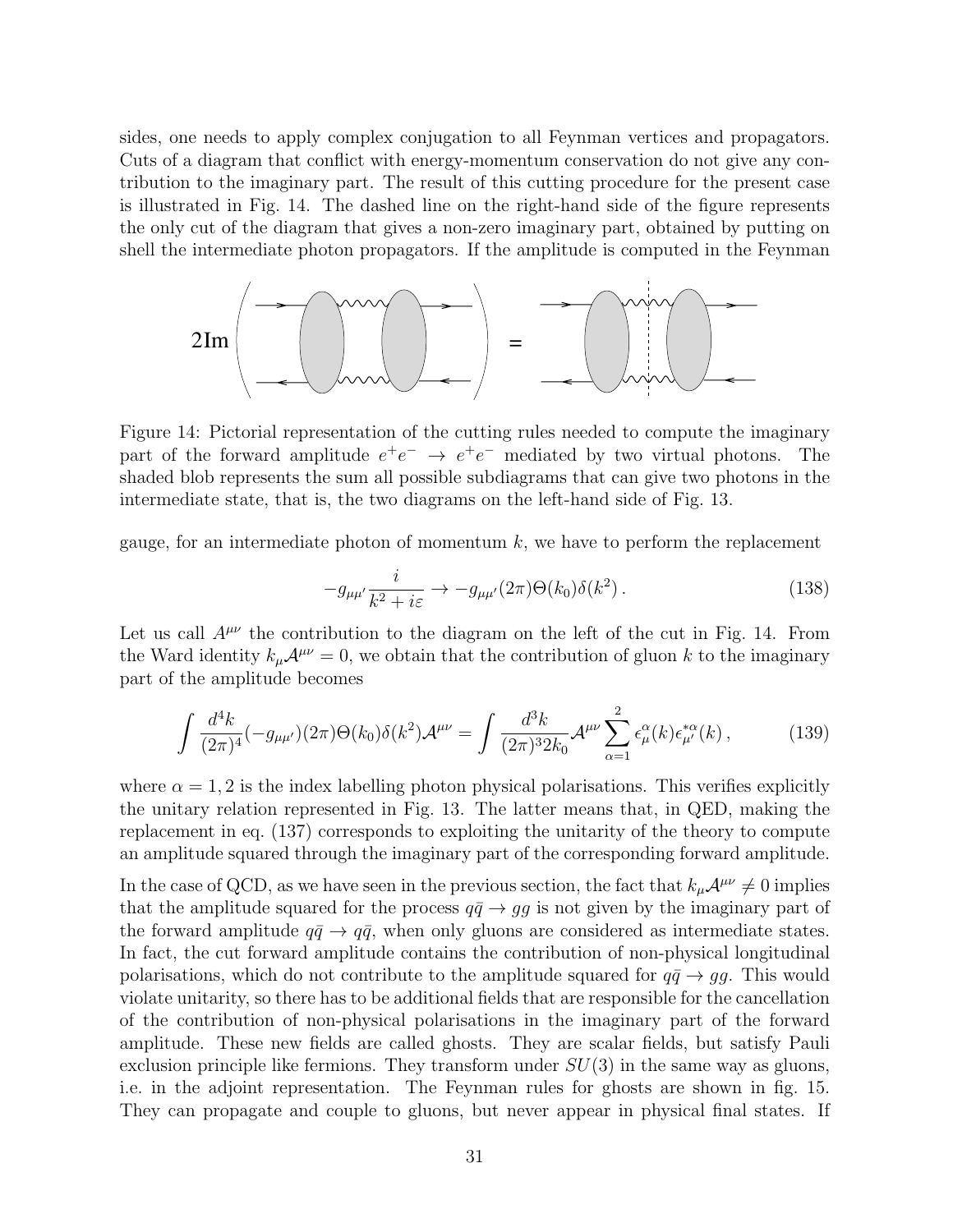sides, one needs to apply complex conjugation to all Feynman vertices and propagators. Cuts of a diagram that conflict with energy-momentum conservation do not give any contribution to the imaginary part. The result of this cutting procedure for the present case is illustrated in Fig. 14. The dashed line on the right-hand side of the figure represents the only cut of the diagram that gives a non-zero imaginary part, obtained by putting on shell the intermediate photon propagators. If the amplitude is computed in the Feynman

Figure 14: Pictorial representation of the cutting rules needed to compute the imaginary part of the forward amplitude $e^+e^- \to e^+e^-$ mediated by two virtual photons. The shaded blob represents the sum all possible subdiagrams that can give two photons in the intermediate state, that is, the two diagrams on the left-hand side of Fig. 13.

gauge, for an intermediate photon of momentum $k$, we have to perform the replacement

$$-g_{\mu\mu'}\frac{i}{k^2+i\varepsilon} \to -g_{\mu\mu'}(2\pi)\Theta(k_0)\delta(k^2)\,. \tag{138}$$

Let us call $A^{\mu\nu}$ the contribution to the diagram on the left of the cut in Fig. 14. From the Ward identity $k_\mu \mathcal{A}^{\mu\nu} = 0$, we obtain that the contribution of gluon $k$ to the imaginary part of the amplitude becomes

$$\int \frac{d^4k}{(2\pi)^4}(-g_{\mu\mu'})(2\pi)\Theta(k_0)\delta(k^2)\mathcal{A}^{\mu\nu} = \int \frac{d^3k}{(2\pi)^3 2k_0}\mathcal{A}^{\mu\nu}\sum_{\alpha=1}^{2}\epsilon_\mu^\alpha(k)\epsilon_{\mu'}^{*\alpha}(k)\,, \tag{139}$$

where $\alpha = 1, 2$ is the index labelling photon physical polarisations. This verifies explicitly the unitary relation represented in Fig. 13. The latter means that, in QED, making the replacement in eq. (137) corresponds to exploiting the unitarity of the theory to compute an amplitude squared through the imaginary part of the corresponding forward amplitude.

In the case of QCD, as we have seen in the previous section, the fact that $k_\mu \mathcal{A}^{\mu\nu} \neq 0$ implies that the amplitude squared for the process $q\bar{q} \to gg$ is not given by the imaginary part of the forward amplitude $q\bar{q} \to q\bar{q}$, when only gluons are considered as intermediate states. In fact, the cut forward amplitude contains the contribution of non-physical longitudinal polarisations, which do not contribute to the amplitude squared for $q\bar{q} \to gg$. This would violate unitarity, so there has to be additional fields that are responsible for the cancellation of the contribution of non-physical polarisations in the imaginary part of the forward amplitude. These new fields are called ghosts. They are scalar fields, but satisfy Pauli exclusion principle like fermions. They transform under $SU(3)$ in the same way as gluons, i.e. in the adjoint representation. The Feynman rules for ghosts are shown in fig. 15. They can propagate and couple to gluons, but never appear in physical final states. If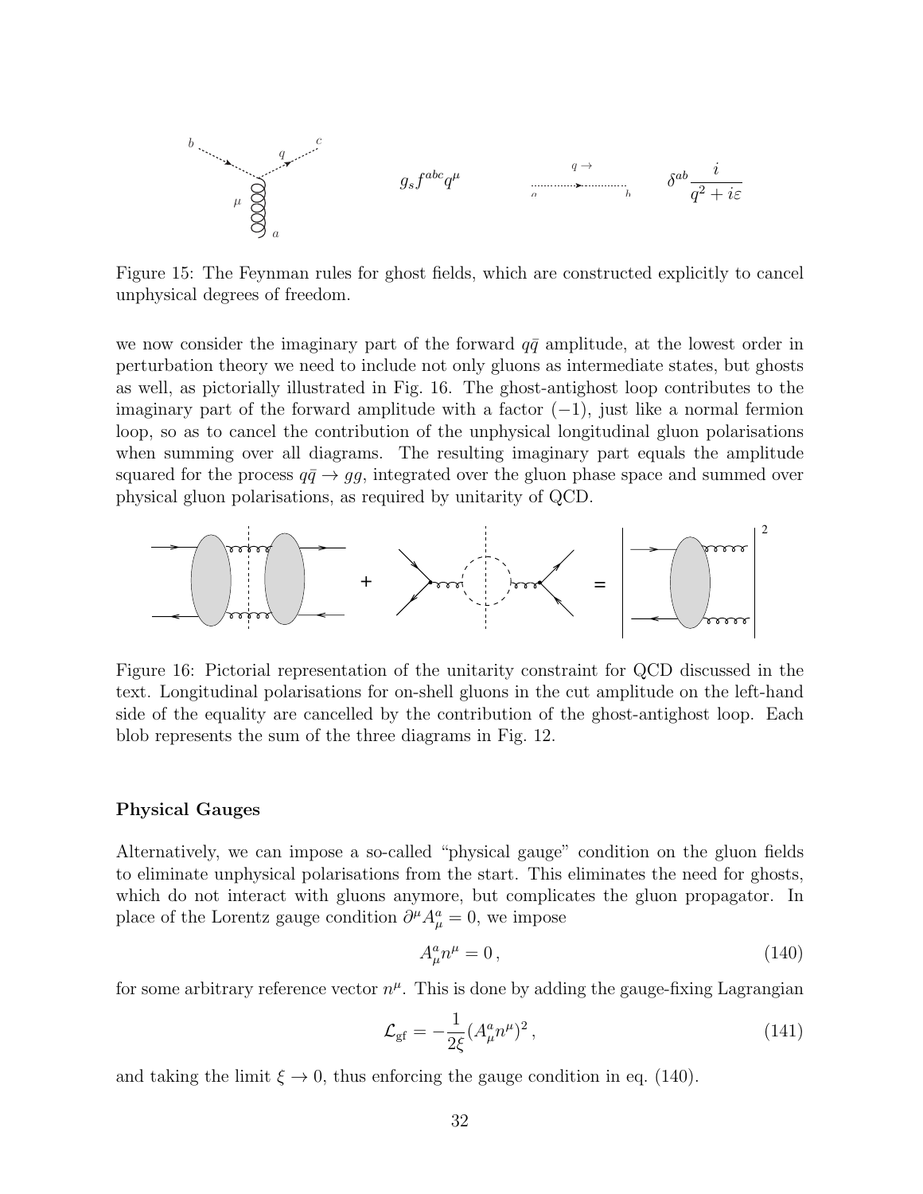$g_s f^{abc} q^\mu$ $\delta^{ab} \frac{i}{q^2 + i\varepsilon}$

Figure 15: The Feynman rules for ghost fields, which are constructed explicitly to cancel unphysical degrees of freedom.

we now consider the imaginary part of the forward $q\bar{q}$ amplitude, at the lowest order in perturbation theory we need to include not only gluons as intermediate states, but ghosts as well, as pictorially illustrated in Fig. 16. The ghost-antighost loop contributes to the imaginary part of the forward amplitude with a factor $(-1)$, just like a normal fermion loop, so as to cancel the contribution of the unphysical longitudinal gluon polarisations when summing over all diagrams. The resulting imaginary part equals the amplitude squared for the process $q\bar{q} \to gg$, integrated over the gluon phase space and summed over physical gluon polarisations, as required by unitarity of QCD.

Figure 16: Pictorial representation of the unitarity constraint for QCD discussed in the text. Longitudinal polarisations for on-shell gluons in the cut amplitude on the left-hand side of the equality are cancelled by the contribution of the ghost-antighost loop. Each blob represents the sum of the three diagrams in Fig. 12.

### Physical Gauges

Alternatively, we can impose a so-called "physical gauge" condition on the gluon fields to eliminate unphysical polarisations from the start. This eliminates the need for ghosts, which do not interact with gluons anymore, but complicates the gluon propagator. In place of the Lorentz gauge condition $\partial^\mu A^a_\mu = 0$, we impose

$$A^a_\mu n^\mu = 0\,, \tag{140}$$

for some arbitrary reference vector $n^\mu$. This is done by adding the gauge-fixing Lagrangian

$$\mathcal{L}_{\rm gf} = -\frac{1}{2\xi}(A^a_\mu n^\mu)^2\,, \tag{141}$$

and taking the limit $\xi \to 0$, thus enforcing the gauge condition in eq. (140).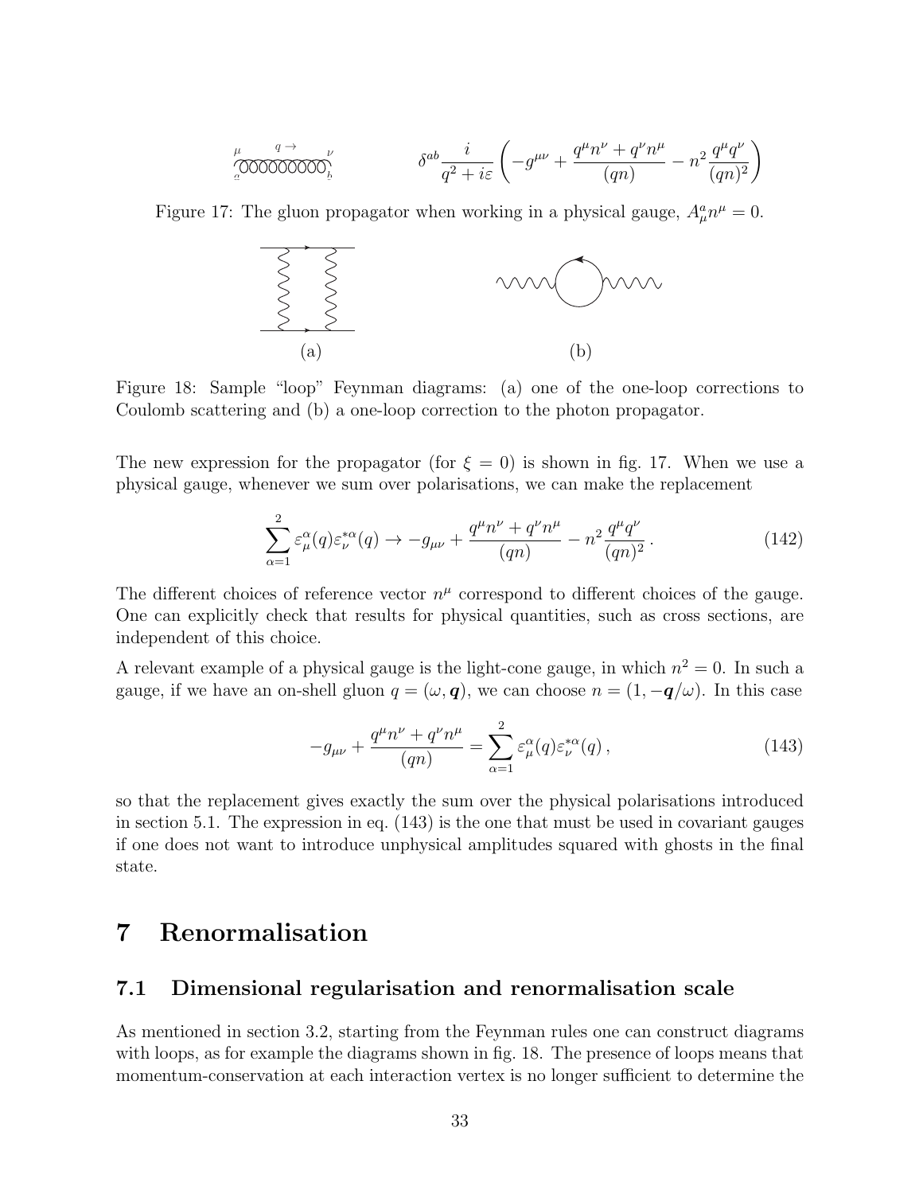$$\delta^{ab}\frac{i}{q^2+i\varepsilon}\left(-g^{\mu\nu}+\frac{q^\mu n^\nu+q^\nu n^\mu}{(qn)}-n^2\frac{q^\mu q^\nu}{(qn)^2}\right)$$

Figure 17: The gluon propagator when working in a physical gauge, $A^a_\mu n^\mu = 0$.

Figure 18: Sample "loop" Feynman diagrams: (a) one of the one-loop corrections to Coulomb scattering and (b) a one-loop correction to the photon propagator.

The new expression for the propagator (for $\xi = 0$) is shown in fig. 17. When we use a physical gauge, whenever we sum over polarisations, we can make the replacement

$$\sum_{\alpha=1}^{2}\varepsilon_\mu^\alpha(q)\varepsilon_\nu^{*\alpha}(q) \to -g_{\mu\nu}+\frac{q^\mu n^\nu+q^\nu n^\mu}{(qn)}-n^2\frac{q^\mu q^\nu}{(qn)^2}\,. \tag{142}$$

The different choices of reference vector $n^\mu$ correspond to different choices of the gauge. One can explicitly check that results for physical quantities, such as cross sections, are independent of this choice.

A relevant example of a physical gauge is the light-cone gauge, in which $n^2 = 0$. In such a gauge, if we have an on-shell gluon $q = (\omega, \boldsymbol{q})$, we can choose $n = (1, -\boldsymbol{q}/\omega)$. In this case

$$-g_{\mu\nu}+\frac{q^\mu n^\nu+q^\nu n^\mu}{(qn)} = \sum_{\alpha=1}^{2}\varepsilon_\mu^\alpha(q)\varepsilon_\nu^{*\alpha}(q)\,, \tag{143}$$

so that the replacement gives exactly the sum over the physical polarisations introduced in section 5.1. The expression in eq. (143) is the one that must be used in covariant gauges if one does not want to introduce unphysical amplitudes squared with ghosts in the final state.

# 7 Renormalisation

## 7.1 Dimensional regularisation and renormalisation scale

As mentioned in section 3.2, starting from the Feynman rules one can construct diagrams with loops, as for example the diagrams shown in fig. 18. The presence of loops means that momentum-conservation at each interaction vertex is no longer sufficient to determine the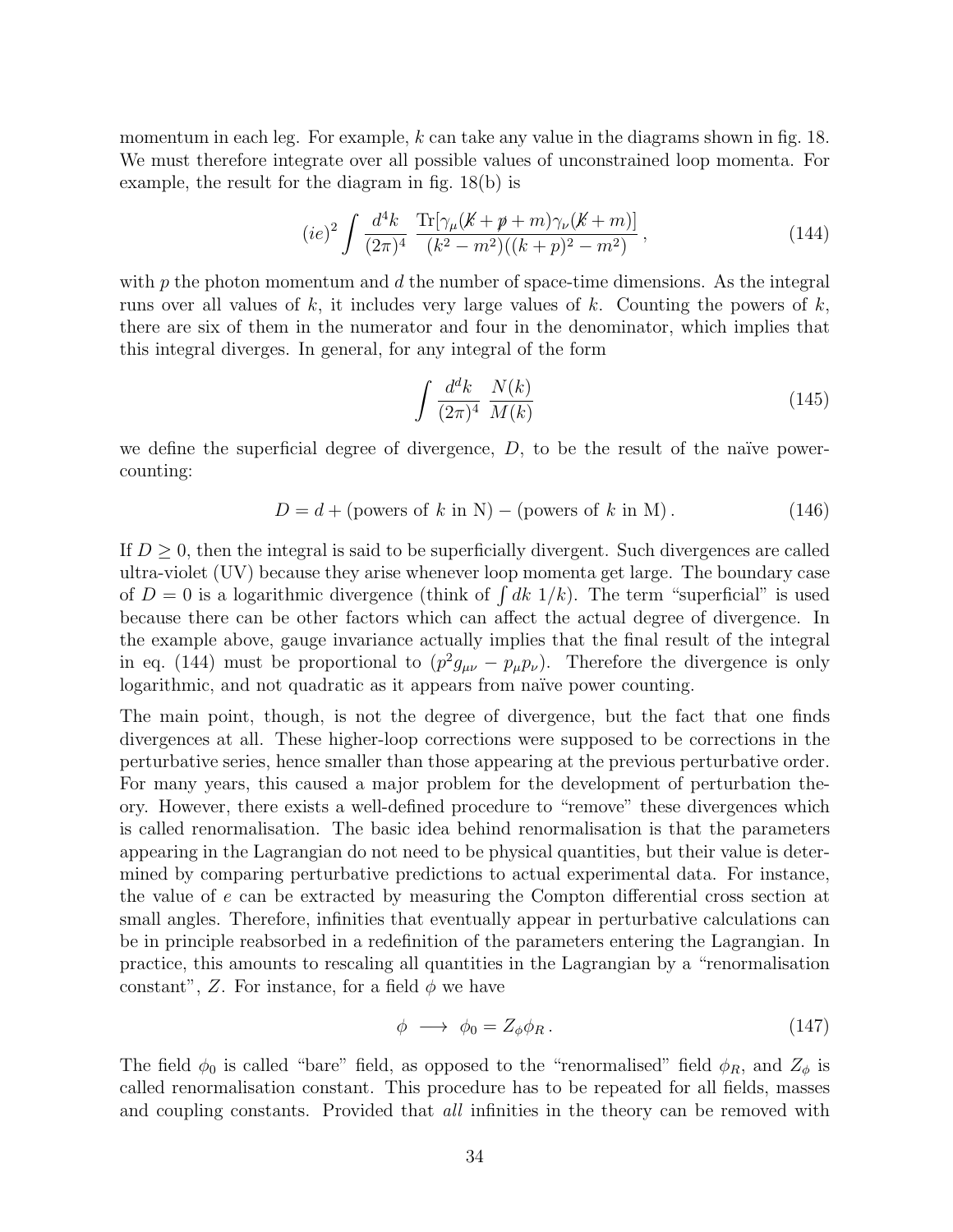momentum in each leg. For example, $k$ can take any value in the diagrams shown in fig. 18. We must therefore integrate over all possible values of unconstrained loop momenta. For example, the result for the diagram in fig. 18(b) is

$$(ie)^2 \int \frac{d^4k}{(2\pi)^4} \; \frac{\mathrm{Tr}[\gamma_\mu(\not{k}+\not{p}+m)\gamma_\nu(\not{k}+m)]}{(k^2-m^2)((k+p)^2-m^2)}\,, \tag{144}$$

with $p$ the photon momentum and $d$ the number of space-time dimensions. As the integral runs over all values of $k$, it includes very large values of $k$. Counting the powers of $k$, there are six of them in the numerator and four in the denominator, which implies that this integral diverges. In general, for any integral of the form

$$\int \frac{d^dk}{(2\pi)^4} \; \frac{N(k)}{M(k)} \tag{145}$$

we define the superficial degree of divergence, $D$, to be the result of the naïve power-counting:

$$D = d + (\text{powers of } k \text{ in N}) - (\text{powers of } k \text{ in M})\,. \tag{146}$$

If $D \geq 0$, then the integral is said to be superficially divergent. Such divergences are called ultra-violet (UV) because they arise whenever loop momenta get large. The boundary case of $D = 0$ is a logarithmic divergence (think of $\int dk\ 1/k$). The term "superficial" is used because there can be other factors which can affect the actual degree of divergence. In the example above, gauge invariance actually implies that the final result of the integral in eq. (144) must be proportional to $(p^2 g_{\mu\nu} - p_\mu p_\nu)$. Therefore the divergence is only logarithmic, and not quadratic as it appears from naïve power counting.

The main point, though, is not the degree of divergence, but the fact that one finds divergences at all. These higher-loop corrections were supposed to be corrections in the perturbative series, hence smaller than those appearing at the previous perturbative order. For many years, this caused a major problem for the development of perturbation theory. However, there exists a well-defined procedure to "remove" these divergences which is called renormalisation. The basic idea behind renormalisation is that the parameters appearing in the Lagrangian do not need to be physical quantities, but their value is determined by comparing perturbative predictions to actual experimental data. For instance, the value of $e$ can be extracted by measuring the Compton differential cross section at small angles. Therefore, infinities that eventually appear in perturbative calculations can be in principle reabsorbed in a redefinition of the parameters entering the Lagrangian. In practice, this amounts to rescaling all quantities in the Lagrangian by a "renormalisation constant", $Z$. For instance, for a field $\phi$ we have

$$\phi \;\longrightarrow\; \phi_0 = Z_\phi \phi_R\,. \tag{147}$$

The field $\phi_0$ is called "bare" field, as opposed to the "renormalised" field $\phi_R$, and $Z_\phi$ is called renormalisation constant. This procedure has to be repeated for all fields, masses and coupling constants. Provided that *all* infinities in the theory can be removed with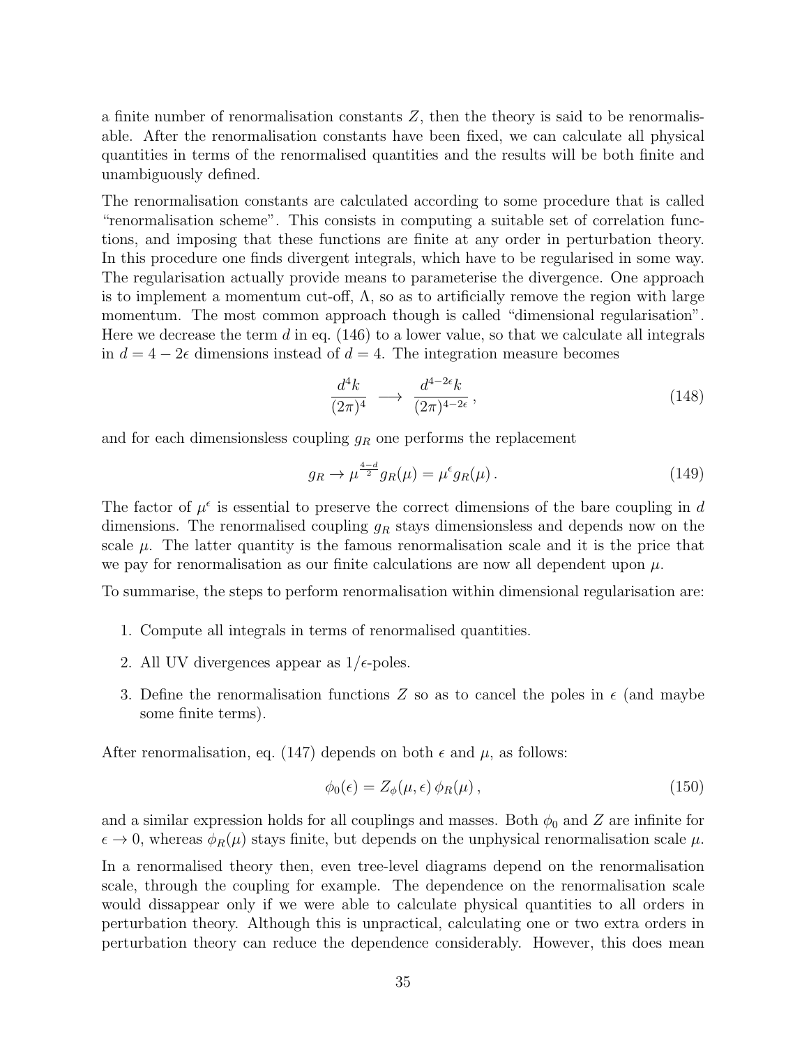a finite number of renormalisation constants $Z$, then the theory is said to be renormalisable. After the renormalisation constants have been fixed, we can calculate all physical quantities in terms of the renormalised quantities and the results will be both finite and unambiguously defined.

The renormalisation constants are calculated according to some procedure that is called "renormalisation scheme". This consists in computing a suitable set of correlation functions, and imposing that these functions are finite at any order in perturbation theory. In this procedure one finds divergent integrals, which have to be regularised in some way. The regularisation actually provide means to parameterise the divergence. One approach is to implement a momentum cut-off, $\Lambda$, so as to artificially remove the region with large momentum. The most common approach though is called "dimensional regularisation". Here we decrease the term $d$ in eq. (146) to a lower value, so that we calculate all integrals in $d = 4 - 2\epsilon$ dimensions instead of $d = 4$. The integration measure becomes

$$\frac{d^4 k}{(2\pi)^4} \longrightarrow \frac{d^{4-2\epsilon} k}{(2\pi)^{4-2\epsilon}}\,, \tag{148}$$

and for each dimensionless coupling $g_R$ one performs the replacement

$$g_R \to \mu^{\frac{4-d}{2}} g_R(\mu) = \mu^{\epsilon} g_R(\mu)\,. \tag{149}$$

The factor of $\mu^{\epsilon}$ is essential to preserve the correct dimensions of the bare coupling in $d$ dimensions. The renormalised coupling $g_R$ stays dimensionless and depends now on the scale $\mu$. The latter quantity is the famous renormalisation scale and it is the price that we pay for renormalisation as our finite calculations are now all dependent upon $\mu$.

To summarise, the steps to perform renormalisation within dimensional regularisation are:

1. Compute all integrals in terms of renormalised quantities.
2. All UV divergences appear as $1/\epsilon$-poles.
3. Define the renormalisation functions $Z$ so as to cancel the poles in $\epsilon$ (and maybe some finite terms).

After renormalisation, eq. (147) depends on both $\epsilon$ and $\mu$, as follows:

$$\phi_0(\epsilon) = Z_{\phi}(\mu, \epsilon)\, \phi_R(\mu)\,, \tag{150}$$

and a similar expression holds for all couplings and masses. Both $\phi_0$ and $Z$ are infinite for $\epsilon \to 0$, whereas $\phi_R(\mu)$ stays finite, but depends on the unphysical renormalisation scale $\mu$.

In a renormalised theory then, even tree-level diagrams depend on the renormalisation scale, through the coupling for example. The dependence on the renormalisation scale would dissappear only if we were able to calculate physical quantities to all orders in perturbation theory. Although this is unpractical, calculating one or two extra orders in perturbation theory can reduce the dependence considerably. However, this does mean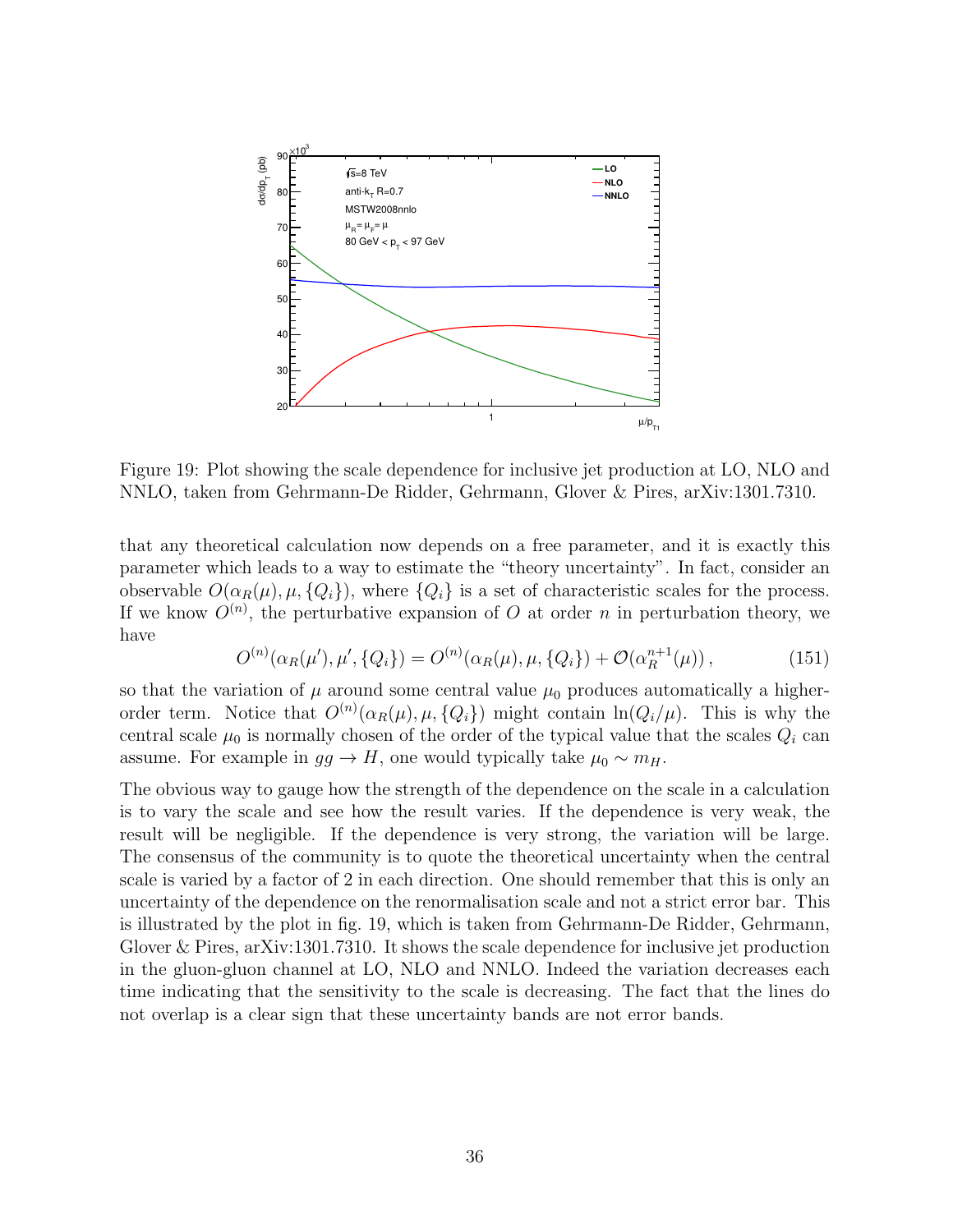Figure 19: Plot showing the scale dependence for inclusive jet production at LO, NLO and NNLO, taken from Gehrmann-De Ridder, Gehrmann, Glover & Pires, arXiv:1301.7310.

that any theoretical calculation now depends on a free parameter, and it is exactly this parameter which leads to a way to estimate the "theory uncertainty". In fact, consider an observable $O(\alpha_R(\mu), \mu, \{Q_i\})$, where $\{Q_i\}$ is a set of characteristic scales for the process. If we know $O^{(n)}$, the perturbative expansion of $O$ at order $n$ in perturbation theory, we have

$$O^{(n)}(\alpha_R(\mu'), \mu', \{Q_i\}) = O^{(n)}(\alpha_R(\mu), \mu, \{Q_i\}) + \mathcal{O}(\alpha_R^{n+1}(\mu)), \tag{151}$$

so that the variation of $\mu$ around some central value $\mu_0$ produces automatically a higher-order term. Notice that $O^{(n)}(\alpha_R(\mu), \mu, \{Q_i\})$ might contain $\ln(Q_i/\mu)$. This is why the central scale $\mu_0$ is normally chosen of the order of the typical value that the scales $Q_i$ can assume. For example in $gg \to H$, one would typically take $\mu_0 \sim m_H$.

The obvious way to gauge how the strength of the dependence on the scale in a calculation is to vary the scale and see how the result varies. If the dependence is very weak, the result will be negligible. If the dependence is very strong, the variation will be large. The consensus of the community is to quote the theoretical uncertainty when the central scale is varied by a factor of 2 in each direction. One should remember that this is only an uncertainty of the dependence on the renormalisation scale and not a strict error bar. This is illustrated by the plot in fig. 19, which is taken from Gehrmann-De Ridder, Gehrmann, Glover & Pires, arXiv:1301.7310. It shows the scale dependence for inclusive jet production in the gluon-gluon channel at LO, NLO and NNLO. Indeed the variation decreases each time indicating that the sensitivity to the scale is decreasing. The fact that the lines do not overlap is a clear sign that these uncertainty bands are not error bands.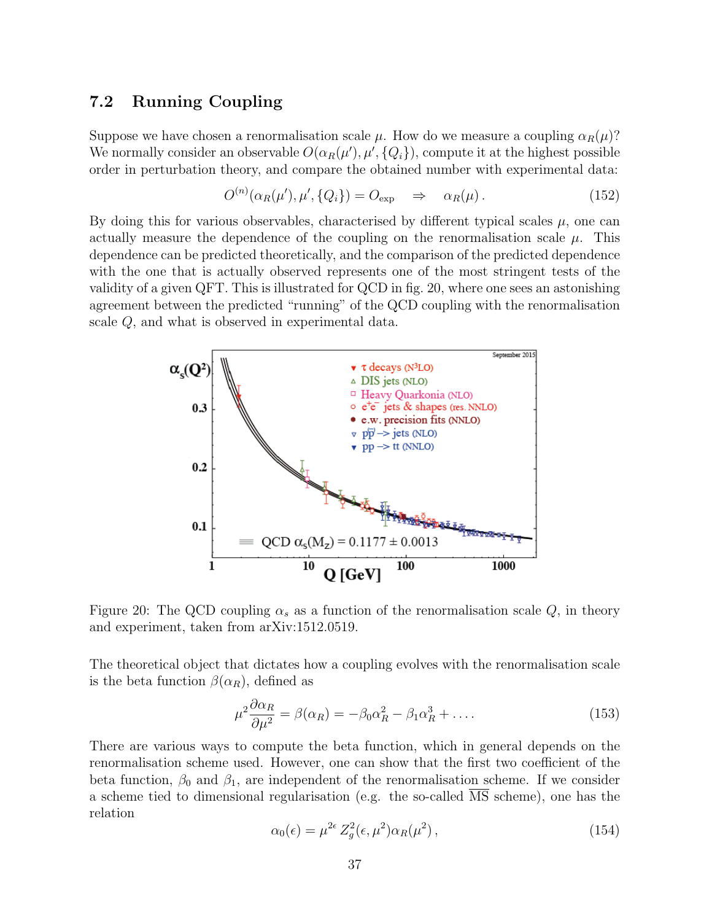## 7.2 Running Coupling

Suppose we have chosen a renormalisation scale $\mu$. How do we measure a coupling $\alpha_R(\mu)$? We normally consider an observable $O(\alpha_R(\mu'), \mu', \{Q_i\})$, compute it at the highest possible order in perturbation theory, and compare the obtained number with experimental data:

$$O^{(n)}(\alpha_R(\mu'), \mu', \{Q_i\}) = O_{\rm exp} \quad \Rightarrow \quad \alpha_R(\mu)\,. \tag{152}$$

By doing this for various observables, characterised by different typical scales $\mu$, one can actually measure the dependence of the coupling on the renormalisation scale $\mu$. This dependence can be predicted theoretically, and the comparison of the predicted dependence with the one that is actually observed represents one of the most stringent tests of the validity of a given QFT. This is illustrated for QCD in fig. 20, where one sees an astonishing agreement between the predicted "running" of the QCD coupling with the renormalisation scale $Q$, and what is observed in experimental data.

Figure 20: The QCD coupling $\alpha_s$ as a function of the renormalisation scale $Q$, in theory and experiment, taken from arXiv:1512.0519.

The theoretical object that dictates how a coupling evolves with the renormalisation scale is the beta function $\beta(\alpha_R)$, defined as

$$\mu^2 \frac{\partial \alpha_R}{\partial \mu^2} = \beta(\alpha_R) = -\beta_0 \alpha_R^2 - \beta_1 \alpha_R^3 + \ldots\,. \tag{153}$$

There are various ways to compute the beta function, which in general depends on the renormalisation scheme used. However, one can show that the first two coefficient of the beta function, $\beta_0$ and $\beta_1$, are independent of the renormalisation scheme. If we consider a scheme tied to dimensional regularisation (e.g. the so-called $\overline{\rm MS}$ scheme), one has the relation

$$\alpha_0(\epsilon) = \mu^{2\epsilon}\, Z_g^2(\epsilon, \mu^2)\alpha_R(\mu^2)\,, \tag{154}$$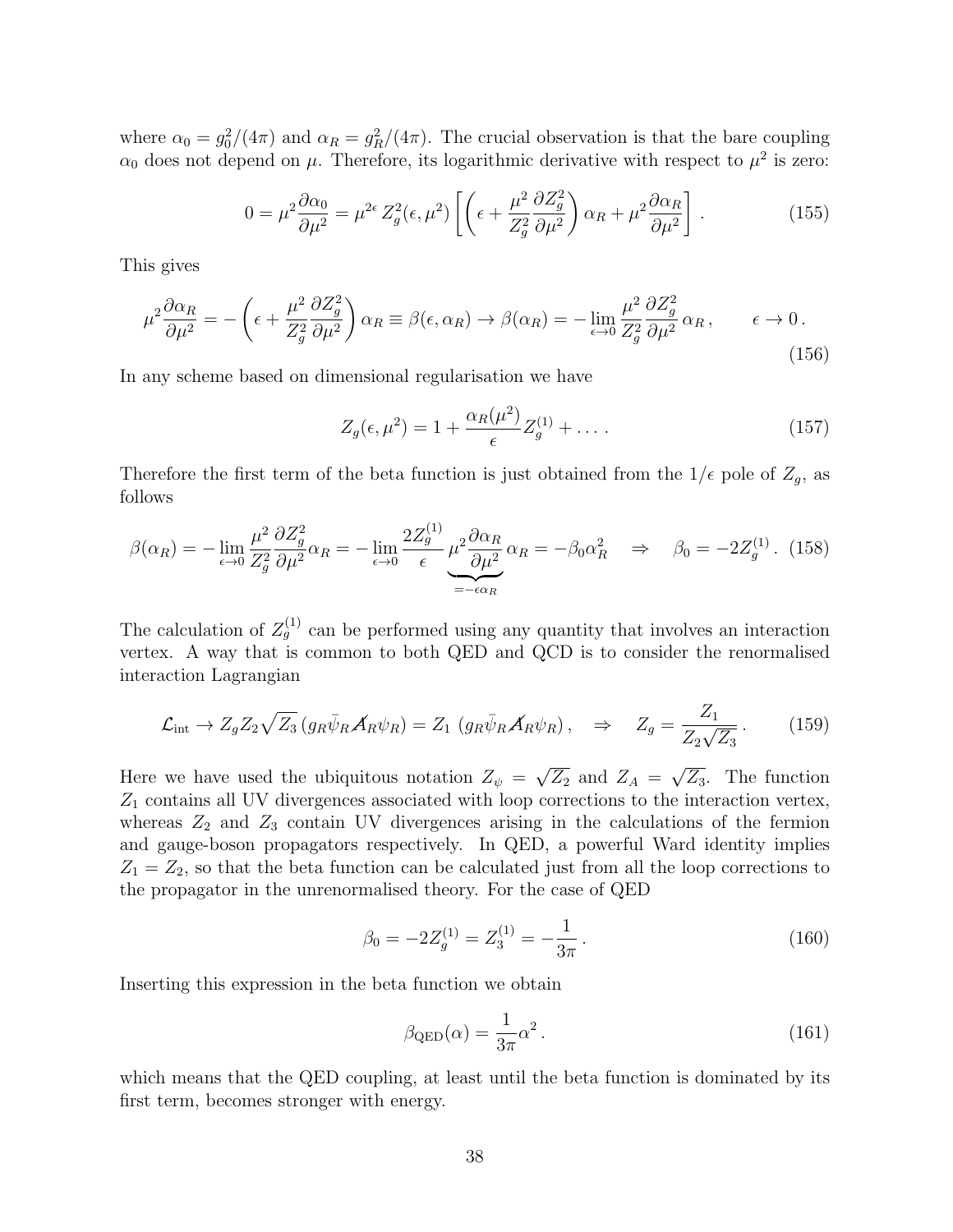where $\alpha_0 = g_0^2/(4\pi)$ and $\alpha_R = g_R^2/(4\pi)$. The crucial observation is that the bare coupling $\alpha_0$ does not depend on $\mu$. Therefore, its logarithmic derivative with respect to $\mu^2$ is zero:

$$0 = \mu^2 \frac{\partial \alpha_0}{\partial \mu^2} = \mu^{2\epsilon} Z_g^2(\epsilon, \mu^2) \left[ \left( \epsilon + \frac{\mu^2}{Z_g^2} \frac{\partial Z_g^2}{\partial \mu^2} \right) \alpha_R + \mu^2 \frac{\partial \alpha_R}{\partial \mu^2} \right] . \tag{155}$$

This gives

$$\mu^2 \frac{\partial \alpha_R}{\partial \mu^2} = - \left( \epsilon + \frac{\mu^2}{Z_g^2} \frac{\partial Z_g^2}{\partial \mu^2} \right) \alpha_R \equiv \beta(\epsilon, \alpha_R) \to \beta(\alpha_R) = - \lim_{\epsilon \to 0} \frac{\mu^2}{Z_g^2} \frac{\partial Z_g^2}{\partial \mu^2} \alpha_R , \qquad \epsilon \to 0 . \tag{156}$$

In any scheme based on dimensional regularisation we have

$$Z_g(\epsilon, \mu^2) = 1 + \frac{\alpha_R(\mu^2)}{\epsilon} Z_g^{(1)} + \dots . \tag{157}$$

Therefore the first term of the beta function is just obtained from the $1/\epsilon$ pole of $Z_g$, as follows

$$\beta(\alpha_R) = - \lim_{\epsilon \to 0} \frac{\mu^2}{Z_g^2} \frac{\partial Z_g^2}{\partial \mu^2} \alpha_R = - \lim_{\epsilon \to 0} \frac{2 Z_g^{(1)}}{\epsilon} \underbrace{\mu^2 \frac{\partial \alpha_R}{\partial \mu^2}}_{= -\epsilon \alpha_R} \alpha_R = - \beta_0 \alpha_R^2 \quad \Rightarrow \quad \beta_0 = -2 Z_g^{(1)} . \tag{158}$$

The calculation of $Z_g^{(1)}$ can be performed using any quantity that involves an interaction vertex. A way that is common to both QED and QCD is to consider the renormalised interaction Lagrangian

$$\mathcal{L}_{\text{int}} \to Z_g Z_2 \sqrt{Z_3} \left( g_R \bar{\psi}_R \not{A}_R \psi_R \right) = Z_1 \left( g_R \bar{\psi}_R \not{A}_R \psi_R \right) , \quad \Rightarrow \quad Z_g = \frac{Z_1}{Z_2 \sqrt{Z_3}} . \tag{159}$$

Here we have used the ubiquitous notation $Z_\psi = \sqrt{Z_2}$ and $Z_A = \sqrt{Z_3}$. The function $Z_1$ contains all UV divergences associated with loop corrections to the interaction vertex, whereas $Z_2$ and $Z_3$ contain UV divergences arising in the calculations of the fermion and gauge-boson propagators respectively. In QED, a powerful Ward identity implies $Z_1 = Z_2$, so that the beta function can be calculated just from all the loop corrections to the propagator in the unrenormalised theory. For the case of QED

$$\beta_0 = -2 Z_g^{(1)} = Z_3^{(1)} = -\frac{1}{3\pi} . \tag{160}$$

Inserting this expression in the beta function we obtain

$$\beta_{\text{QED}}(\alpha) = \frac{1}{3\pi} \alpha^2 . \tag{161}$$

which means that the QED coupling, at least until the beta function is dominated by its first term, becomes stronger with energy.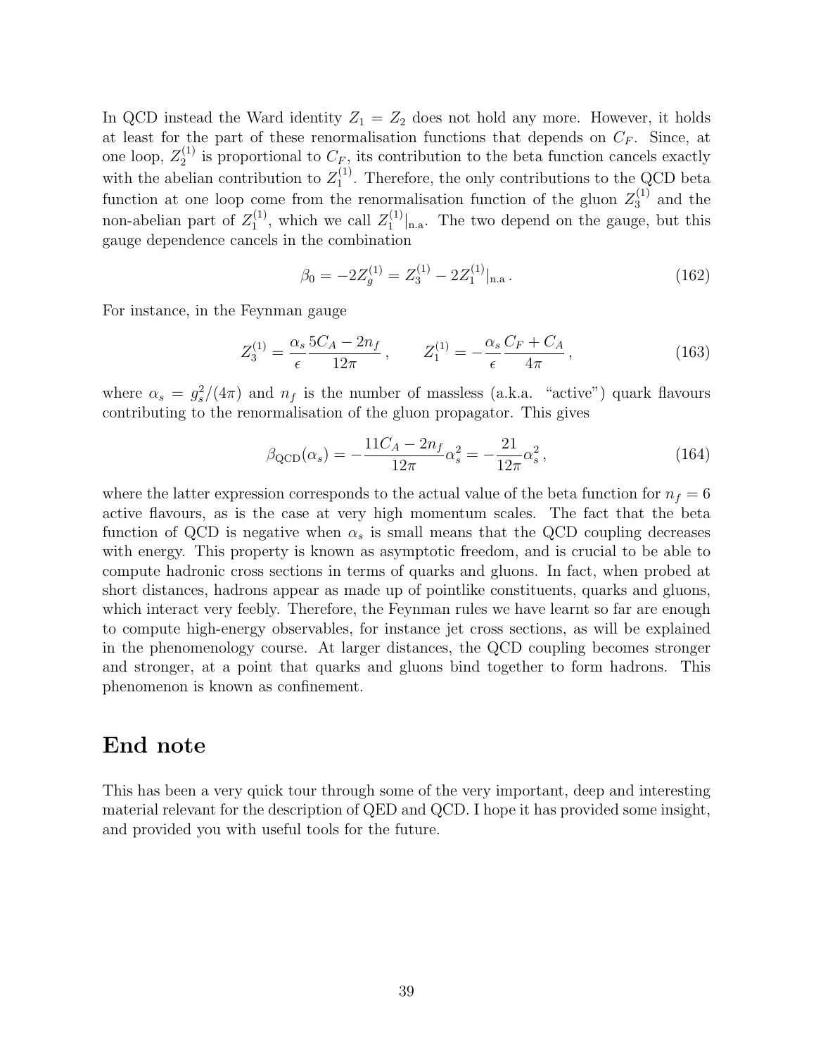In QCD instead the Ward identity $Z_1 = Z_2$ does not hold any more. However, it holds at least for the part of these renormalisation functions that depends on $C_F$. Since, at one loop, $Z_2^{(1)}$ is proportional to $C_F$, its contribution to the beta function cancels exactly with the abelian contribution to $Z_1^{(1)}$. Therefore, the only contributions to the QCD beta function at one loop come from the renormalisation function of the gluon $Z_3^{(1)}$ and the non-abelian part of $Z_1^{(1)}$, which we call $Z_1^{(1)}|_{\rm n.a}$. The two depend on the gauge, but this gauge dependence cancels in the combination

$$\beta_0 = -2Z_g^{(1)} = Z_3^{(1)} - 2Z_1^{(1)}|_{\rm n.a}\,. \tag{162}$$

For instance, in the Feynman gauge

$$Z_3^{(1)} = \frac{\alpha_s}{\epsilon}\frac{5C_A - 2n_f}{12\pi}\,, \qquad Z_1^{(1)} = -\frac{\alpha_s}{\epsilon}\frac{C_F + C_A}{4\pi}\,, \tag{163}$$

where $\alpha_s = g_s^2/(4\pi)$ and $n_f$ is the number of massless (a.k.a. "active") quark flavours contributing to the renormalisation of the gluon propagator. This gives

$$\beta_{\rm QCD}(\alpha_s) = -\frac{11C_A - 2n_f}{12\pi}\alpha_s^2 = -\frac{21}{12\pi}\alpha_s^2\,, \tag{164}$$

where the latter expression corresponds to the actual value of the beta function for $n_f = 6$ active flavours, as is the case at very high momentum scales. The fact that the beta function of QCD is negative when $\alpha_s$ is small means that the QCD coupling decreases with energy. This property is known as asymptotic freedom, and is crucial to be able to compute hadronic cross sections in terms of quarks and gluons. In fact, when probed at short distances, hadrons appear as made up of pointlike constituents, quarks and gluons, which interact very feebly. Therefore, the Feynman rules we have learnt so far are enough to compute high-energy observables, for instance jet cross sections, as will be explained in the phenomenology course. At larger distances, the QCD coupling becomes stronger and stronger, at a point that quarks and gluons bind together to form hadrons. This phenomenon is known as confinement.

# End note

This has been a very quick tour through some of the very important, deep and interesting material relevant for the description of QED and QCD. I hope it has provided some insight, and provided you with useful tools for the future.